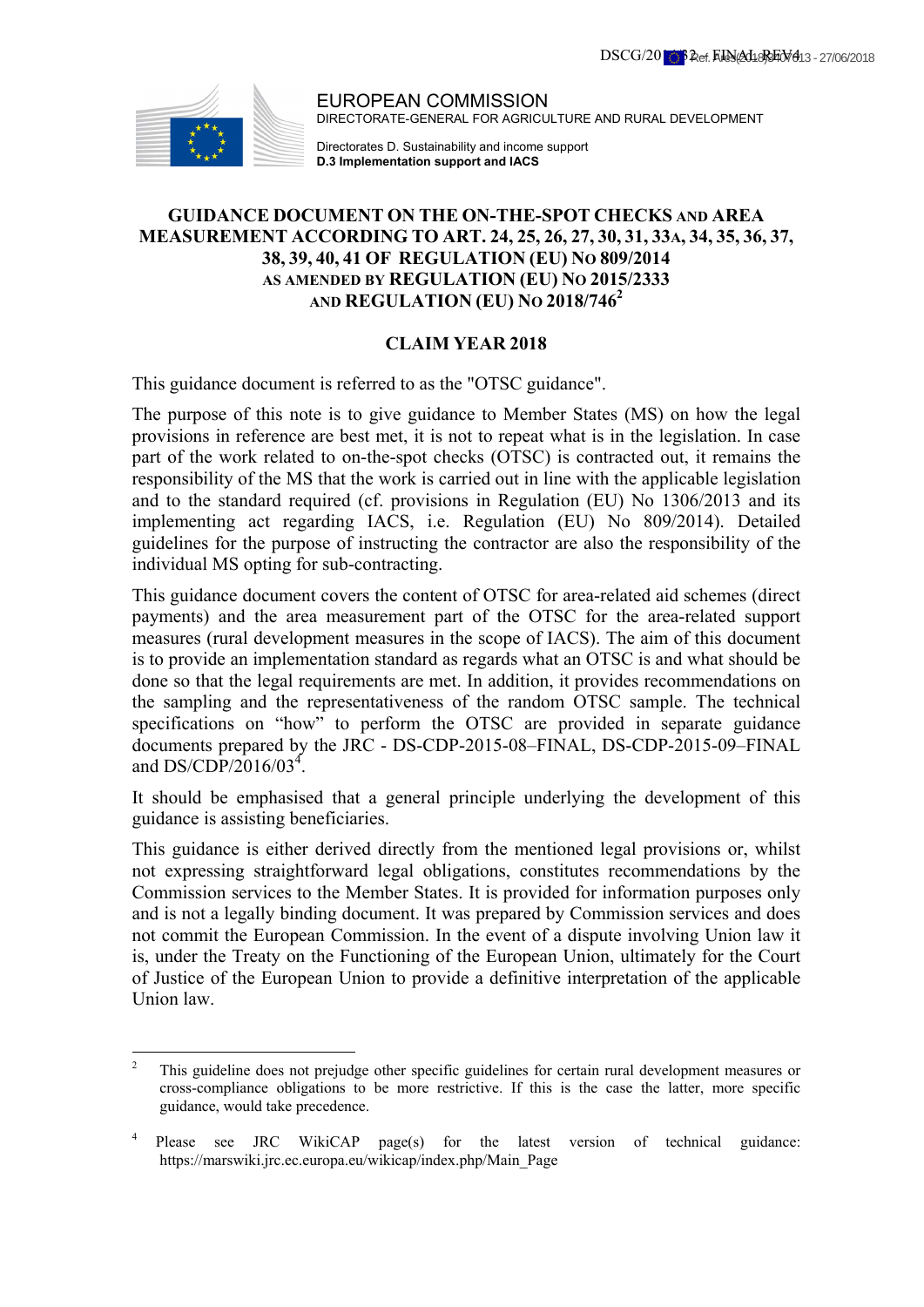EUROPEAN COMMISSION
DIRECTORATE-GENERAL FOR AGRICULTURE AND RURAL DEVELOPMENT

Directorates D. Sustainability and income support
**D.3 Implementation support and IACS**

# GUIDANCE DOCUMENT ON THE ON-THE-SPOT CHECKS AND AREA MEASUREMENT ACCORDING TO ART. 24, 25, 26, 27, 30, 31, 33A, 34, 35, 36, 37, 38, 39, 40, 41 OF REGULATION (EU) No 809/2014 AS AMENDED BY REGULATION (EU) No 2015/2333 AND REGULATION (EU) No 2018/746[2]

## CLAIM YEAR 2018

This guidance document is referred to as the "OTSC guidance".

The purpose of this note is to give guidance to Member States (MS) on how the legal provisions in reference are best met, it is not to repeat what is in the legislation. In case part of the work related to on-the-spot checks (OTSC) is contracted out, it remains the responsibility of the MS that the work is carried out in line with the applicable legislation and to the standard required (cf. provisions in Regulation (EU) No 1306/2013 and its implementing act regarding IACS, i.e. Regulation (EU) No 809/2014). Detailed guidelines for the purpose of instructing the contractor are also the responsibility of the individual MS opting for sub-contracting.

This guidance document covers the content of OTSC for area-related aid schemes (direct payments) and the area measurement part of the OTSC for the area-related support measures (rural development measures in the scope of IACS). The aim of this document is to provide an implementation standard as regards what an OTSC is and what should be done so that the legal requirements are met. In addition, it provides recommendations on the sampling and the representativeness of the random OTSC sample. The technical specifications on "how" to perform the OTSC are provided in separate guidance documents prepared by the JRC - DS-CDP-2015-08–FINAL, DS-CDP-2015-09–FINAL and DS/CDP/2016/03[4].

It should be emphasised that a general principle underlying the development of this guidance is assisting beneficiaries.

This guidance is either derived directly from the mentioned legal provisions or, whilst not expressing straightforward legal obligations, constitutes recommendations by the Commission services to the Member States. It is provided for information purposes only and is not a legally binding document. It was prepared by Commission services and does not commit the European Commission. In the event of a dispute involving Union law it is, under the Treaty on the Functioning of the European Union, ultimately for the Court of Justice of the European Union to provide a definitive interpretation of the applicable Union law.

---

[2] This guideline does not prejudge other specific guidelines for certain rural development measures or cross-compliance obligations to be more restrictive. If this is the case the latter, more specific guidance, would take precedence.

[4] Please see JRC WikiCAP page(s) for the latest version of technical guidance: https://marswiki.jrc.ec.europa.eu/wikicap/index.php/Main_Page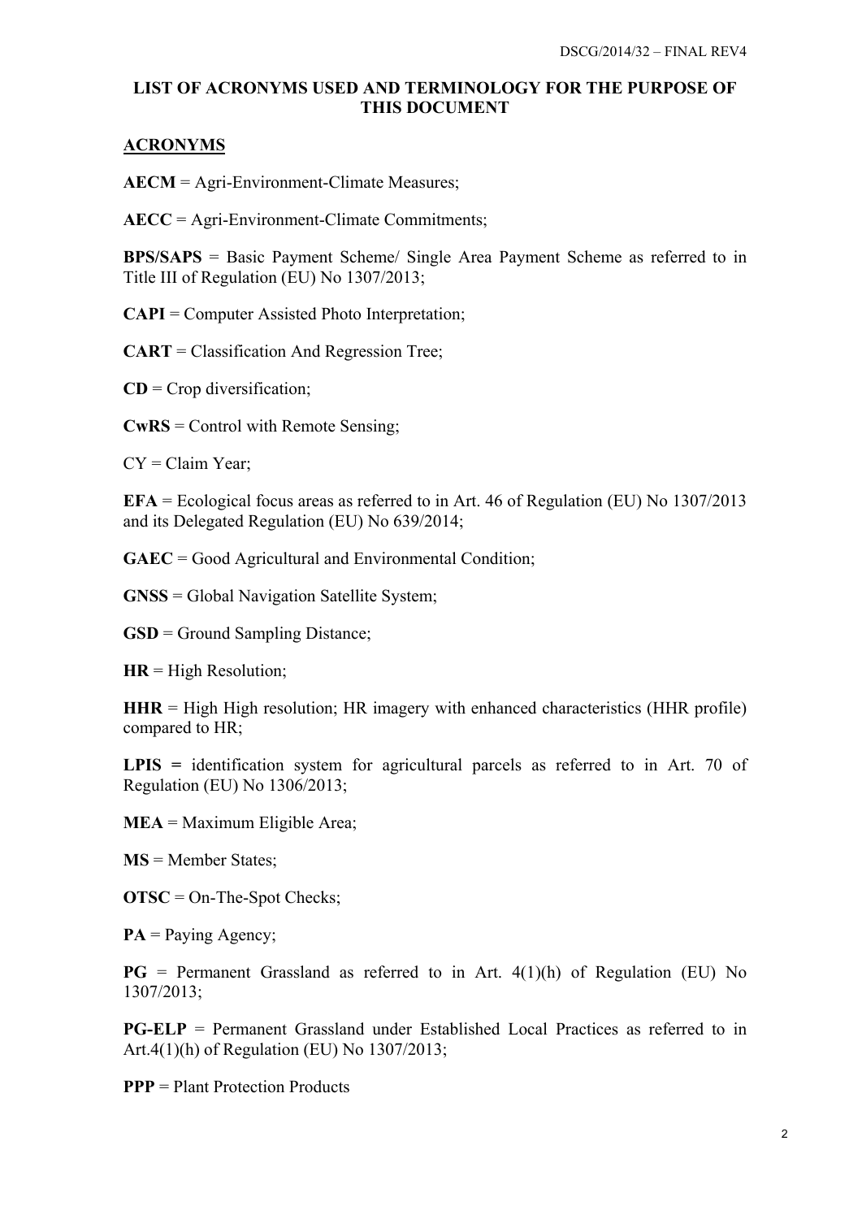# LIST OF ACRONYMS USED AND TERMINOLOGY FOR THE PURPOSE OF THIS DOCUMENT

## ACRONYMS

**AECM** = Agri-Environment-Climate Measures;

**AECC** = Agri-Environment-Climate Commitments;

**BPS/SAPS** = Basic Payment Scheme/ Single Area Payment Scheme as referred to in Title III of Regulation (EU) No 1307/2013;

**CAPI** = Computer Assisted Photo Interpretation;

**CART** = Classification And Regression Tree;

**CD** = Crop diversification;

**CwRS** = Control with Remote Sensing;

CY = Claim Year;

**EFA** = Ecological focus areas as referred to in Art. 46 of Regulation (EU) No 1307/2013 and its Delegated Regulation (EU) No 639/2014;

**GAEC** = Good Agricultural and Environmental Condition;

**GNSS** = Global Navigation Satellite System;

**GSD** = Ground Sampling Distance;

**HR** = High Resolution;

**HHR** = High High resolution; HR imagery with enhanced characteristics (HHR profile) compared to HR;

**LPIS =** identification system for agricultural parcels as referred to in Art. 70 of Regulation (EU) No 1306/2013;

**MEA** = Maximum Eligible Area;

**MS** = Member States;

**OTSC** = On-The-Spot Checks;

**PA** = Paying Agency;

**PG** = Permanent Grassland as referred to in Art. 4(1)(h) of Regulation (EU) No 1307/2013;

**PG-ELP** = Permanent Grassland under Established Local Practices as referred to in Art.4(1)(h) of Regulation (EU) No 1307/2013;

**PPP** = Plant Protection Products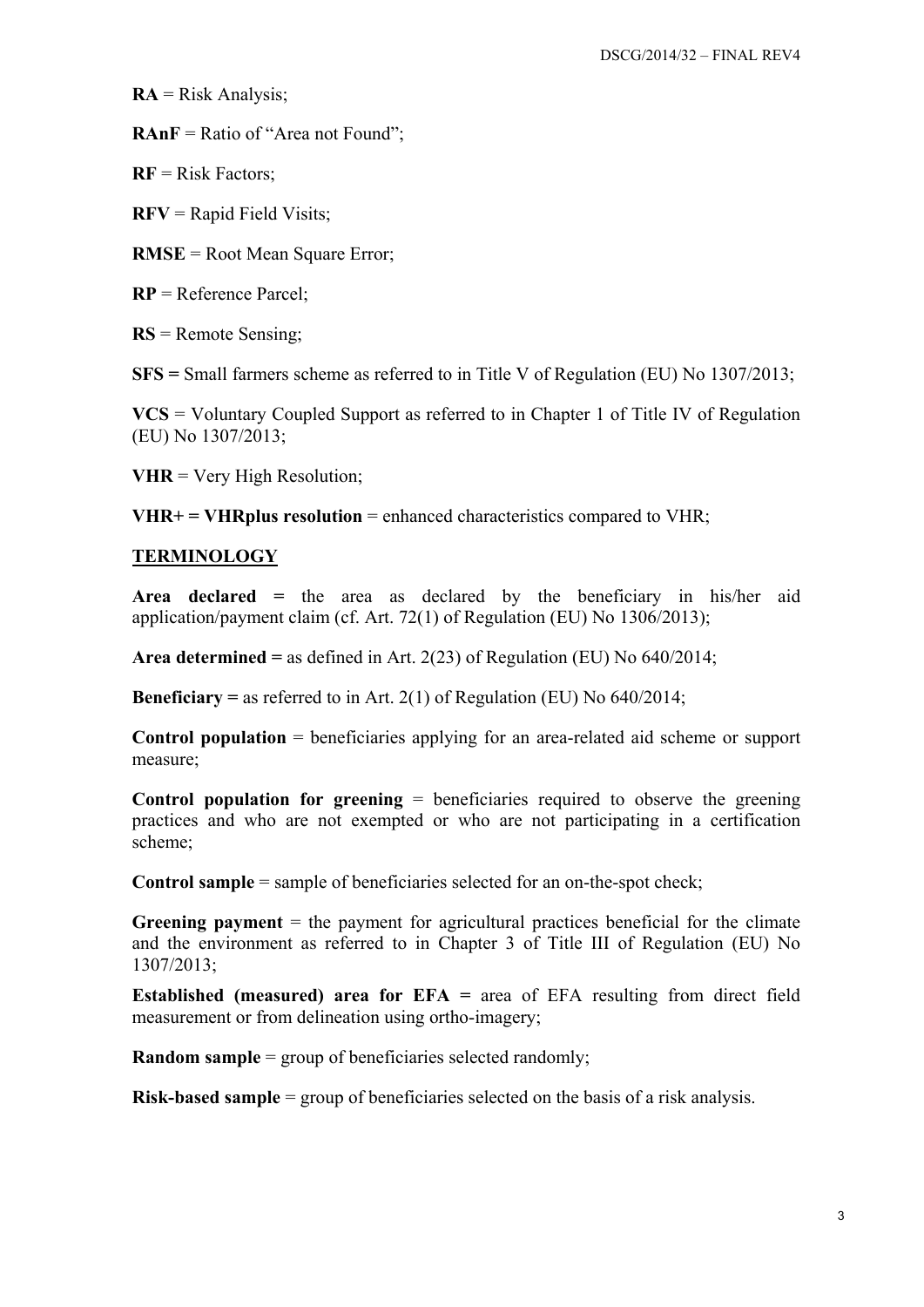**RA** = Risk Analysis;

**RAnF** = Ratio of "Area not Found";

**RF** = Risk Factors;

**RFV** = Rapid Field Visits;

**RMSE** = Root Mean Square Error;

**RP** = Reference Parcel;

**RS** = Remote Sensing;

**SFS =** Small farmers scheme as referred to in Title V of Regulation (EU) No 1307/2013;

**VCS** = Voluntary Coupled Support as referred to in Chapter 1 of Title IV of Regulation (EU) No 1307/2013;

**VHR** = Very High Resolution;

**VHR+ = VHRplus resolution** = enhanced characteristics compared to VHR;

## TERMINOLOGY

**Area declared =** the area as declared by the beneficiary in his/her aid application/payment claim (cf. Art. 72(1) of Regulation (EU) No 1306/2013);

**Area determined =** as defined in Art. 2(23) of Regulation (EU) No 640/2014;

**Beneficiary =** as referred to in Art. 2(1) of Regulation (EU) No 640/2014;

**Control population** = beneficiaries applying for an area-related aid scheme or support measure;

**Control population for greening** = beneficiaries required to observe the greening practices and who are not exempted or who are not participating in a certification scheme;

**Control sample** = sample of beneficiaries selected for an on-the-spot check;

**Greening payment** = the payment for agricultural practices beneficial for the climate and the environment as referred to in Chapter 3 of Title III of Regulation (EU) No 1307/2013;

**Established (measured) area for EFA =** area of EFA resulting from direct field measurement or from delineation using ortho-imagery;

**Random sample** = group of beneficiaries selected randomly;

**Risk-based sample** = group of beneficiaries selected on the basis of a risk analysis.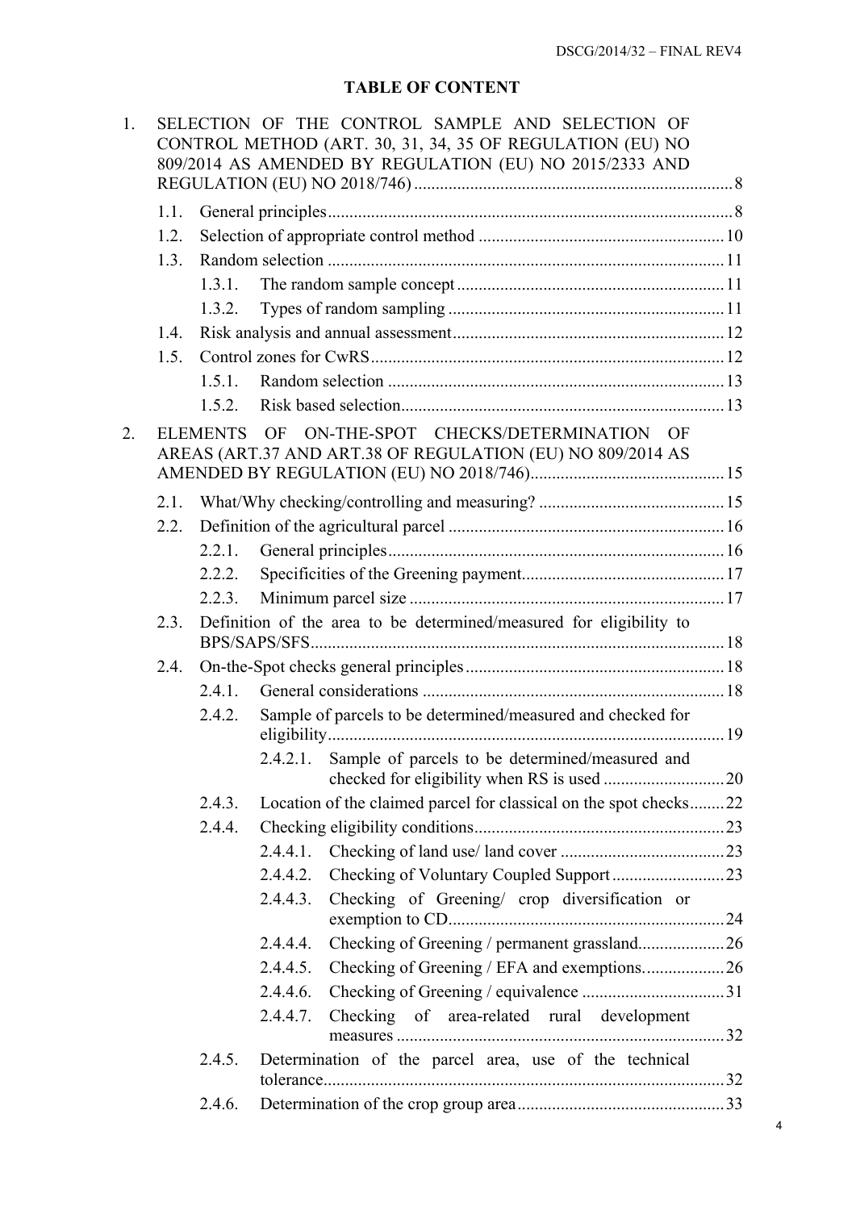**TABLE OF CONTENT**

1. SELECTION OF THE CONTROL SAMPLE AND SELECTION OF CONTROL METHOD (ART. 30, 31, 34, 35 OF REGULATION (EU) NO 809/2014 AS AMENDED BY REGULATION (EU) NO 2015/2333 AND REGULATION (EU) NO 2018/746) ........ 8
   - 1.1. General principles ........ 8
   - 1.2. Selection of appropriate control method ........ 10
   - 1.3. Random selection ........ 11
     - 1.3.1. The random sample concept ........ 11
     - 1.3.2. Types of random sampling ........ 11
   - 1.4. Risk analysis and annual assessment ........ 12
   - 1.5. Control zones for CwRS ........ 12
     - 1.5.1. Random selection ........ 13
     - 1.5.2. Risk based selection ........ 13
2. ELEMENTS OF ON-THE-SPOT CHECKS/DETERMINATION OF AREAS (ART.37 AND ART.38 OF REGULATION (EU) NO 809/2014 AS AMENDED BY REGULATION (EU) NO 2018/746) ........ 15
   - 2.1. What/Why checking/controlling and measuring? ........ 15
   - 2.2. Definition of the agricultural parcel ........ 16
     - 2.2.1. General principles ........ 16
     - 2.2.2. Specificities of the Greening payment ........ 17
     - 2.2.3. Minimum parcel size ........ 17
   - 2.3. Definition of the area to be determined/measured for eligibility to BPS/SAPS/SFS ........ 18
   - 2.4. On-the-Spot checks general principles ........ 18
     - 2.4.1. General considerations ........ 18
     - 2.4.2. Sample of parcels to be determined/measured and checked for eligibility ........ 19
       - 2.4.2.1. Sample of parcels to be determined/measured and checked for eligibility when RS is used ........ 20
     - 2.4.3. Location of the claimed parcel for classical on the spot checks ........ 22
     - 2.4.4. Checking eligibility conditions ........ 23
       - 2.4.4.1. Checking of land use/ land cover ........ 23
       - 2.4.4.2. Checking of Voluntary Coupled Support ........ 23
       - 2.4.4.3. Checking of Greening/ crop diversification or exemption to CD ........ 24
       - 2.4.4.4. Checking of Greening / permanent grassland ........ 26
       - 2.4.4.5. Checking of Greening / EFA and exemptions. ........ 26
       - 2.4.4.6. Checking of Greening / equivalence ........ 31
       - 2.4.4.7. Checking of area-related rural development measures ........ 32
     - 2.4.5. Determination of the parcel area, use of the technical tolerance ........ 32
     - 2.4.6. Determination of the crop group area ........ 33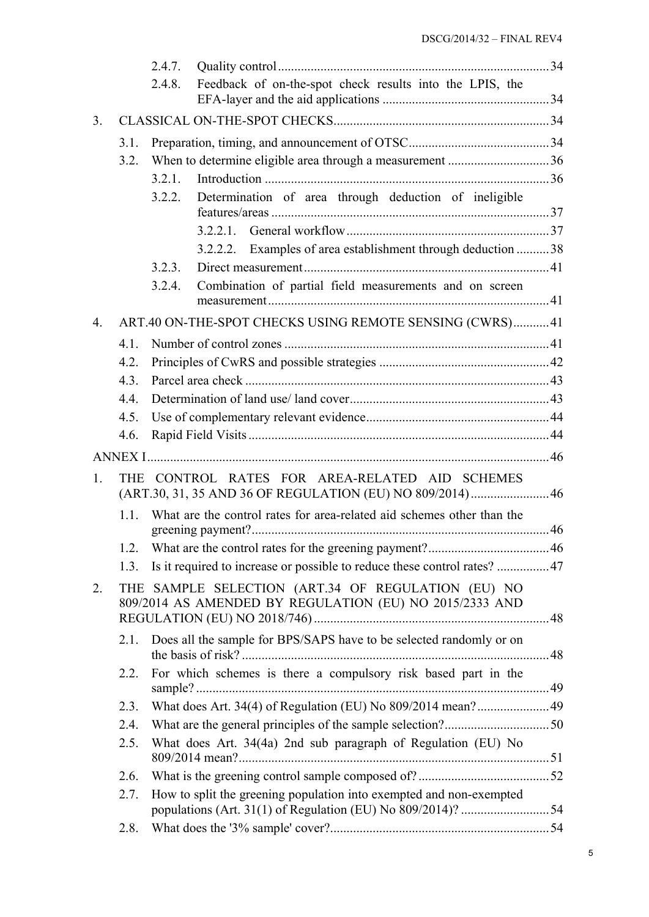2.4.7. Quality control .... 34

2.4.8. Feedback of on-the-spot check results into the LPIS, the EFA-layer and the aid applications .... 34

3. CLASSICAL ON-THE-SPOT CHECKS .... 34

3.1. Preparation, timing, and announcement of OTSC .... 34

3.2. When to determine eligible area through a measurement .... 36

3.2.1. Introduction .... 36

3.2.2. Determination of area through deduction of ineligible features/areas .... 37

3.2.2.1. General workflow .... 37

3.2.2.2. Examples of area establishment through deduction .... 38

3.2.3. Direct measurement .... 41

3.2.4. Combination of partial field measurements and on screen measurement .... 41

4. ART.40 ON-THE-SPOT CHECKS USING REMOTE SENSING (CWRS) .... 41

4.1. Number of control zones .... 41

4.2. Principles of CwRS and possible strategies .... 42

4.3. Parcel area check .... 43

4.4. Determination of land use/ land cover .... 43

4.5. Use of complementary relevant evidence .... 44

4.6. Rapid Field Visits .... 44

ANNEX I .... 46

1. THE CONTROL RATES FOR AREA-RELATED AID SCHEMES (ART.30, 31, 35 AND 36 OF REGULATION (EU) NO 809/2014) .... 46

1.1. What are the control rates for area-related aid schemes other than the greening payment? .... 46

1.2. What are the control rates for the greening payment? .... 46

1.3. Is it required to increase or possible to reduce these control rates? .... 47

2. THE SAMPLE SELECTION (ART.34 OF REGULATION (EU) NO 809/2014 AS AMENDED BY REGULATION (EU) NO 2015/2333 AND REGULATION (EU) NO 2018/746) .... 48

2.1. Does all the sample for BPS/SAPS have to be selected randomly or on the basis of risk? .... 48

2.2. For which schemes is there a compulsory risk based part in the sample? .... 49

2.3. What does Art. 34(4) of Regulation (EU) No 809/2014 mean? .... 49

2.4. What are the general principles of the sample selection? .... 50

2.5. What does Art. 34(4a) 2nd sub paragraph of Regulation (EU) No 809/2014 mean? .... 51

2.6. What is the greening control sample composed of? .... 52

2.7. How to split the greening population into exempted and non-exempted populations (Art. 31(1) of Regulation (EU) No 809/2014)? .... 54

2.8. What does the '3% sample' cover? .... 54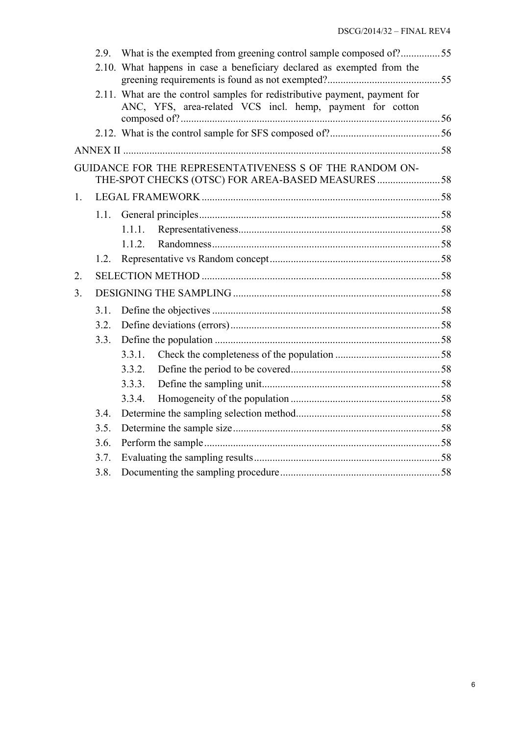2.9. What is the exempted from greening control sample composed of? ............... 55

2.10. What happens in case a beneficiary declared as exempted from the greening requirements is found as not exempted? ........................................... 55

2.11. What are the control samples for redistributive payment, payment for ANC, YFS, area-related VCS incl. hemp, payment for cotton composed of? ................................................................................................ 56

2.12. What is the control sample for SFS composed of? .......................................... 56

ANNEX II ........................................................................................................................ 58

GUIDANCE FOR THE REPRESENTATIVENESS S OF THE RANDOM ON-THE-SPOT CHECKS (OTSC) FOR AREA-BASED MEASURES ........................ 58

1. LEGAL FRAMEWORK ........................................................................................... 58

 1.1. General principles ............................................................................................ 58

  1.1.1. Representativeness ............................................................................. 58

  1.1.2. Randomness ....................................................................................... 58

 1.2. Representative vs Random concept ................................................................. 58

2. SELECTION METHOD ........................................................................................... 58

3. DESIGNING THE SAMPLING ............................................................................... 58

 3.1. Define the objectives ....................................................................................... 58

 3.2. Define deviations (errors) ................................................................................ 58

 3.3. Define the population ...................................................................................... 58

  3.3.1. Check the completeness of the population ........................................ 58

  3.3.2. Define the period to be covered ......................................................... 58

  3.3.3. Define the sampling unit .................................................................... 58

  3.3.4. Homogeneity of the population ......................................................... 58

 3.4. Determine the sampling selection method ....................................................... 58

 3.5. Determine the sample size ............................................................................... 58

 3.6. Perform the sample .......................................................................................... 58

 3.7. Evaluating the sampling results ....................................................................... 58

 3.8. Documenting the sampling procedure ............................................................. 58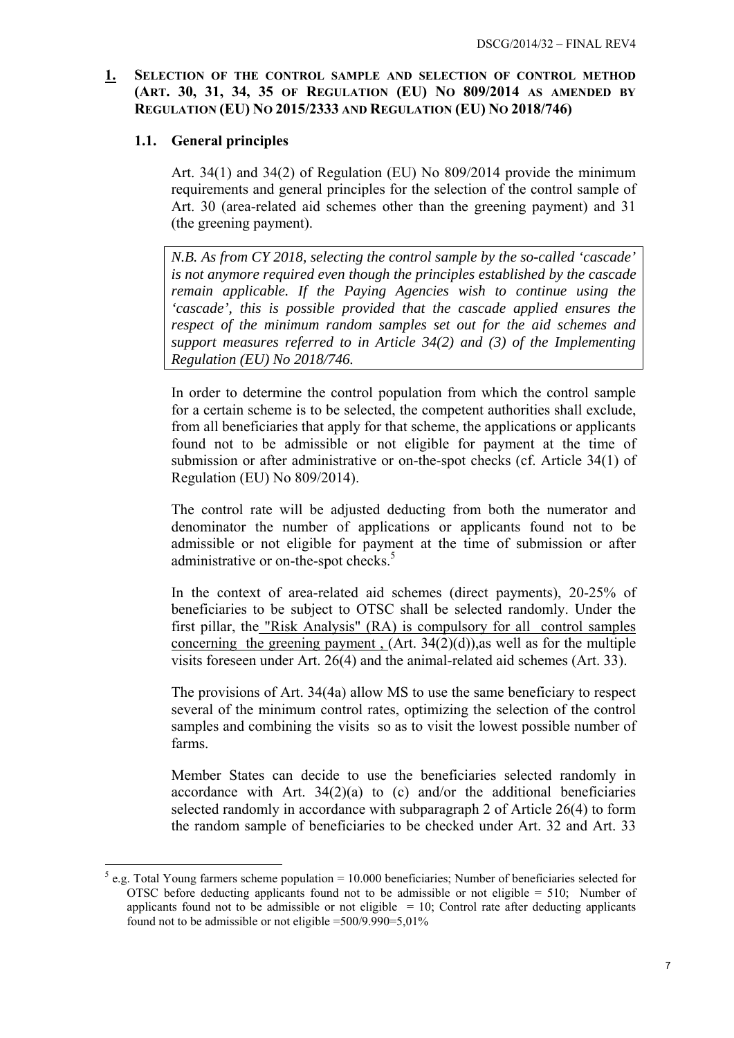# 1. SELECTION OF THE CONTROL SAMPLE AND SELECTION OF CONTROL METHOD (ART. 30, 31, 34, 35 OF REGULATION (EU) NO 809/2014 AS AMENDED BY REGULATION (EU) NO 2015/2333 AND REGULATION (EU) NO 2018/746)

## 1.1. General principles

Art. 34(1) and 34(2) of Regulation (EU) No 809/2014 provide the minimum requirements and general principles for the selection of the control sample of Art. 30 (area-related aid schemes other than the greening payment) and 31 (the greening payment).

> *N.B. As from CY 2018, selecting the control sample by the so-called 'cascade' is not anymore required even though the principles established by the cascade remain applicable. If the Paying Agencies wish to continue using the 'cascade', this is possible provided that the cascade applied ensures the respect of the minimum random samples set out for the aid schemes and support measures referred to in Article 34(2) and (3) of the Implementing Regulation (EU) No 2018/746.*

In order to determine the control population from which the control sample for a certain scheme is to be selected, the competent authorities shall exclude, from all beneficiaries that apply for that scheme, the applications or applicants found not to be admissible or not eligible for payment at the time of submission or after administrative or on-the-spot checks (cf. Article 34(1) of Regulation (EU) No 809/2014).

The control rate will be adjusted deducting from both the numerator and denominator the number of applications or applicants found not to be admissible or not eligible for payment at the time of submission or after administrative or on-the-spot checks.[5]

In the context of area-related aid schemes (direct payments), 20-25% of beneficiaries to be subject to OTSC shall be selected randomly. Under the first pillar, the "Risk Analysis" (RA) is compulsory for all control samples concerning the greening payment , (Art. 34(2)(d)),as well as for the multiple visits foreseen under Art. 26(4) and the animal-related aid schemes (Art. 33).

The provisions of Art. 34(4a) allow MS to use the same beneficiary to respect several of the minimum control rates, optimizing the selection of the control samples and combining the visits so as to visit the lowest possible number of farms.

Member States can decide to use the beneficiaries selected randomly in accordance with Art. 34(2)(a) to (c) and/or the additional beneficiaries selected randomly in accordance with subparagraph 2 of Article 26(4) to form the random sample of beneficiaries to be checked under Art. 32 and Art. 33

---

[5] e.g. Total Young farmers scheme population = 10.000 beneficiaries; Number of beneficiaries selected for OTSC before deducting applicants found not to be admissible or not eligible = 510; Number of applicants found not to be admissible or not eligible = 10; Control rate after deducting applicants found not to be admissible or not eligible =500/9.990=5,01%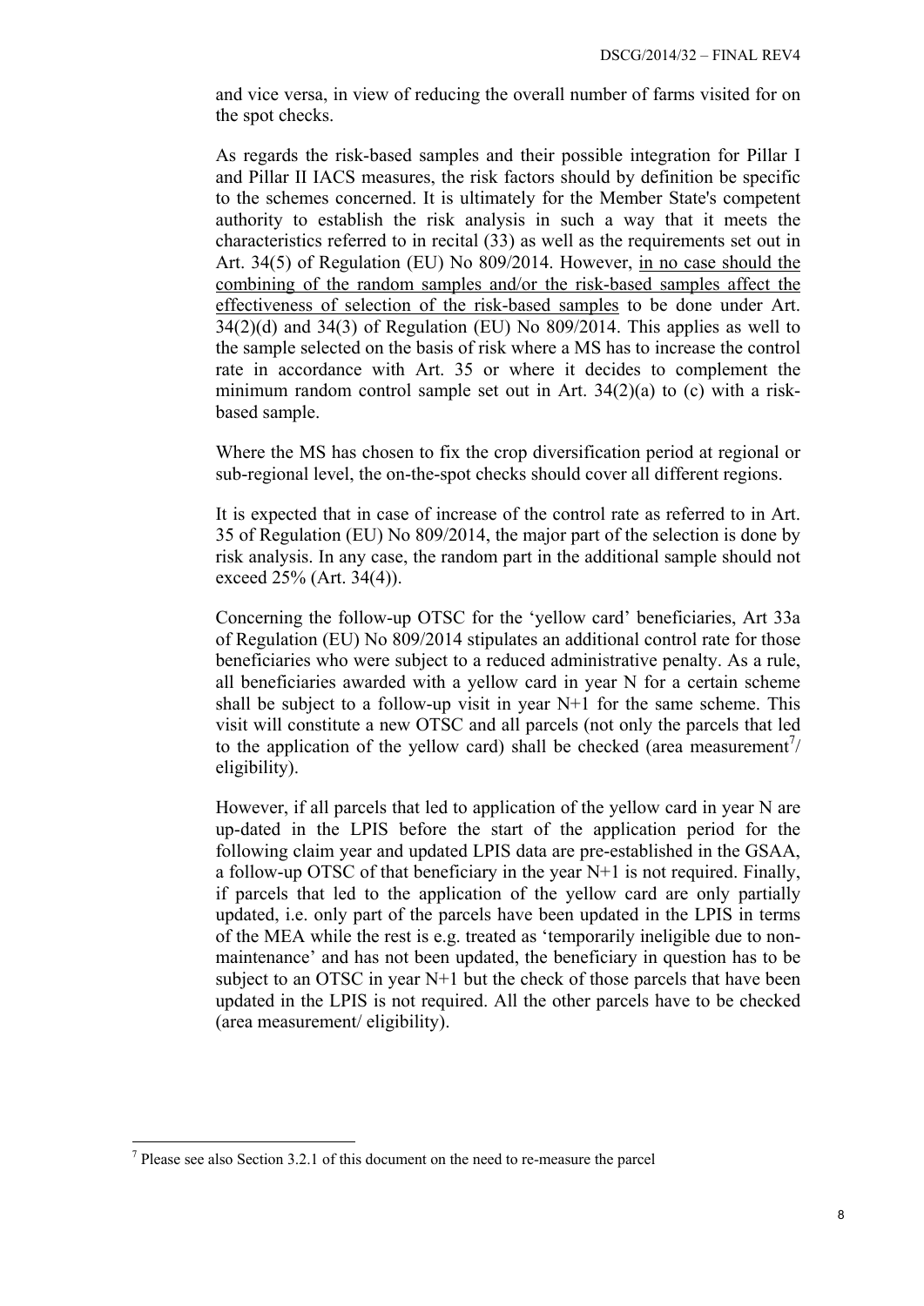and vice versa, in view of reducing the overall number of farms visited for on the spot checks.

As regards the risk-based samples and their possible integration for Pillar I and Pillar II IACS measures, the risk factors should by definition be specific to the schemes concerned. It is ultimately for the Member State's competent authority to establish the risk analysis in such a way that it meets the characteristics referred to in recital (33) as well as the requirements set out in Art. 34(5) of Regulation (EU) No 809/2014. However, <u>in no case should the combining of the random samples and/or the risk-based samples affect the effectiveness of selection of the risk-based samples</u> to be done under Art. 34(2)(d) and 34(3) of Regulation (EU) No 809/2014. This applies as well to the sample selected on the basis of risk where a MS has to increase the control rate in accordance with Art. 35 or where it decides to complement the minimum random control sample set out in Art. 34(2)(a) to (c) with a risk-based sample.

Where the MS has chosen to fix the crop diversification period at regional or sub-regional level, the on-the-spot checks should cover all different regions.

It is expected that in case of increase of the control rate as referred to in Art. 35 of Regulation (EU) No 809/2014, the major part of the selection is done by risk analysis. In any case, the random part in the additional sample should not exceed 25% (Art. 34(4)).

Concerning the follow-up OTSC for the 'yellow card' beneficiaries, Art 33a of Regulation (EU) No 809/2014 stipulates an additional control rate for those beneficiaries who were subject to a reduced administrative penalty. As a rule, all beneficiaries awarded with a yellow card in year N for a certain scheme shall be subject to a follow-up visit in year N+1 for the same scheme. This visit will constitute a new OTSC and all parcels (not only the parcels that led to the application of the yellow card) shall be checked (area measurement[7]/ eligibility).

However, if all parcels that led to application of the yellow card in year N are up-dated in the LPIS before the start of the application period for the following claim year and updated LPIS data are pre-established in the GSAA, a follow-up OTSC of that beneficiary in the year N+1 is not required. Finally, if parcels that led to the application of the yellow card are only partially updated, i.e. only part of the parcels have been updated in the LPIS in terms of the MEA while the rest is e.g. treated as 'temporarily ineligible due to non-maintenance' and has not been updated, the beneficiary in question has to be subject to an OTSC in year N+1 but the check of those parcels that have been updated in the LPIS is not required. All the other parcels have to be checked (area measurement/ eligibility).

[7] Please see also Section 3.2.1 of this document on the need to re-measure the parcel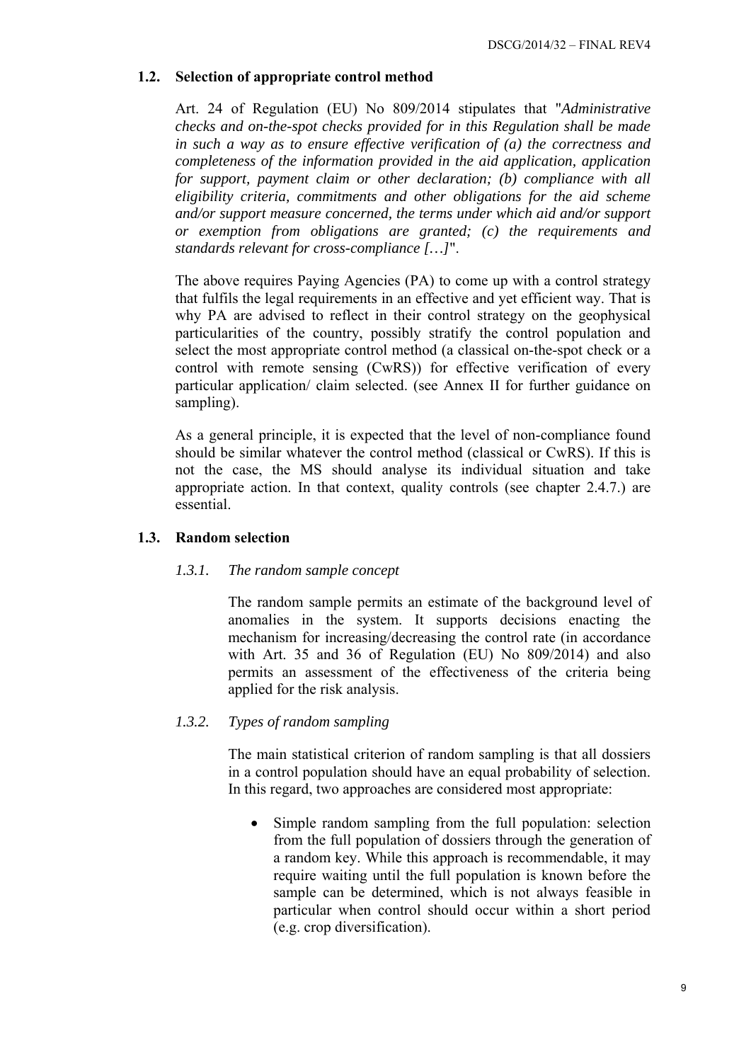## 1.2. Selection of appropriate control method

Art. 24 of Regulation (EU) No 809/2014 stipulates that "*Administrative checks and on-the-spot checks provided for in this Regulation shall be made in such a way as to ensure effective verification of (a) the correctness and completeness of the information provided in the aid application, application for support, payment claim or other declaration; (b) compliance with all eligibility criteria, commitments and other obligations for the aid scheme and/or support measure concerned, the terms under which aid and/or support or exemption from obligations are granted; (c) the requirements and standards relevant for cross-compliance […]*".

The above requires Paying Agencies (PA) to come up with a control strategy that fulfils the legal requirements in an effective and yet efficient way. That is why PA are advised to reflect in their control strategy on the geophysical particularities of the country, possibly stratify the control population and select the most appropriate control method (a classical on-the-spot check or a control with remote sensing (CwRS)) for effective verification of every particular application/ claim selected. (see Annex II for further guidance on sampling).

As a general principle, it is expected that the level of non-compliance found should be similar whatever the control method (classical or CwRS). If this is not the case, the MS should analyse its individual situation and take appropriate action. In that context, quality controls (see chapter 2.4.7.) are essential.

## 1.3. Random selection

### *1.3.1. The random sample concept*

The random sample permits an estimate of the background level of anomalies in the system. It supports decisions enacting the mechanism for increasing/decreasing the control rate (in accordance with Art. 35 and 36 of Regulation (EU) No 809/2014) and also permits an assessment of the effectiveness of the criteria being applied for the risk analysis.

### *1.3.2. Types of random sampling*

The main statistical criterion of random sampling is that all dossiers in a control population should have an equal probability of selection. In this regard, two approaches are considered most appropriate:

- Simple random sampling from the full population: selection from the full population of dossiers through the generation of a random key. While this approach is recommendable, it may require waiting until the full population is known before the sample can be determined, which is not always feasible in particular when control should occur within a short period (e.g. crop diversification).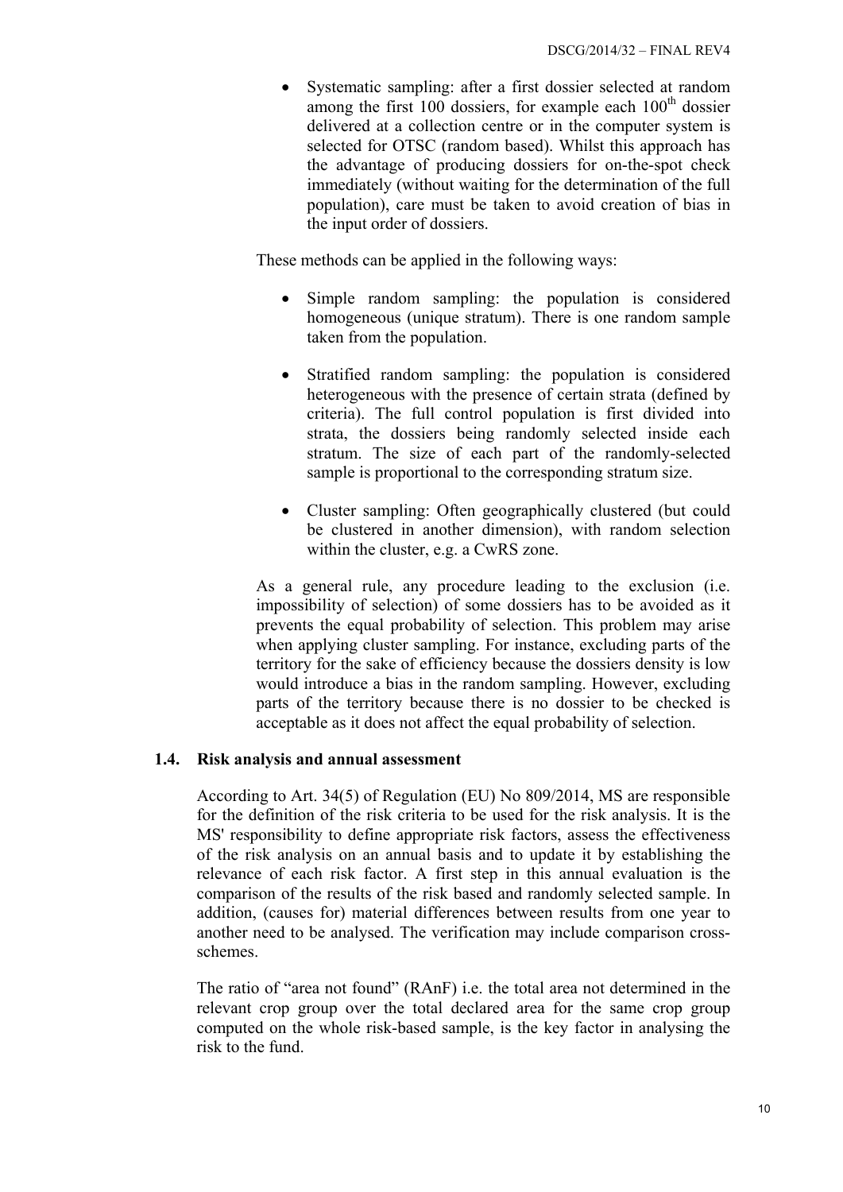- Systematic sampling: after a first dossier selected at random among the first 100 dossiers, for example each 100th dossier delivered at a collection centre or in the computer system is selected for OTSC (random based). Whilst this approach has the advantage of producing dossiers for on-the-spot check immediately (without waiting for the determination of the full population), care must be taken to avoid creation of bias in the input order of dossiers.

These methods can be applied in the following ways:

- Simple random sampling: the population is considered homogeneous (unique stratum). There is one random sample taken from the population.
- Stratified random sampling: the population is considered heterogeneous with the presence of certain strata (defined by criteria). The full control population is first divided into strata, the dossiers being randomly selected inside each stratum. The size of each part of the randomly-selected sample is proportional to the corresponding stratum size.
- Cluster sampling: Often geographically clustered (but could be clustered in another dimension), with random selection within the cluster, e.g. a CwRS zone.

As a general rule, any procedure leading to the exclusion (i.e. impossibility of selection) of some dossiers has to be avoided as it prevents the equal probability of selection. This problem may arise when applying cluster sampling. For instance, excluding parts of the territory for the sake of efficiency because the dossiers density is low would introduce a bias in the random sampling. However, excluding parts of the territory because there is no dossier to be checked is acceptable as it does not affect the equal probability of selection.

### 1.4. Risk analysis and annual assessment

According to Art. 34(5) of Regulation (EU) No 809/2014, MS are responsible for the definition of the risk criteria to be used for the risk analysis. It is the MS' responsibility to define appropriate risk factors, assess the effectiveness of the risk analysis on an annual basis and to update it by establishing the relevance of each risk factor. A first step in this annual evaluation is the comparison of the results of the risk based and randomly selected sample. In addition, (causes for) material differences between results from one year to another need to be analysed. The verification may include comparison cross-schemes.

The ratio of "area not found" (RAnF) i.e. the total area not determined in the relevant crop group over the total declared area for the same crop group computed on the whole risk-based sample, is the key factor in analysing the risk to the fund.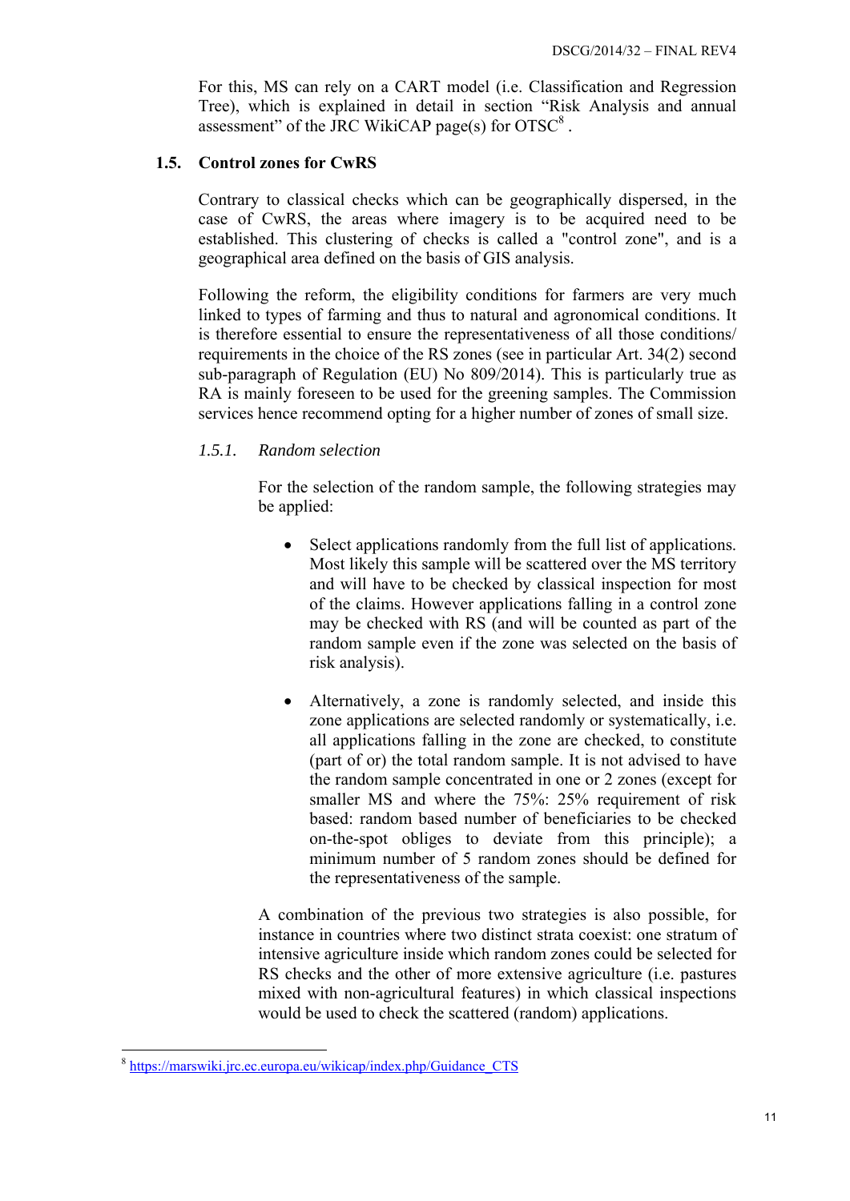For this, MS can rely on a CART model (i.e. Classification and Regression Tree), which is explained in detail in section "Risk Analysis and annual assessment" of the JRC WikiCAP page(s) for OTSC[8] .

### 1.5. Control zones for CwRS

Contrary to classical checks which can be geographically dispersed, in the case of CwRS, the areas where imagery is to be acquired need to be established. This clustering of checks is called a "control zone", and is a geographical area defined on the basis of GIS analysis.

Following the reform, the eligibility conditions for farmers are very much linked to types of farming and thus to natural and agronomical conditions. It is therefore essential to ensure the representativeness of all those conditions/ requirements in the choice of the RS zones (see in particular Art. 34(2) second sub-paragraph of Regulation (EU) No 809/2014). This is particularly true as RA is mainly foreseen to be used for the greening samples. The Commission services hence recommend opting for a higher number of zones of small size.

#### *1.5.1. Random selection*

For the selection of the random sample, the following strategies may be applied:

- Select applications randomly from the full list of applications. Most likely this sample will be scattered over the MS territory and will have to be checked by classical inspection for most of the claims. However applications falling in a control zone may be checked with RS (and will be counted as part of the random sample even if the zone was selected on the basis of risk analysis).

- Alternatively, a zone is randomly selected, and inside this zone applications are selected randomly or systematically, i.e. all applications falling in the zone are checked, to constitute (part of or) the total random sample. It is not advised to have the random sample concentrated in one or 2 zones (except for smaller MS and where the 75%: 25% requirement of risk based: random based number of beneficiaries to be checked on-the-spot obliges to deviate from this principle); a minimum number of 5 random zones should be defined for the representativeness of the sample.

A combination of the previous two strategies is also possible, for instance in countries where two distinct strata coexist: one stratum of intensive agriculture inside which random zones could be selected for RS checks and the other of more extensive agriculture (i.e. pastures mixed with non-agricultural features) in which classical inspections would be used to check the scattered (random) applications.

---

[8] https://marswiki.jrc.ec.europa.eu/wikicap/index.php/Guidance_CTS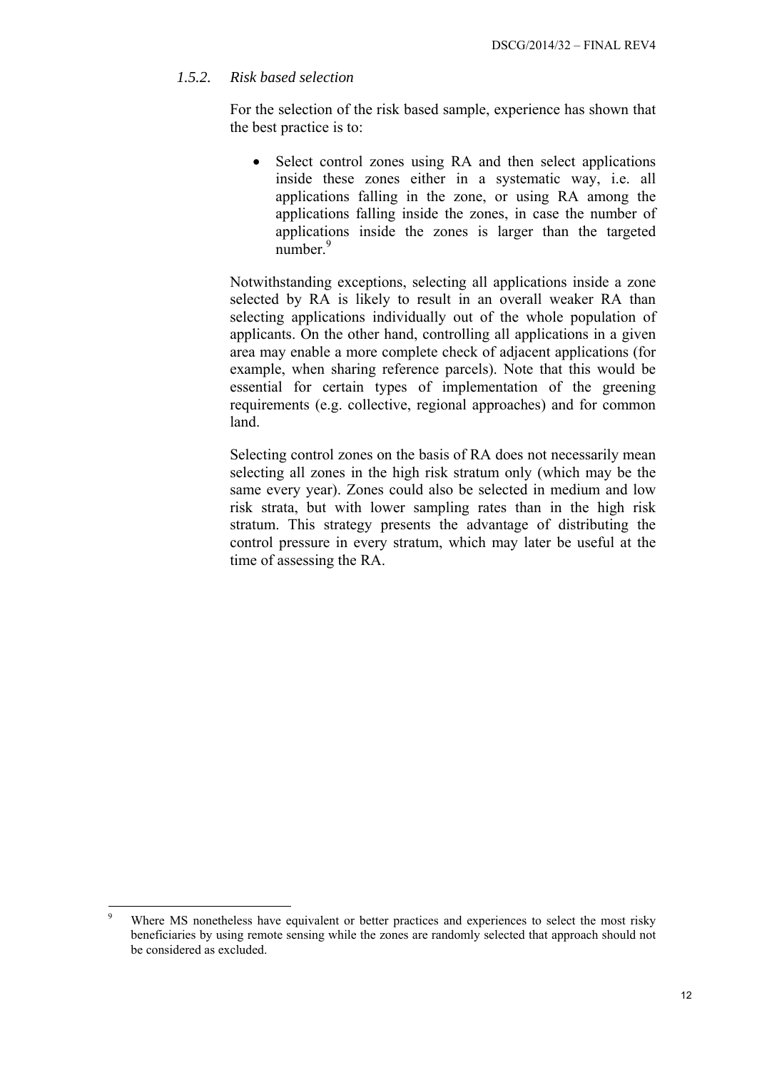### *1.5.2. Risk based selection*

For the selection of the risk based sample, experience has shown that the best practice is to:

- Select control zones using RA and then select applications inside these zones either in a systematic way, i.e. all applications falling in the zone, or using RA among the applications falling inside the zones, in case the number of applications inside the zones is larger than the targeted number.[9]

Notwithstanding exceptions, selecting all applications inside a zone selected by RA is likely to result in an overall weaker RA than selecting applications individually out of the whole population of applicants. On the other hand, controlling all applications in a given area may enable a more complete check of adjacent applications (for example, when sharing reference parcels). Note that this would be essential for certain types of implementation of the greening requirements (e.g. collective, regional approaches) and for common land.

Selecting control zones on the basis of RA does not necessarily mean selecting all zones in the high risk stratum only (which may be the same every year). Zones could also be selected in medium and low risk strata, but with lower sampling rates than in the high risk stratum. This strategy presents the advantage of distributing the control pressure in every stratum, which may later be useful at the time of assessing the RA.

---

[9] Where MS nonetheless have equivalent or better practices and experiences to select the most risky beneficiaries by using remote sensing while the zones are randomly selected that approach should not be considered as excluded.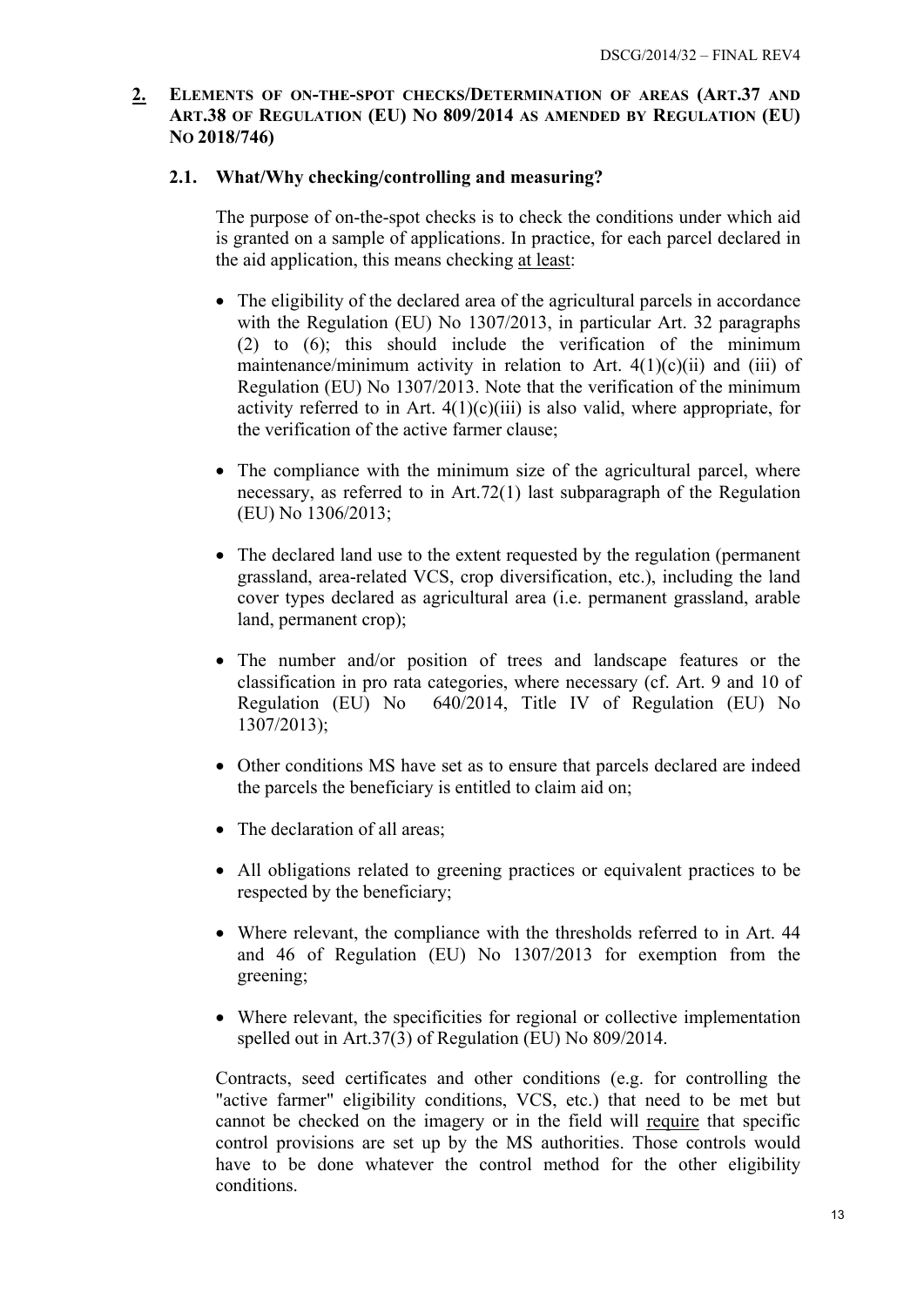## 2. Elements of on-the-spot checks/Determination of areas (Art.37 and Art.38 of Regulation (EU) No 809/2014 as amended by Regulation (EU) No 2018/746)

### 2.1. What/Why checking/controlling and measuring?

The purpose of on-the-spot checks is to check the conditions under which aid is granted on a sample of applications. In practice, for each parcel declared in the aid application, this means checking at least:

- The eligibility of the declared area of the agricultural parcels in accordance with the Regulation (EU) No 1307/2013, in particular Art. 32 paragraphs (2) to (6); this should include the verification of the minimum maintenance/minimum activity in relation to Art. 4(1)(c)(ii) and (iii) of Regulation (EU) No 1307/2013. Note that the verification of the minimum activity referred to in Art. 4(1)(c)(iii) is also valid, where appropriate, for the verification of the active farmer clause;
- The compliance with the minimum size of the agricultural parcel, where necessary, as referred to in Art.72(1) last subparagraph of the Regulation (EU) No 1306/2013;
- The declared land use to the extent requested by the regulation (permanent grassland, area-related VCS, crop diversification, etc.), including the land cover types declared as agricultural area (i.e. permanent grassland, arable land, permanent crop);
- The number and/or position of trees and landscape features or the classification in pro rata categories, where necessary (cf. Art. 9 and 10 of Regulation (EU) No 640/2014, Title IV of Regulation (EU) No 1307/2013);
- Other conditions MS have set as to ensure that parcels declared are indeed the parcels the beneficiary is entitled to claim aid on;
- The declaration of all areas;
- All obligations related to greening practices or equivalent practices to be respected by the beneficiary;
- Where relevant, the compliance with the thresholds referred to in Art. 44 and 46 of Regulation (EU) No 1307/2013 for exemption from the greening;
- Where relevant, the specificities for regional or collective implementation spelled out in Art.37(3) of Regulation (EU) No 809/2014.

Contracts, seed certificates and other conditions (e.g. for controlling the "active farmer" eligibility conditions, VCS, etc.) that need to be met but cannot be checked on the imagery or in the field will require that specific control provisions are set up by the MS authorities. Those controls would have to be done whatever the control method for the other eligibility conditions.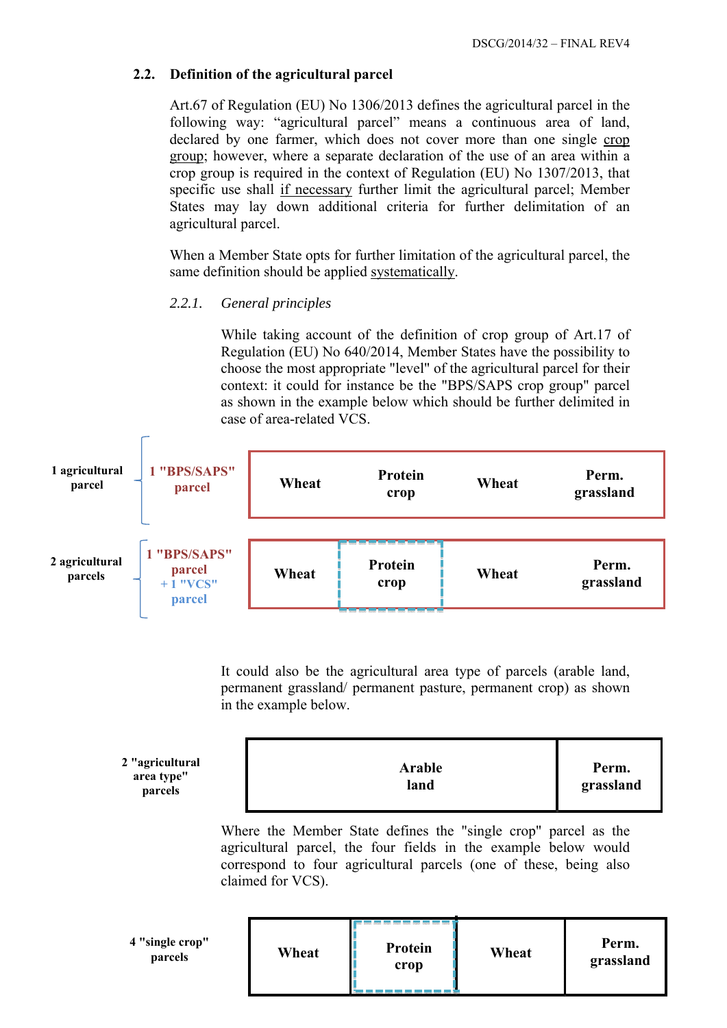## 2.2. Definition of the agricultural parcel

Art.67 of Regulation (EU) No 1306/2013 defines the agricultural parcel in the following way: “agricultural parcel” means a continuous area of land, declared by one farmer, which does not cover more than one single crop group; however, where a separate declaration of the use of an area within a crop group is required in the context of Regulation (EU) No 1307/2013, that specific use shall if necessary further limit the agricultural parcel; Member States may lay down additional criteria for further delimitation of an agricultural parcel.

When a Member State opts for further limitation of the agricultural parcel, the same definition should be applied systematically.

### *2.2.1. General principles*

While taking account of the definition of crop group of Art.17 of Regulation (EU) No 640/2014, Member States have the possibility to choose the most appropriate "level" of the agricultural parcel for their context: it could for instance be the "BPS/SAPS crop group" parcel as shown in the example below which should be further delimited in case of area-related VCS.

| | | | | | |
|---|---|---|---|---|---|
| 1 agricultural parcel | 1 "BPS/SAPS" parcel | Wheat | Protein crop | Wheat | Perm. grassland |
| 2 agricultural parcels | 1 "BPS/SAPS" parcel + 1 "VCS" parcel | Wheat | Protein crop | Wheat | Perm. grassland |

It could also be the agricultural area type of parcels (arable land, permanent grassland/ permanent pasture, permanent crop) as shown in the example below.

| | | |
|---|---|---|
| 2 "agricultural area type" parcels | Arable land | Perm. grassland |

Where the Member State defines the "single crop" parcel as the agricultural parcel, the four fields in the example below would correspond to four agricultural parcels (one of these, being also claimed for VCS).

| | | | | |
|---|---|---|---|---|
| 4 "single crop" parcels | Wheat | Protein crop | Wheat | Perm. grassland |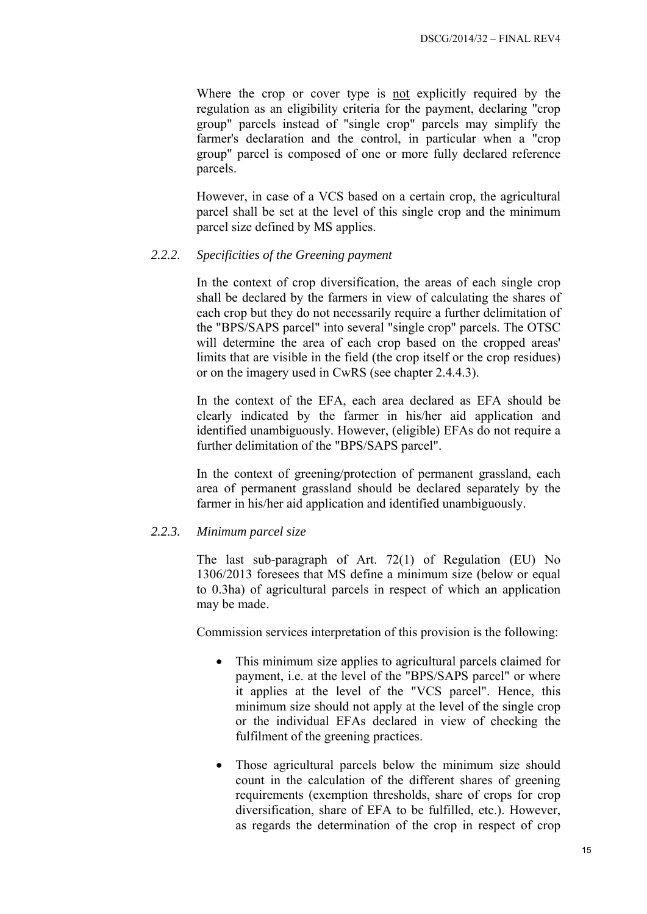Where the crop or cover type is not explicitly required by the regulation as an eligibility criteria for the payment, declaring "crop group" parcels instead of "single crop" parcels may simplify the farmer's declaration and the control, in particular when a "crop group" parcel is composed of one or more fully declared reference parcels.

However, in case of a VCS based on a certain crop, the agricultural parcel shall be set at the level of this single crop and the minimum parcel size defined by MS applies.

### *2.2.2. Specificities of the Greening payment*

In the context of crop diversification, the areas of each single crop shall be declared by the farmers in view of calculating the shares of each crop but they do not necessarily require a further delimitation of the "BPS/SAPS parcel" into several "single crop" parcels. The OTSC will determine the area of each crop based on the cropped areas' limits that are visible in the field (the crop itself or the crop residues) or on the imagery used in CwRS (see chapter 2.4.4.3).

In the context of the EFA, each area declared as EFA should be clearly indicated by the farmer in his/her aid application and identified unambiguously. However, (eligible) EFAs do not require a further delimitation of the "BPS/SAPS parcel".

In the context of greening/protection of permanent grassland, each area of permanent grassland should be declared separately by the farmer in his/her aid application and identified unambiguously.

### *2.2.3. Minimum parcel size*

The last sub-paragraph of Art. 72(1) of Regulation (EU) No 1306/2013 foresees that MS define a minimum size (below or equal to 0.3ha) of agricultural parcels in respect of which an application may be made.

Commission services interpretation of this provision is the following:

- This minimum size applies to agricultural parcels claimed for payment, i.e. at the level of the "BPS/SAPS parcel" or where it applies at the level of the "VCS parcel". Hence, this minimum size should not apply at the level of the single crop or the individual EFAs declared in view of checking the fulfilment of the greening practices.
- Those agricultural parcels below the minimum size should count in the calculation of the different shares of greening requirements (exemption thresholds, share of crops for crop diversification, share of EFA to be fulfilled, etc.). However, as regards the determination of the crop in respect of crop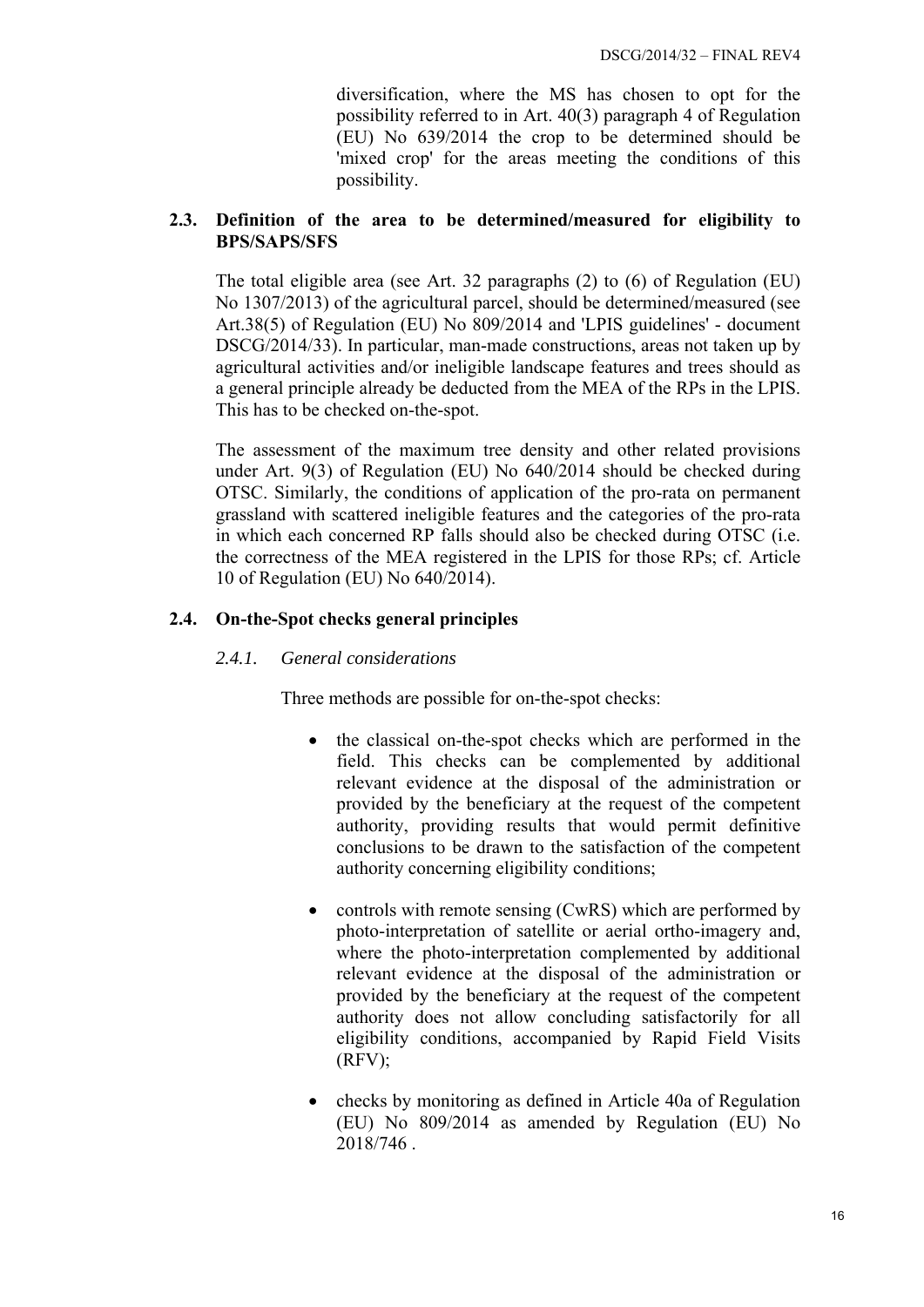diversification, where the MS has chosen to opt for the possibility referred to in Art. 40(3) paragraph 4 of Regulation (EU) No 639/2014 the crop to be determined should be 'mixed crop' for the areas meeting the conditions of this possibility.

### 2.3. Definition of the area to be determined/measured for eligibility to BPS/SAPS/SFS

The total eligible area (see Art. 32 paragraphs (2) to (6) of Regulation (EU) No 1307/2013) of the agricultural parcel, should be determined/measured (see Art.38(5) of Regulation (EU) No 809/2014 and 'LPIS guidelines' - document DSCG/2014/33). In particular, man-made constructions, areas not taken up by agricultural activities and/or ineligible landscape features and trees should as a general principle already be deducted from the MEA of the RPs in the LPIS. This has to be checked on-the-spot.

The assessment of the maximum tree density and other related provisions under Art. 9(3) of Regulation (EU) No 640/2014 should be checked during OTSC. Similarly, the conditions of application of the pro-rata on permanent grassland with scattered ineligible features and the categories of the pro-rata in which each concerned RP falls should also be checked during OTSC (i.e. the correctness of the MEA registered in the LPIS for those RPs; cf. Article 10 of Regulation (EU) No 640/2014).

### 2.4. On-the-Spot checks general principles

#### *2.4.1. General considerations*

Three methods are possible for on-the-spot checks:

- the classical on-the-spot checks which are performed in the field. This checks can be complemented by additional relevant evidence at the disposal of the administration or provided by the beneficiary at the request of the competent authority, providing results that would permit definitive conclusions to be drawn to the satisfaction of the competent authority concerning eligibility conditions;

- controls with remote sensing (CwRS) which are performed by photo-interpretation of satellite or aerial ortho-imagery and, where the photo-interpretation complemented by additional relevant evidence at the disposal of the administration or provided by the beneficiary at the request of the competent authority does not allow concluding satisfactorily for all eligibility conditions, accompanied by Rapid Field Visits (RFV);

- checks by monitoring as defined in Article 40a of Regulation (EU) No 809/2014 as amended by Regulation (EU) No 2018/746 .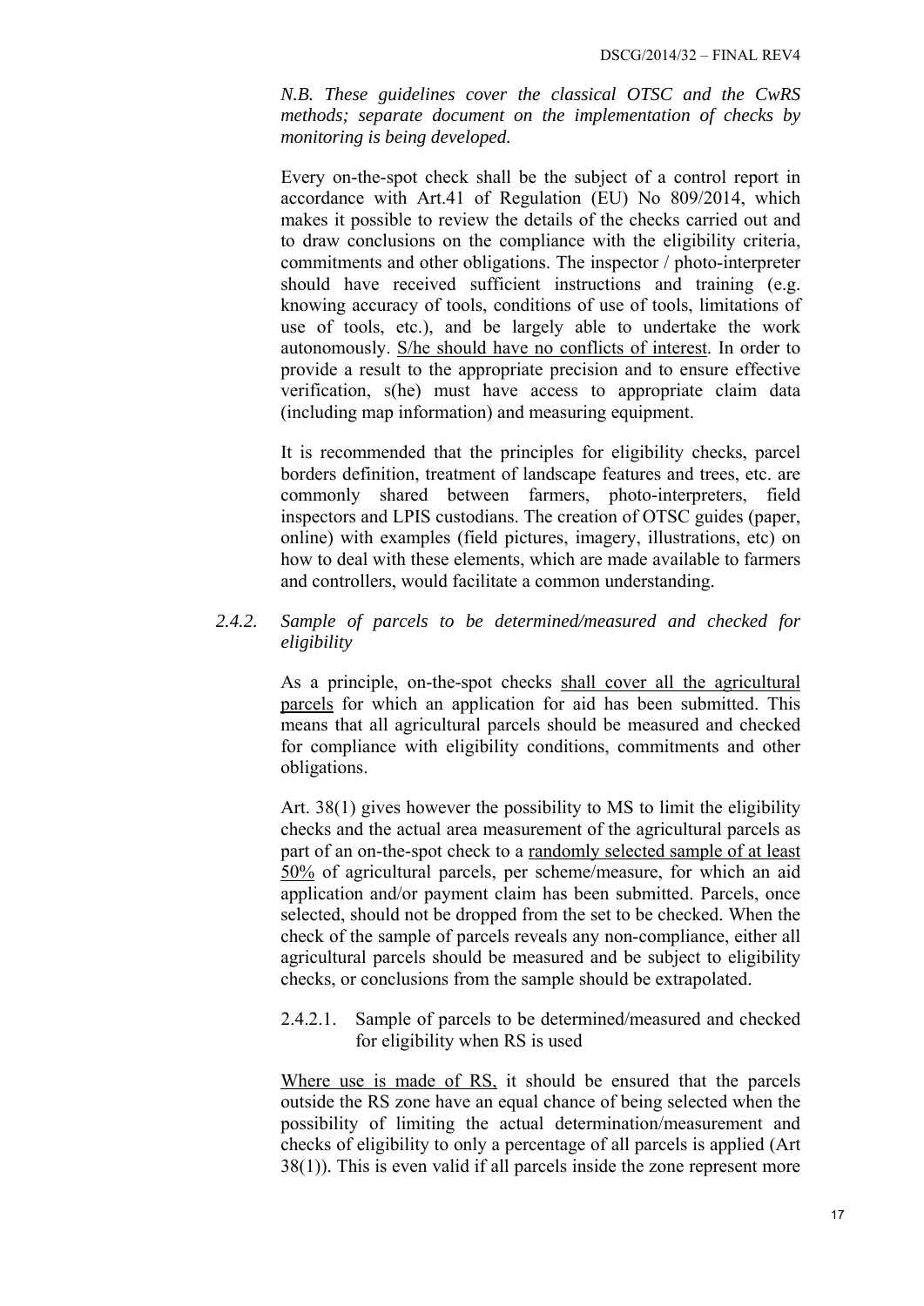*N.B. These guidelines cover the classical OTSC and the CwRS methods; separate document on the implementation of checks by monitoring is being developed.*

Every on-the-spot check shall be the subject of a control report in accordance with Art.41 of Regulation (EU) No 809/2014, which makes it possible to review the details of the checks carried out and to draw conclusions on the compliance with the eligibility criteria, commitments and other obligations. The inspector / photo-interpreter should have received sufficient instructions and training (e.g. knowing accuracy of tools, conditions of use of tools, limitations of use of tools, etc.), and be largely able to undertake the work autonomously. <u>S/he should have no conflicts of interest</u>. In order to provide a result to the appropriate precision and to ensure effective verification, s(he) must have access to appropriate claim data (including map information) and measuring equipment.

It is recommended that the principles for eligibility checks, parcel borders definition, treatment of landscape features and trees, etc. are commonly shared between farmers, photo-interpreters, field inspectors and LPIS custodians. The creation of OTSC guides (paper, online) with examples (field pictures, imagery, illustrations, etc) on how to deal with these elements, which are made available to farmers and controllers, would facilitate a common understanding.

### *2.4.2. Sample of parcels to be determined/measured and checked for eligibility*

As a principle, on-the-spot checks <u>shall cover all the agricultural parcels</u> for which an application for aid has been submitted. This means that all agricultural parcels should be measured and checked for compliance with eligibility conditions, commitments and other obligations.

Art. 38(1) gives however the possibility to MS to limit the eligibility checks and the actual area measurement of the agricultural parcels as part of an on-the-spot check to a <u>randomly selected sample of at least 50%</u> of agricultural parcels, per scheme/measure, for which an aid application and/or payment claim has been submitted. Parcels, once selected, should not be dropped from the set to be checked. When the check of the sample of parcels reveals any non-compliance, either all agricultural parcels should be measured and be subject to eligibility checks, or conclusions from the sample should be extrapolated.

#### 2.4.2.1. Sample of parcels to be determined/measured and checked for eligibility when RS is used

<u>Where use is made of RS,</u> it should be ensured that the parcels outside the RS zone have an equal chance of being selected when the possibility of limiting the actual determination/measurement and checks of eligibility to only a percentage of all parcels is applied (Art 38(1)). This is even valid if all parcels inside the zone represent more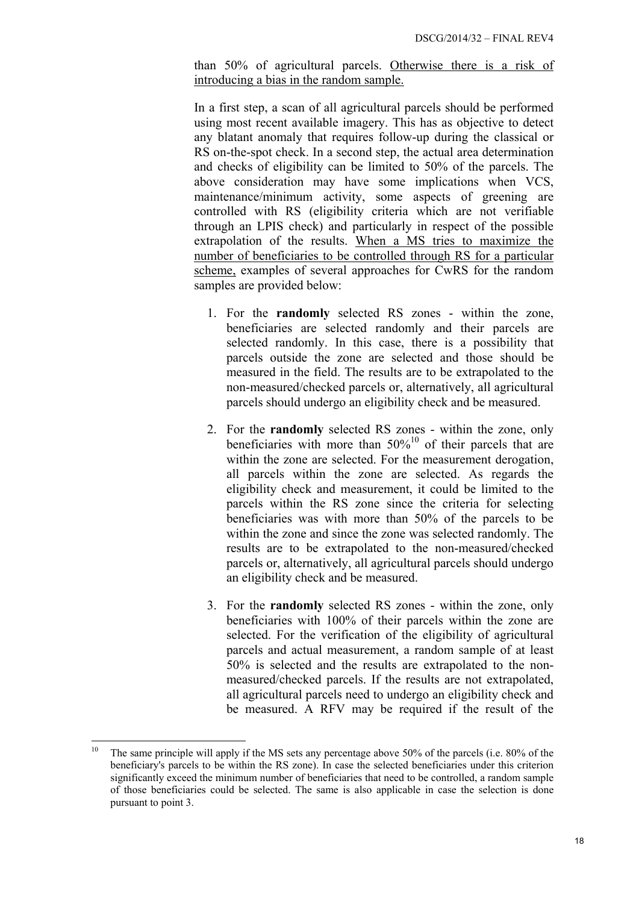than 50% of agricultural parcels. <u>Otherwise there is a risk of introducing a bias in the random sample.</u>

In a first step, a scan of all agricultural parcels should be performed using most recent available imagery. This has as objective to detect any blatant anomaly that requires follow-up during the classical or RS on-the-spot check. In a second step, the actual area determination and checks of eligibility can be limited to 50% of the parcels. The above consideration may have some implications when VCS, maintenance/minimum activity, some aspects of greening are controlled with RS (eligibility criteria which are not verifiable through an LPIS check) and particularly in respect of the possible extrapolation of the results. <u>When a MS tries to maximize the number of beneficiaries to be controlled through RS for a particular scheme,</u> examples of several approaches for CwRS for the random samples are provided below:

1. For the **randomly** selected RS zones - within the zone, beneficiaries are selected randomly and their parcels are selected randomly. In this case, there is a possibility that parcels outside the zone are selected and those should be measured in the field. The results are to be extrapolated to the non-measured/checked parcels or, alternatively, all agricultural parcels should undergo an eligibility check and be measured.

2. For the **randomly** selected RS zones - within the zone, only beneficiaries with more than 50%[10] of their parcels that are within the zone are selected. For the measurement derogation, all parcels within the zone are selected. As regards the eligibility check and measurement, it could be limited to the parcels within the RS zone since the criteria for selecting beneficiaries was with more than 50% of the parcels to be within the zone and since the zone was selected randomly. The results are to be extrapolated to the non-measured/checked parcels or, alternatively, all agricultural parcels should undergo an eligibility check and be measured.

3. For the **randomly** selected RS zones - within the zone, only beneficiaries with 100% of their parcels within the zone are selected. For the verification of the eligibility of agricultural parcels and actual measurement, a random sample of at least 50% is selected and the results are extrapolated to the non-measured/checked parcels. If the results are not extrapolated, all agricultural parcels need to undergo an eligibility check and be measured. A RFV may be required if the result of the

[10] The same principle will apply if the MS sets any percentage above 50% of the parcels (i.e. 80% of the beneficiary's parcels to be within the RS zone). In case the selected beneficiaries under this criterion significantly exceed the minimum number of beneficiaries that need to be controlled, a random sample of those beneficiaries could be selected. The same is also applicable in case the selection is done pursuant to point 3.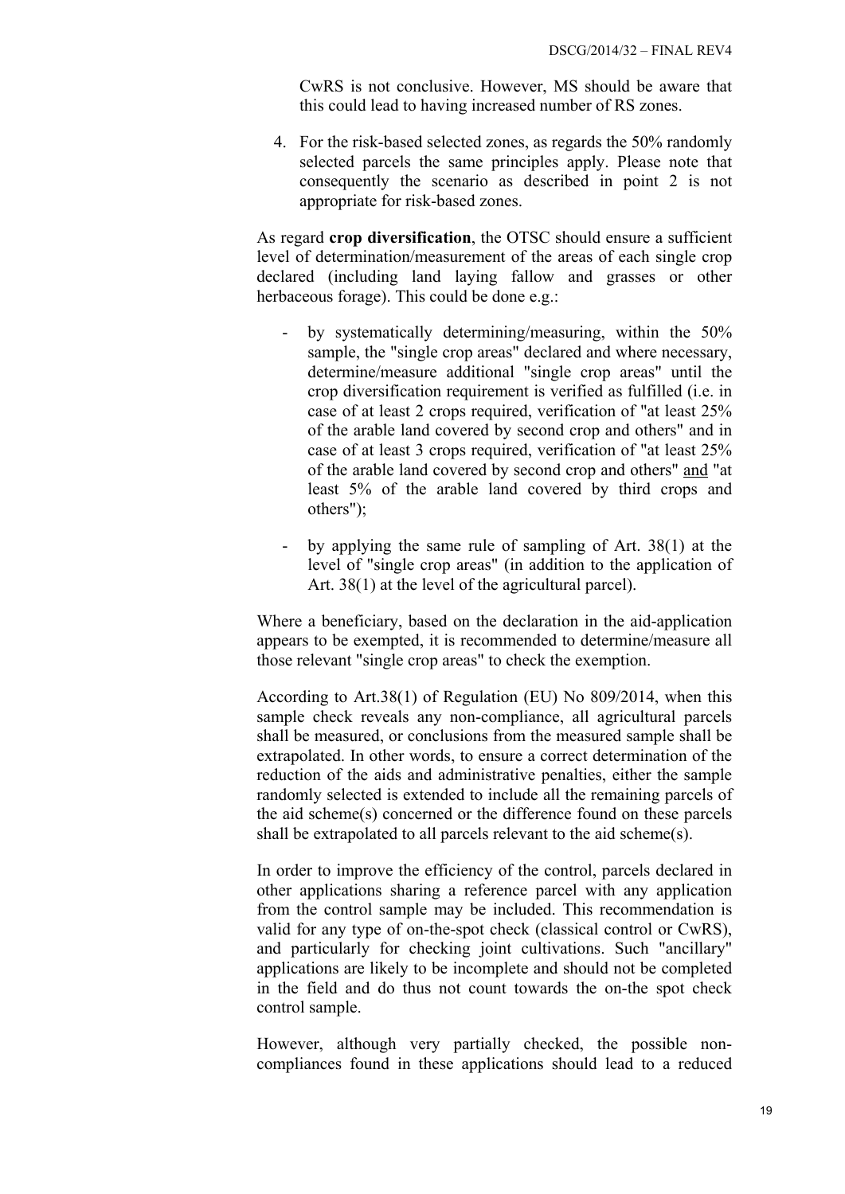CwRS is not conclusive. However, MS should be aware that this could lead to having increased number of RS zones.

4. For the risk-based selected zones, as regards the 50% randomly selected parcels the same principles apply. Please note that consequently the scenario as described in point 2 is not appropriate for risk-based zones.

As regard **crop diversification**, the OTSC should ensure a sufficient level of determination/measurement of the areas of each single crop declared (including land laying fallow and grasses or other herbaceous forage). This could be done e.g.:

- by systematically determining/measuring, within the 50% sample, the "single crop areas" declared and where necessary, determine/measure additional "single crop areas" until the crop diversification requirement is verified as fulfilled (i.e. in case of at least 2 crops required, verification of "at least 25% of the arable land covered by second crop and others" and in case of at least 3 crops required, verification of "at least 25% of the arable land covered by second crop and others" <u>and</u> "at least 5% of the arable land covered by third crops and others");

- by applying the same rule of sampling of Art. 38(1) at the level of "single crop areas" (in addition to the application of Art. 38(1) at the level of the agricultural parcel).

Where a beneficiary, based on the declaration in the aid-application appears to be exempted, it is recommended to determine/measure all those relevant "single crop areas" to check the exemption.

According to Art.38(1) of Regulation (EU) No 809/2014, when this sample check reveals any non-compliance, all agricultural parcels shall be measured, or conclusions from the measured sample shall be extrapolated. In other words, to ensure a correct determination of the reduction of the aids and administrative penalties, either the sample randomly selected is extended to include all the remaining parcels of the aid scheme(s) concerned or the difference found on these parcels shall be extrapolated to all parcels relevant to the aid scheme(s).

In order to improve the efficiency of the control, parcels declared in other applications sharing a reference parcel with any application from the control sample may be included. This recommendation is valid for any type of on-the-spot check (classical control or CwRS), and particularly for checking joint cultivations. Such "ancillary" applications are likely to be incomplete and should not be completed in the field and do thus not count towards the on-the spot check control sample.

However, although very partially checked, the possible non-compliances found in these applications should lead to a reduced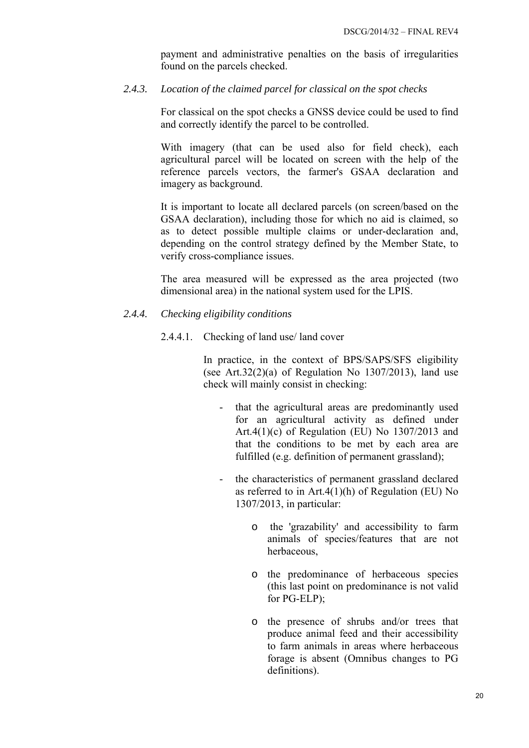payment and administrative penalties on the basis of irregularities found on the parcels checked.

### *2.4.3. Location of the claimed parcel for classical on the spot checks*

For classical on the spot checks a GNSS device could be used to find and correctly identify the parcel to be controlled.

With imagery (that can be used also for field check), each agricultural parcel will be located on screen with the help of the reference parcels vectors, the farmer's GSAA declaration and imagery as background.

It is important to locate all declared parcels (on screen/based on the GSAA declaration), including those for which no aid is claimed, so as to detect possible multiple claims or under-declaration and, depending on the control strategy defined by the Member State, to verify cross-compliance issues.

The area measured will be expressed as the area projected (two dimensional area) in the national system used for the LPIS.

### *2.4.4. Checking eligibility conditions*

#### 2.4.4.1. Checking of land use/ land cover

In practice, in the context of BPS/SAPS/SFS eligibility (see Art.32(2)(a) of Regulation No 1307/2013), land use check will mainly consist in checking:

- that the agricultural areas are predominantly used for an agricultural activity as defined under Art.4(1)(c) of Regulation (EU) No 1307/2013 and that the conditions to be met by each area are fulfilled (e.g. definition of permanent grassland);
- the characteristics of permanent grassland declared as referred to in Art.4(1)(h) of Regulation (EU) No 1307/2013, in particular:
  - the 'grazability' and accessibility to farm animals of species/features that are not herbaceous,
  - the predominance of herbaceous species (this last point on predominance is not valid for PG-ELP);
  - the presence of shrubs and/or trees that produce animal feed and their accessibility to farm animals in areas where herbaceous forage is absent (Omnibus changes to PG definitions).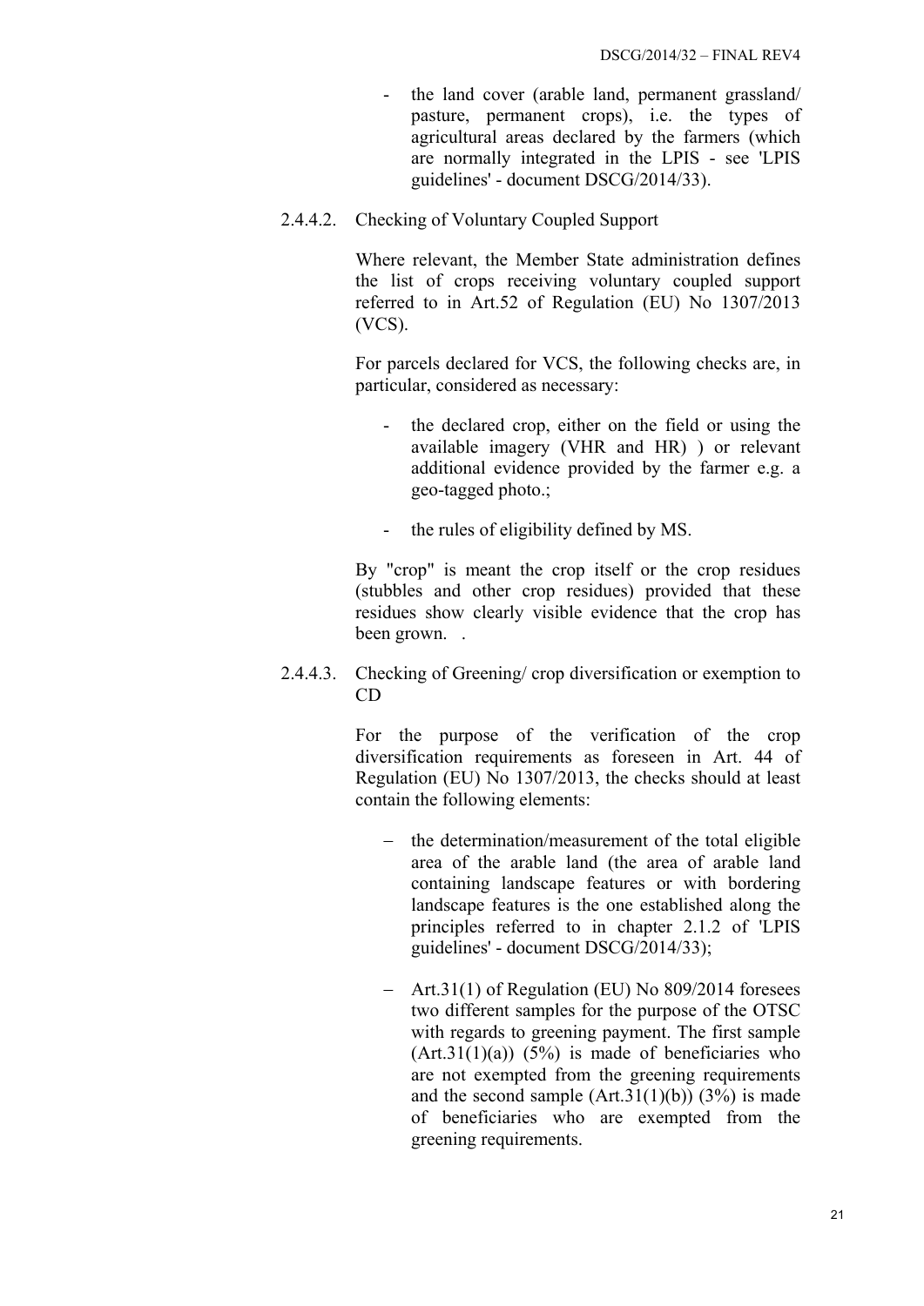- the land cover (arable land, permanent grassland/ pasture, permanent crops), i.e. the types of agricultural areas declared by the farmers (which are normally integrated in the LPIS - see 'LPIS guidelines' - document DSCG/2014/33).

#### 2.4.4.2. Checking of Voluntary Coupled Support

Where relevant, the Member State administration defines the list of crops receiving voluntary coupled support referred to in Art.52 of Regulation (EU) No 1307/2013 (VCS).

For parcels declared for VCS, the following checks are, in particular, considered as necessary:

- the declared crop, either on the field or using the available imagery (VHR and HR) ) or relevant additional evidence provided by the farmer e.g. a geo-tagged photo.;
- the rules of eligibility defined by MS.

By "crop" is meant the crop itself or the crop residues (stubbles and other crop residues) provided that these residues show clearly visible evidence that the crop has been grown. .

#### 2.4.4.3. Checking of Greening/ crop diversification or exemption to CD

For the purpose of the verification of the crop diversification requirements as foreseen in Art. 44 of Regulation (EU) No 1307/2013, the checks should at least contain the following elements:

- the determination/measurement of the total eligible area of the arable land (the area of arable land containing landscape features or with bordering landscape features is the one established along the principles referred to in chapter 2.1.2 of 'LPIS guidelines' - document DSCG/2014/33);
- Art.31(1) of Regulation (EU) No 809/2014 foresees two different samples for the purpose of the OTSC with regards to greening payment. The first sample (Art.31(1)(a)) (5%) is made of beneficiaries who are not exempted from the greening requirements and the second sample (Art.31(1)(b)) (3%) is made of beneficiaries who are exempted from the greening requirements.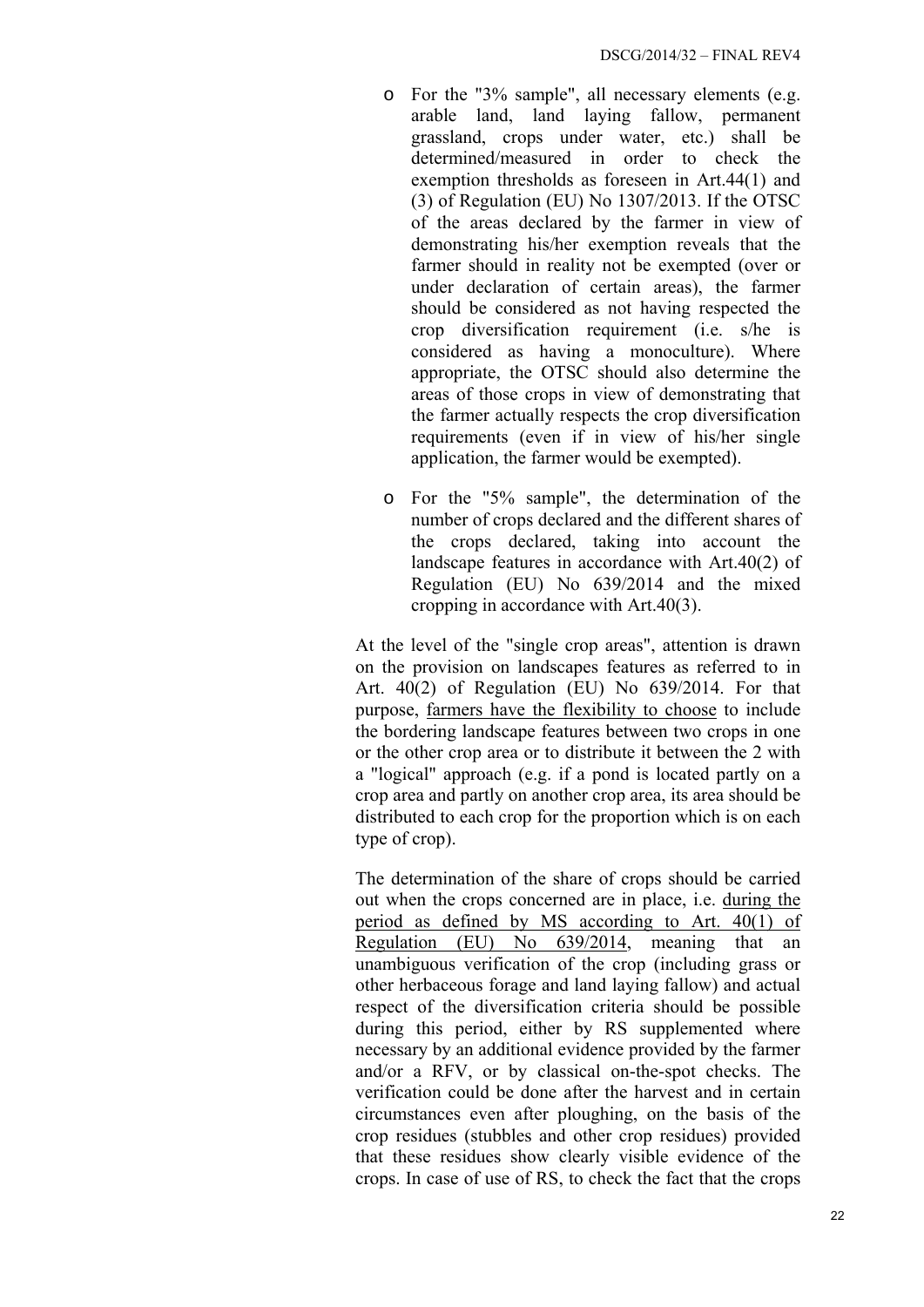- For the "3% sample", all necessary elements (e.g. arable land, land laying fallow, permanent grassland, crops under water, etc.) shall be determined/measured in order to check the exemption thresholds as foreseen in Art.44(1) and (3) of Regulation (EU) No 1307/2013. If the OTSC of the areas declared by the farmer in view of demonstrating his/her exemption reveals that the farmer should in reality not be exempted (over or under declaration of certain areas), the farmer should be considered as not having respected the crop diversification requirement (i.e. s/he is considered as having a monoculture). Where appropriate, the OTSC should also determine the areas of those crops in view of demonstrating that the farmer actually respects the crop diversification requirements (even if in view of his/her single application, the farmer would be exempted).

- For the "5% sample", the determination of the number of crops declared and the different shares of the crops declared, taking into account the landscape features in accordance with Art.40(2) of Regulation (EU) No 639/2014 and the mixed cropping in accordance with Art.40(3).

At the level of the "single crop areas", attention is drawn on the provision on landscapes features as referred to in Art. 40(2) of Regulation (EU) No 639/2014. For that purpose, <u>farmers have the flexibility to choose</u> to include the bordering landscape features between two crops in one or the other crop area or to distribute it between the 2 with a "logical" approach (e.g. if a pond is located partly on a crop area and partly on another crop area, its area should be distributed to each crop for the proportion which is on each type of crop).

The determination of the share of crops should be carried out when the crops concerned are in place, i.e. <u>during the period as defined by MS according to Art. 40(1) of Regulation (EU) No 639/2014</u>, meaning that an unambiguous verification of the crop (including grass or other herbaceous forage and land laying fallow) and actual respect of the diversification criteria should be possible during this period, either by RS supplemented where necessary by an additional evidence provided by the farmer and/or a RFV, or by classical on-the-spot checks. The verification could be done after the harvest and in certain circumstances even after ploughing, on the basis of the crop residues (stubbles and other crop residues) provided that these residues show clearly visible evidence of the crops. In case of use of RS, to check the fact that the crops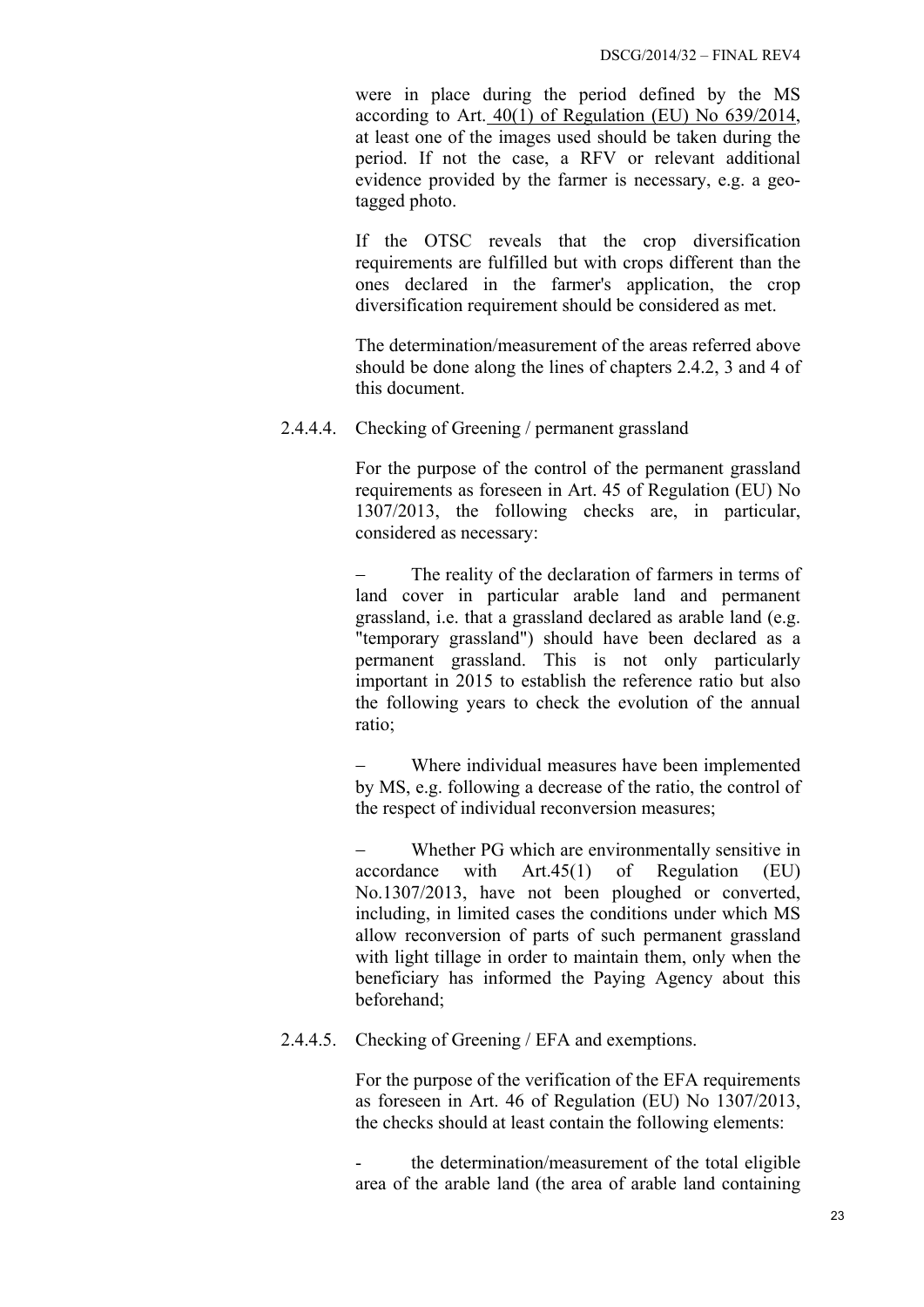were in place during the period defined by the MS according to Art. 40(1) of Regulation (EU) No 639/2014, at least one of the images used should be taken during the period. If not the case, a RFV or relevant additional evidence provided by the farmer is necessary, e.g. a geo-tagged photo.

If the OTSC reveals that the crop diversification requirements are fulfilled but with crops different than the ones declared in the farmer's application, the crop diversification requirement should be considered as met.

The determination/measurement of the areas referred above should be done along the lines of chapters 2.4.2, 3 and 4 of this document.

##### 2.4.4.4. Checking of Greening / permanent grassland

For the purpose of the control of the permanent grassland requirements as foreseen in Art. 45 of Regulation (EU) No 1307/2013, the following checks are, in particular, considered as necessary:

– The reality of the declaration of farmers in terms of land cover in particular arable land and permanent grassland, i.e. that a grassland declared as arable land (e.g. "temporary grassland") should have been declared as a permanent grassland. This is not only particularly important in 2015 to establish the reference ratio but also the following years to check the evolution of the annual ratio;

– Where individual measures have been implemented by MS, e.g. following a decrease of the ratio, the control of the respect of individual reconversion measures;

– Whether PG which are environmentally sensitive in accordance with Art.45(1) of Regulation (EU) No.1307/2013, have not been ploughed or converted, including, in limited cases the conditions under which MS allow reconversion of parts of such permanent grassland with light tillage in order to maintain them, only when the beneficiary has informed the Paying Agency about this beforehand;

##### 2.4.4.5. Checking of Greening / EFA and exemptions.

For the purpose of the verification of the EFA requirements as foreseen in Art. 46 of Regulation (EU) No 1307/2013, the checks should at least contain the following elements:

- the determination/measurement of the total eligible area of the arable land (the area of arable land containing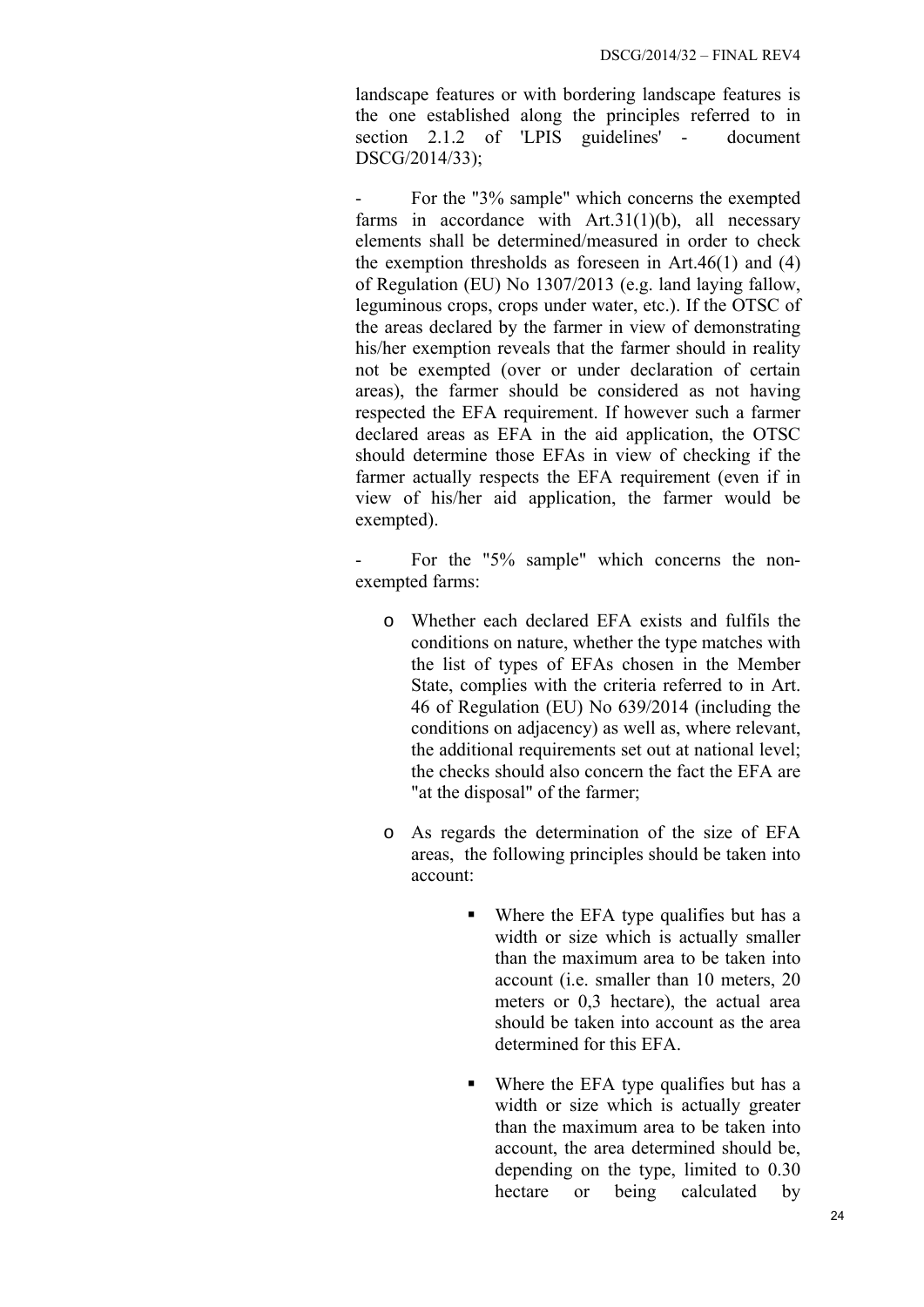landscape features or with bordering landscape features is the one established along the principles referred to in section 2.1.2 of 'LPIS guidelines' - document DSCG/2014/33);

- For the "3% sample" which concerns the exempted farms in accordance with Art.31(1)(b), all necessary elements shall be determined/measured in order to check the exemption thresholds as foreseen in Art.46(1) and (4) of Regulation (EU) No 1307/2013 (e.g. land laying fallow, leguminous crops, crops under water, etc.). If the OTSC of the areas declared by the farmer in view of demonstrating his/her exemption reveals that the farmer should in reality not be exempted (over or under declaration of certain areas), the farmer should be considered as not having respected the EFA requirement. If however such a farmer declared areas as EFA in the aid application, the OTSC should determine those EFAs in view of checking if the farmer actually respects the EFA requirement (even if in view of his/her aid application, the farmer would be exempted).

- For the "5% sample" which concerns the non-exempted farms:

  - Whether each declared EFA exists and fulfils the conditions on nature, whether the type matches with the list of types of EFAs chosen in the Member State, complies with the criteria referred to in Art. 46 of Regulation (EU) No 639/2014 (including the conditions on adjacency) as well as, where relevant, the additional requirements set out at national level; the checks should also concern the fact the EFA are "at the disposal" of the farmer;

  - As regards the determination of the size of EFA areas, the following principles should be taken into account:

    - Where the EFA type qualifies but has a width or size which is actually smaller than the maximum area to be taken into account (i.e. smaller than 10 meters, 20 meters or 0,3 hectare), the actual area should be taken into account as the area determined for this EFA.

    - Where the EFA type qualifies but has a width or size which is actually greater than the maximum area to be taken into account, the area determined should be, depending on the type, limited to 0.30 hectare or being calculated by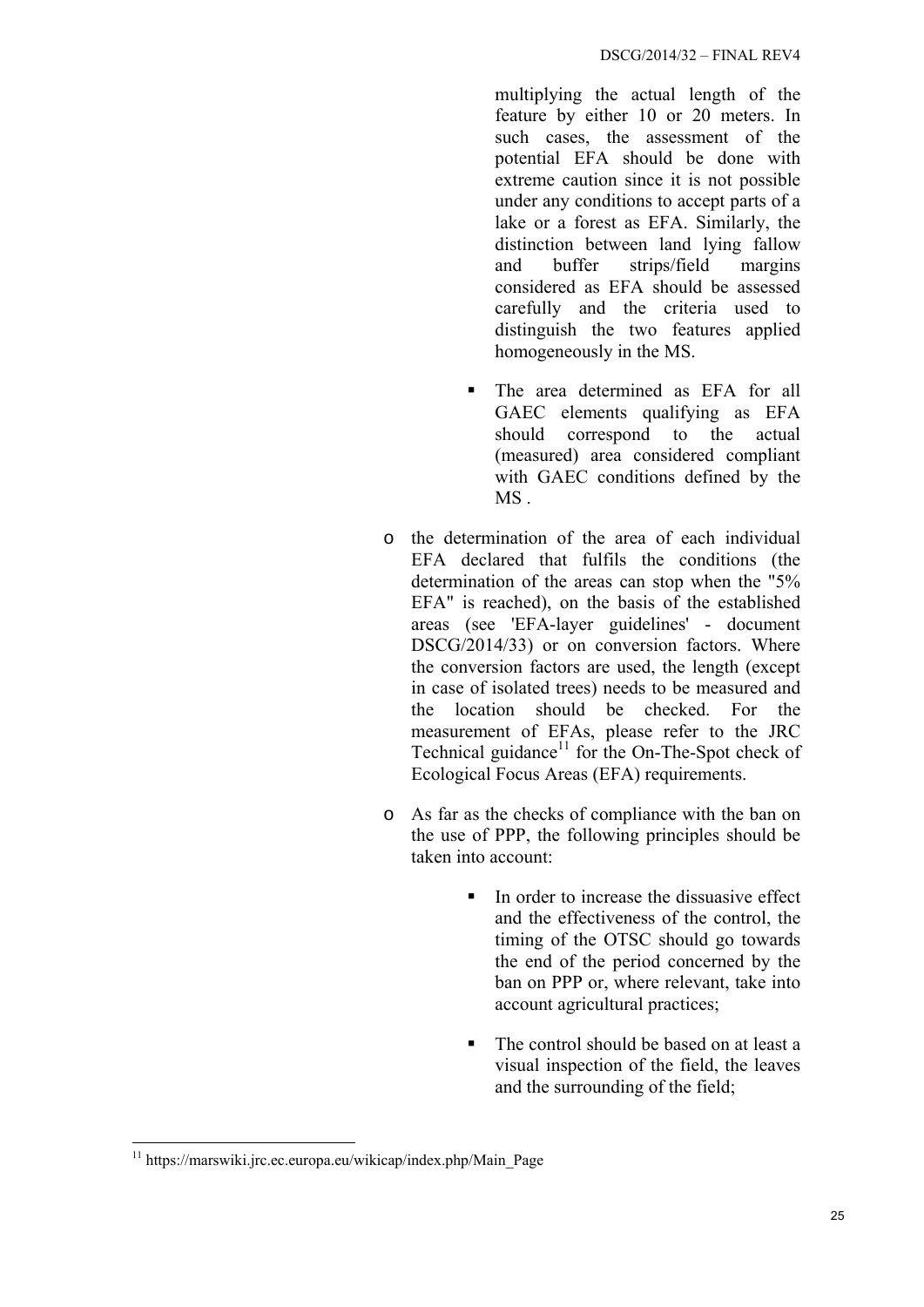multiplying the actual length of the feature by either 10 or 20 meters. In such cases, the assessment of the potential EFA should be done with extreme caution since it is not possible under any conditions to accept parts of a lake or a forest as EFA. Similarly, the distinction between land lying fallow and buffer strips/field margins considered as EFA should be assessed carefully and the criteria used to distinguish the two features applied homogeneously in the MS.

- The area determined as EFA for all GAEC elements qualifying as EFA should correspond to the actual (measured) area considered compliant with GAEC conditions defined by the MS .

- the determination of the area of each individual EFA declared that fulfils the conditions (the determination of the areas can stop when the "5% EFA" is reached), on the basis of the established areas (see 'EFA-layer guidelines' - document DSCG/2014/33) or on conversion factors. Where the conversion factors are used, the length (except in case of isolated trees) needs to be measured and the location should be checked. For the measurement of EFAs, please refer to the JRC Technical guidance[11] for the On-The-Spot check of Ecological Focus Areas (EFA) requirements.

- As far as the checks of compliance with the ban on the use of PPP, the following principles should be taken into account:
  - In order to increase the dissuasive effect and the effectiveness of the control, the timing of the OTSC should go towards the end of the period concerned by the ban on PPP or, where relevant, take into account agricultural practices;
  - The control should be based on at least a visual inspection of the field, the leaves and the surrounding of the field;

[11] https://marswiki.jrc.ec.europa.eu/wikicap/index.php/Main_Page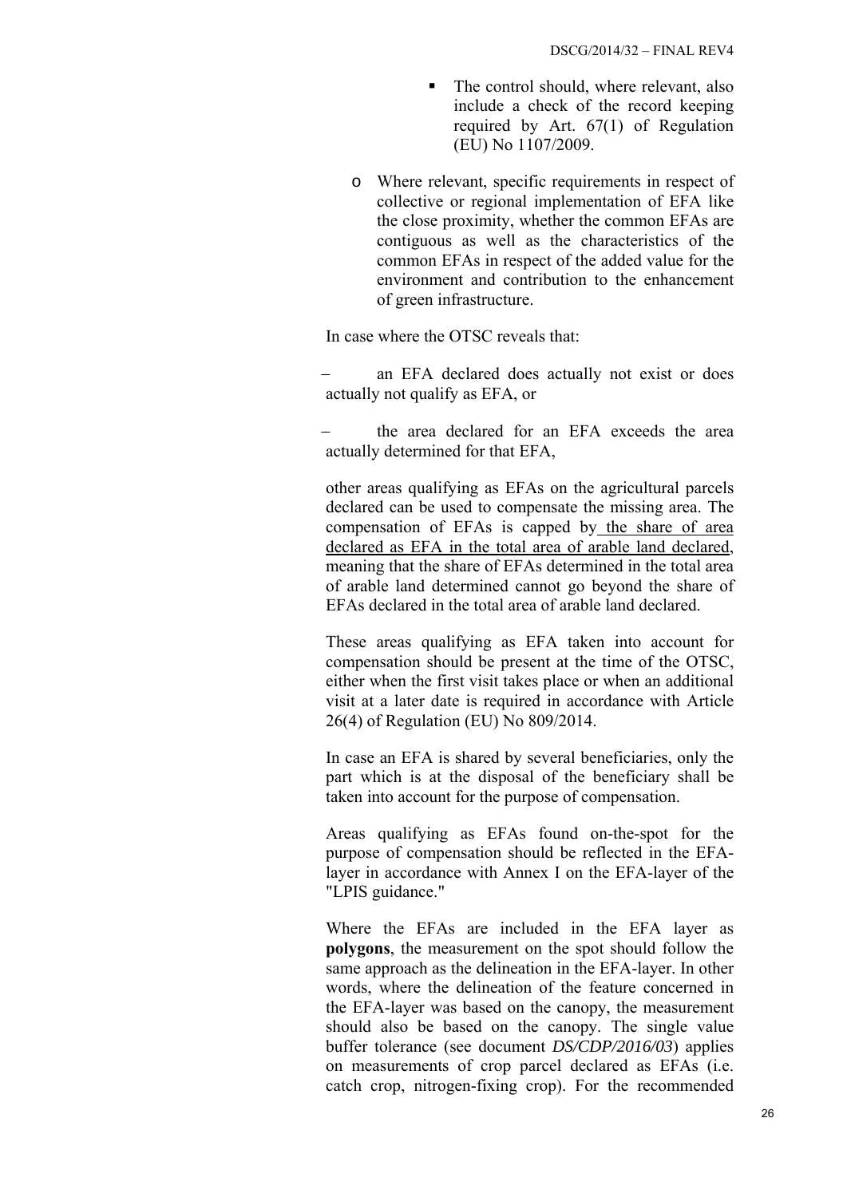- The control should, where relevant, also include a check of the record keeping required by Art. 67(1) of Regulation (EU) No 1107/2009.

- Where relevant, specific requirements in respect of collective or regional implementation of EFA like the close proximity, whether the common EFAs are contiguous as well as the characteristics of the common EFAs in respect of the added value for the environment and contribution to the enhancement of green infrastructure.

In case where the OTSC reveals that:

– an EFA declared does actually not exist or does actually not qualify as EFA, or

– the area declared for an EFA exceeds the area actually determined for that EFA,

other areas qualifying as EFAs on the agricultural parcels declared can be used to compensate the missing area. The compensation of EFAs is capped by <u>the share of area declared as EFA in the total area of arable land declared</u>, meaning that the share of EFAs determined in the total area of arable land determined cannot go beyond the share of EFAs declared in the total area of arable land declared.

These areas qualifying as EFA taken into account for compensation should be present at the time of the OTSC, either when the first visit takes place or when an additional visit at a later date is required in accordance with Article 26(4) of Regulation (EU) No 809/2014.

In case an EFA is shared by several beneficiaries, only the part which is at the disposal of the beneficiary shall be taken into account for the purpose of compensation.

Areas qualifying as EFAs found on-the-spot for the purpose of compensation should be reflected in the EFA-layer in accordance with Annex I on the EFA-layer of the "LPIS guidance."

Where the EFAs are included in the EFA layer as **polygons**, the measurement on the spot should follow the same approach as the delineation in the EFA-layer. In other words, where the delineation of the feature concerned in the EFA-layer was based on the canopy, the measurement should also be based on the canopy. The single value buffer tolerance (see document *DS/CDP/2016/03*) applies on measurements of crop parcel declared as EFAs (i.e. catch crop, nitrogen-fixing crop). For the recommended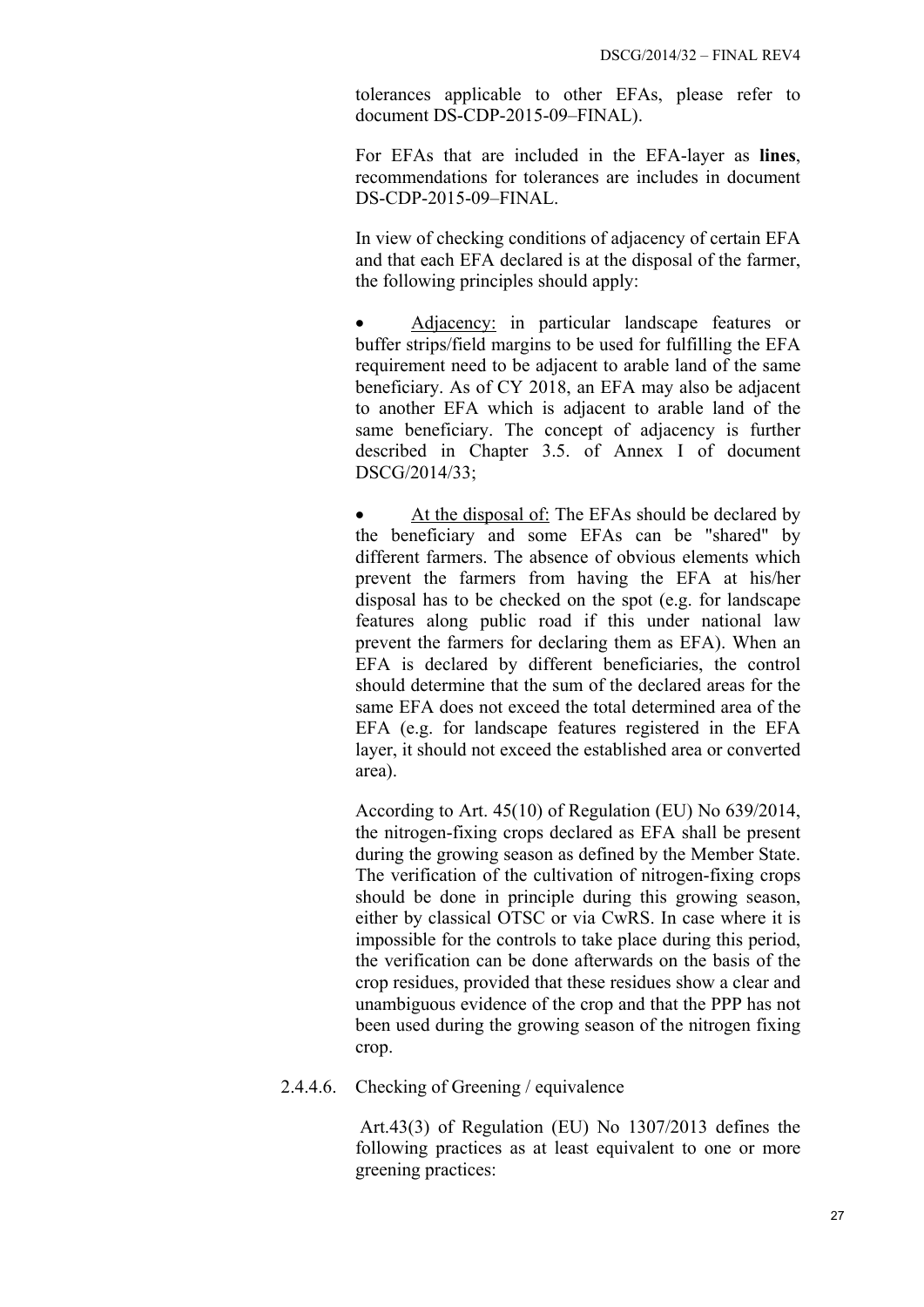tolerances applicable to other EFAs, please refer to document DS-CDP-2015-09–FINAL).

For EFAs that are included in the EFA-layer as **lines**, recommendations for tolerances are includes in document DS-CDP-2015-09–FINAL.

In view of checking conditions of adjacency of certain EFA and that each EFA declared is at the disposal of the farmer, the following principles should apply:

- Adjacency: in particular landscape features or buffer strips/field margins to be used for fulfilling the EFA requirement need to be adjacent to arable land of the same beneficiary. As of CY 2018, an EFA may also be adjacent to another EFA which is adjacent to arable land of the same beneficiary. The concept of adjacency is further described in Chapter 3.5. of Annex I of document DSCG/2014/33;

- At the disposal of: The EFAs should be declared by the beneficiary and some EFAs can be "shared" by different farmers. The absence of obvious elements which prevent the farmers from having the EFA at his/her disposal has to be checked on the spot (e.g. for landscape features along public road if this under national law prevent the farmers for declaring them as EFA). When an EFA is declared by different beneficiaries, the control should determine that the sum of the declared areas for the same EFA does not exceed the total determined area of the EFA (e.g. for landscape features registered in the EFA layer, it should not exceed the established area or converted area).

According to Art. 45(10) of Regulation (EU) No 639/2014, the nitrogen-fixing crops declared as EFA shall be present during the growing season as defined by the Member State. The verification of the cultivation of nitrogen-fixing crops should be done in principle during this growing season, either by classical OTSC or via CwRS. In case where it is impossible for the controls to take place during this period, the verification can be done afterwards on the basis of the crop residues, provided that these residues show a clear and unambiguous evidence of the crop and that the PPP has not been used during the growing season of the nitrogen fixing crop.

#### 2.4.4.6. Checking of Greening / equivalence

Art.43(3) of Regulation (EU) No 1307/2013 defines the following practices as at least equivalent to one or more greening practices: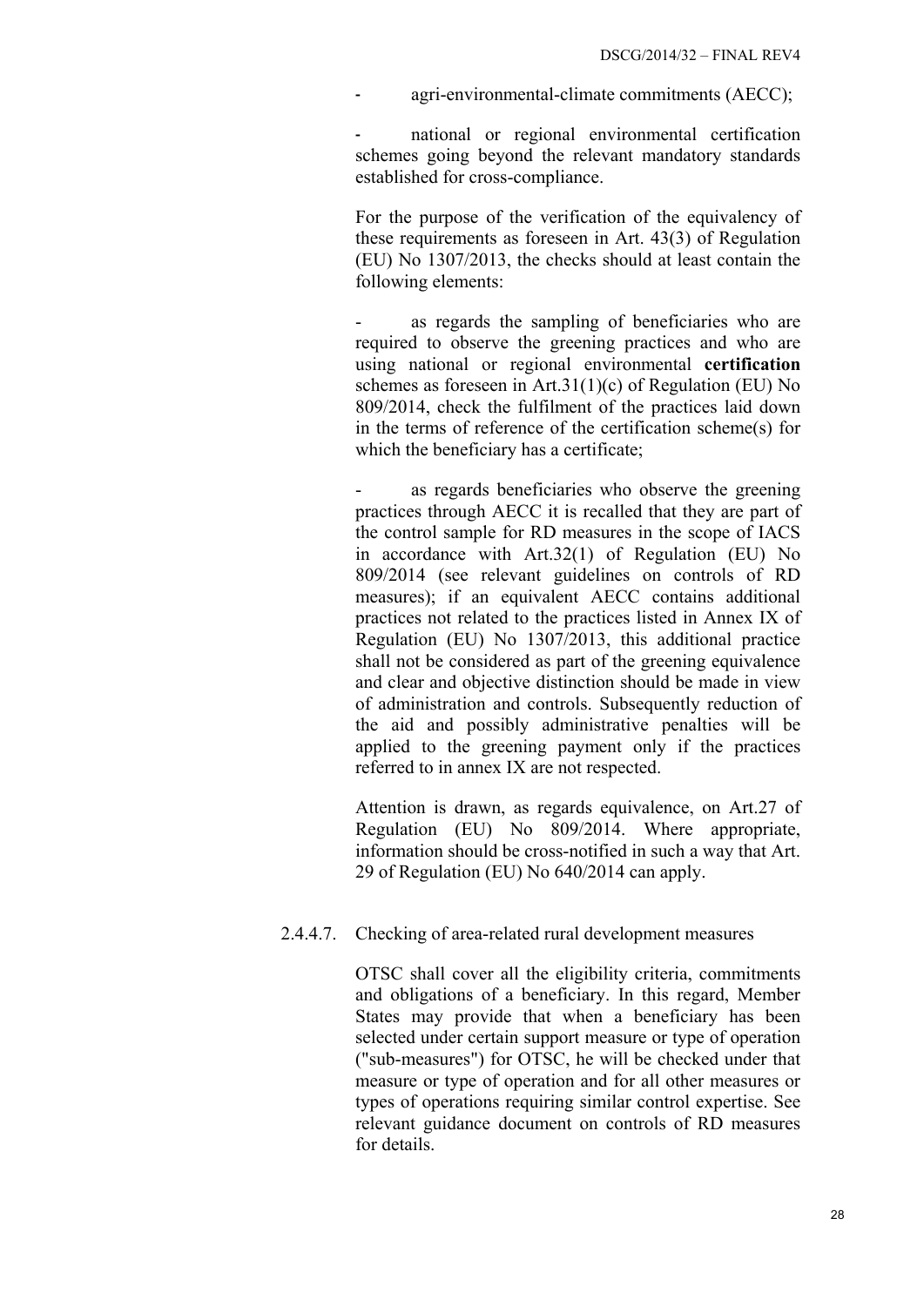- agri-environmental-climate commitments (AECC);

- national or regional environmental certification schemes going beyond the relevant mandatory standards established for cross-compliance.

For the purpose of the verification of the equivalency of these requirements as foreseen in Art. 43(3) of Regulation (EU) No 1307/2013, the checks should at least contain the following elements:

- as regards the sampling of beneficiaries who are required to observe the greening practices and who are using national or regional environmental **certification** schemes as foreseen in Art.31(1)(c) of Regulation (EU) No 809/2014, check the fulfilment of the practices laid down in the terms of reference of the certification scheme(s) for which the beneficiary has a certificate;

- as regards beneficiaries who observe the greening practices through AECC it is recalled that they are part of the control sample for RD measures in the scope of IACS in accordance with Art.32(1) of Regulation (EU) No 809/2014 (see relevant guidelines on controls of RD measures); if an equivalent AECC contains additional practices not related to the practices listed in Annex IX of Regulation (EU) No 1307/2013, this additional practice shall not be considered as part of the greening equivalence and clear and objective distinction should be made in view of administration and controls. Subsequently reduction of the aid and possibly administrative penalties will be applied to the greening payment only if the practices referred to in annex IX are not respected.

Attention is drawn, as regards equivalence, on Art.27 of Regulation (EU) No 809/2014. Where appropriate, information should be cross-notified in such a way that Art. 29 of Regulation (EU) No 640/2014 can apply.

#### 2.4.4.7. Checking of area-related rural development measures

OTSC shall cover all the eligibility criteria, commitments and obligations of a beneficiary. In this regard, Member States may provide that when a beneficiary has been selected under certain support measure or type of operation ("sub-measures") for OTSC, he will be checked under that measure or type of operation and for all other measures or types of operations requiring similar control expertise. See relevant guidance document on controls of RD measures for details.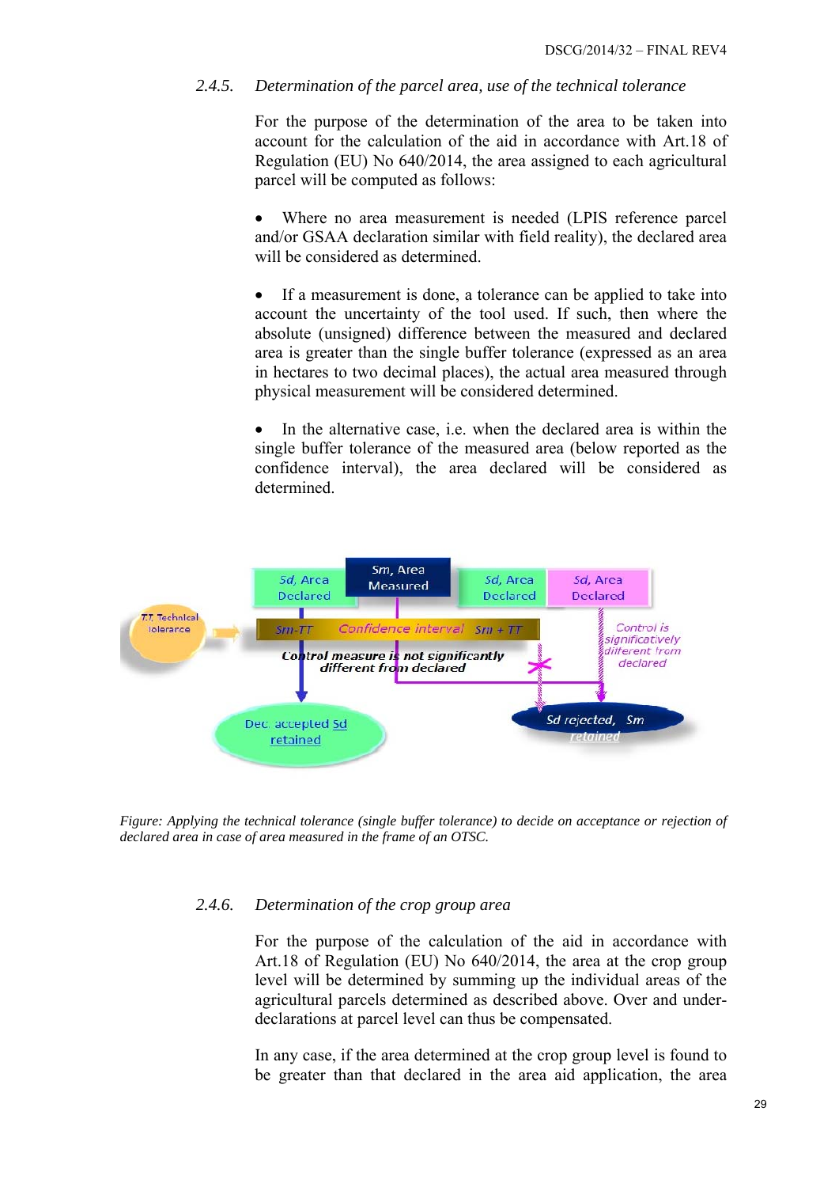### 2.4.5. *Determination of the parcel area, use of the technical tolerance*

For the purpose of the determination of the area to be taken into account for the calculation of the aid in accordance with Art.18 of Regulation (EU) No 640/2014, the area assigned to each agricultural parcel will be computed as follows:

- Where no area measurement is needed (LPIS reference parcel and/or GSAA declaration similar with field reality), the declared area will be considered as determined.

- If a measurement is done, a tolerance can be applied to take into account the uncertainty of the tool used. If such, then where the absolute (unsigned) difference between the measured and declared area is greater than the single buffer tolerance (expressed as an area in hectares to two decimal places), the actual area measured through physical measurement will be considered determined.

- In the alternative case, i.e. when the declared area is within the single buffer tolerance of the measured area (below reported as the confidence interval), the area declared will be considered as determined.

*Figure: Applying the technical tolerance (single buffer tolerance) to decide on acceptance or rejection of declared area in case of area measured in the frame of an OTSC.*

### 2.4.6. *Determination of the crop group area*

For the purpose of the calculation of the aid in accordance with Art.18 of Regulation (EU) No 640/2014, the area at the crop group level will be determined by summing up the individual areas of the agricultural parcels determined as described above. Over and under-declarations at parcel level can thus be compensated.

In any case, if the area determined at the crop group level is found to be greater than that declared in the area aid application, the area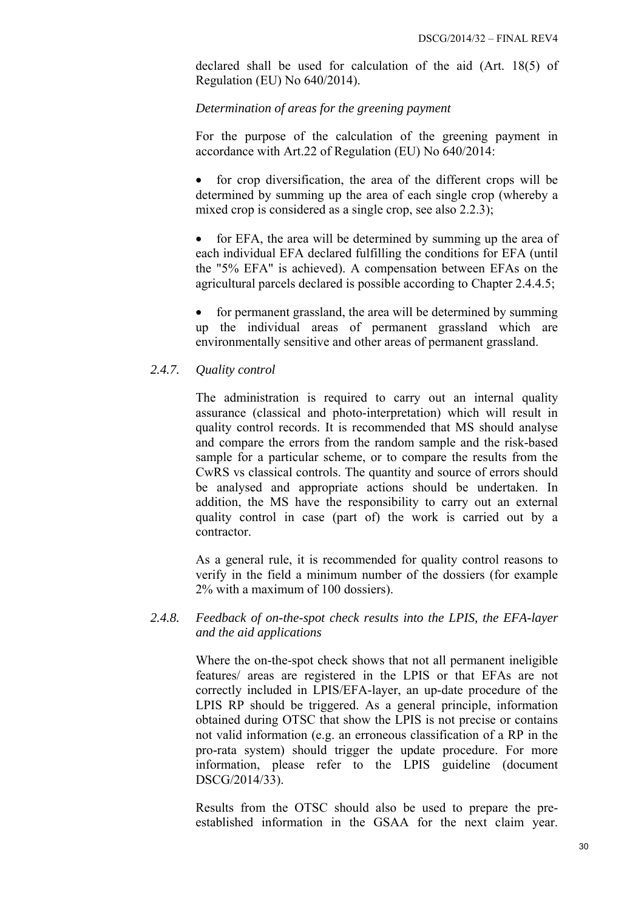declared shall be used for calculation of the aid (Art. 18(5) of Regulation (EU) No 640/2014).

*Determination of areas for the greening payment*

For the purpose of the calculation of the greening payment in accordance with Art.22 of Regulation (EU) No 640/2014:

- for crop diversification, the area of the different crops will be determined by summing up the area of each single crop (whereby a mixed crop is considered as a single crop, see also 2.2.3);
- for EFA, the area will be determined by summing up the area of each individual EFA declared fulfilling the conditions for EFA (until the "5% EFA" is achieved). A compensation between EFAs on the agricultural parcels declared is possible according to Chapter 2.4.4.5;
- for permanent grassland, the area will be determined by summing up the individual areas of permanent grassland which are environmentally sensitive and other areas of permanent grassland.

### *2.4.7. Quality control*

The administration is required to carry out an internal quality assurance (classical and photo-interpretation) which will result in quality control records. It is recommended that MS should analyse and compare the errors from the random sample and the risk-based sample for a particular scheme, or to compare the results from the CwRS vs classical controls. The quantity and source of errors should be analysed and appropriate actions should be undertaken. In addition, the MS have the responsibility to carry out an external quality control in case (part of) the work is carried out by a contractor.

As a general rule, it is recommended for quality control reasons to verify in the field a minimum number of the dossiers (for example 2% with a maximum of 100 dossiers).

### *2.4.8. Feedback of on-the-spot check results into the LPIS, the EFA-layer and the aid applications*

Where the on-the-spot check shows that not all permanent ineligible features/ areas are registered in the LPIS or that EFAs are not correctly included in LPIS/EFA-layer, an up-date procedure of the LPIS RP should be triggered. As a general principle, information obtained during OTSC that show the LPIS is not precise or contains not valid information (e.g. an erroneous classification of a RP in the pro-rata system) should trigger the update procedure. For more information, please refer to the LPIS guideline (document DSCG/2014/33).

Results from the OTSC should also be used to prepare the pre-established information in the GSAA for the next claim year.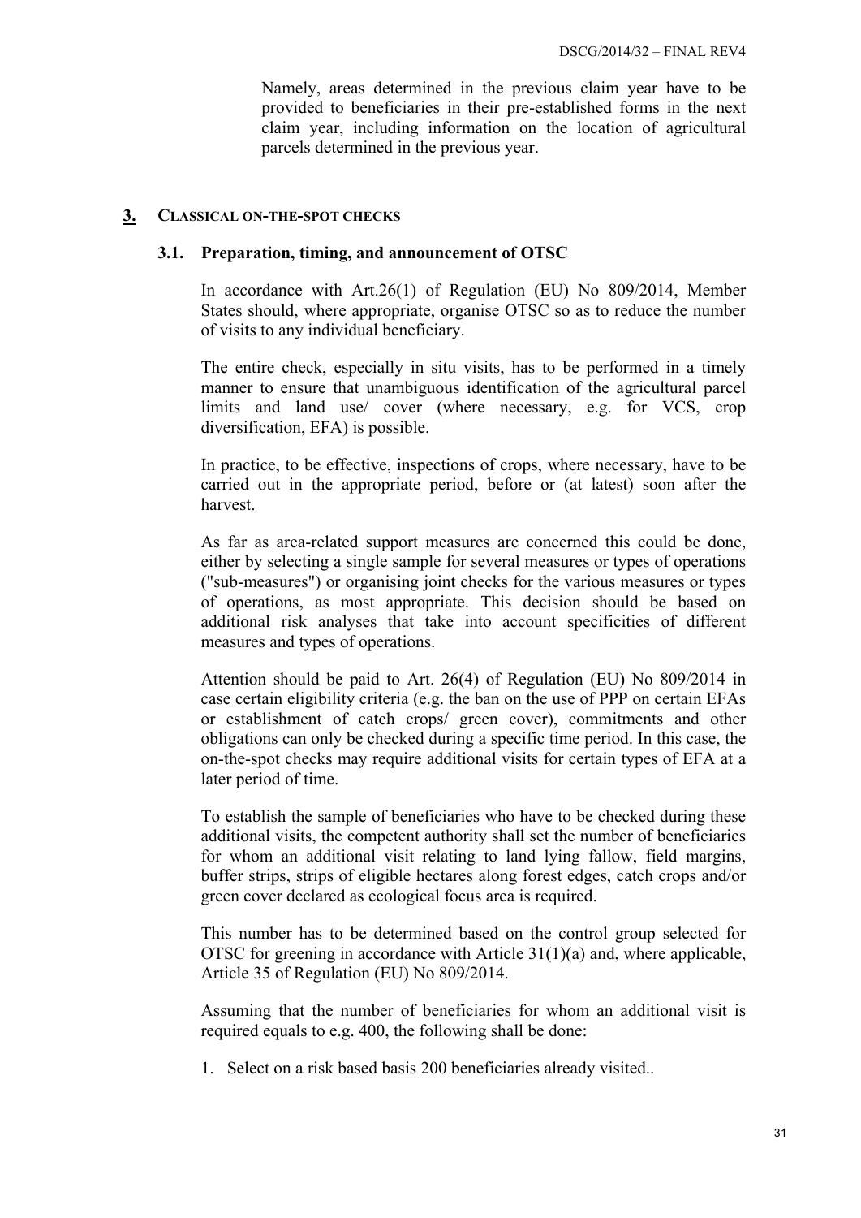Namely, areas determined in the previous claim year have to be provided to beneficiaries in their pre-established forms in the next claim year, including information on the location of agricultural parcels determined in the previous year.

## 3. CLASSICAL ON-THE-SPOT CHECKS

### 3.1. Preparation, timing, and announcement of OTSC

In accordance with Art.26(1) of Regulation (EU) No 809/2014, Member States should, where appropriate, organise OTSC so as to reduce the number of visits to any individual beneficiary.

The entire check, especially in situ visits, has to be performed in a timely manner to ensure that unambiguous identification of the agricultural parcel limits and land use/ cover (where necessary, e.g. for VCS, crop diversification, EFA) is possible.

In practice, to be effective, inspections of crops, where necessary, have to be carried out in the appropriate period, before or (at latest) soon after the harvest.

As far as area-related support measures are concerned this could be done, either by selecting a single sample for several measures or types of operations ("sub-measures") or organising joint checks for the various measures or types of operations, as most appropriate. This decision should be based on additional risk analyses that take into account specificities of different measures and types of operations.

Attention should be paid to Art. 26(4) of Regulation (EU) No 809/2014 in case certain eligibility criteria (e.g. the ban on the use of PPP on certain EFAs or establishment of catch crops/ green cover), commitments and other obligations can only be checked during a specific time period. In this case, the on-the-spot checks may require additional visits for certain types of EFA at a later period of time.

To establish the sample of beneficiaries who have to be checked during these additional visits, the competent authority shall set the number of beneficiaries for whom an additional visit relating to land lying fallow, field margins, buffer strips, strips of eligible hectares along forest edges, catch crops and/or green cover declared as ecological focus area is required.

This number has to be determined based on the control group selected for OTSC for greening in accordance with Article 31(1)(a) and, where applicable, Article 35 of Regulation (EU) No 809/2014.

Assuming that the number of beneficiaries for whom an additional visit is required equals to e.g. 400, the following shall be done:

1. Select on a risk based basis 200 beneficiaries already visited..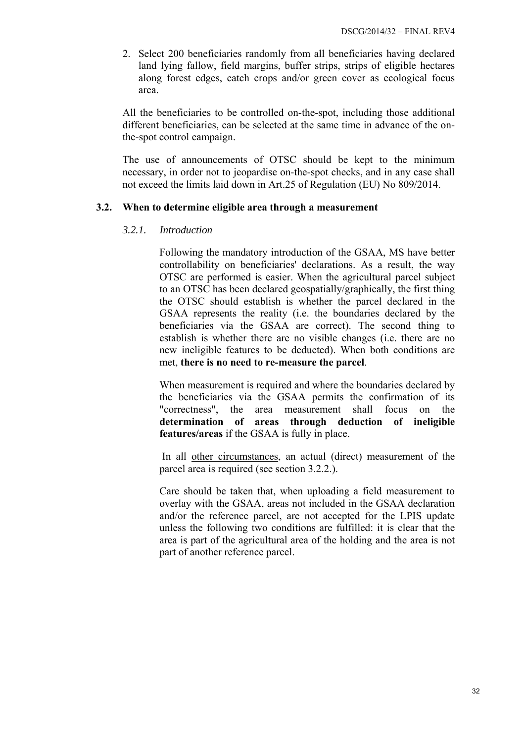2. Select 200 beneficiaries randomly from all beneficiaries having declared land lying fallow, field margins, buffer strips, strips of eligible hectares along forest edges, catch crops and/or green cover as ecological focus area.

All the beneficiaries to be controlled on-the-spot, including those additional different beneficiaries, can be selected at the same time in advance of the on-the-spot control campaign.

The use of announcements of OTSC should be kept to the minimum necessary, in order not to jeopardise on-the-spot checks, and in any case shall not exceed the limits laid down in Art.25 of Regulation (EU) No 809/2014.

### 3.2. When to determine eligible area through a measurement

#### *3.2.1. Introduction*

Following the mandatory introduction of the GSAA, MS have better controllability on beneficiaries' declarations. As a result, the way OTSC are performed is easier. When the agricultural parcel subject to an OTSC has been declared geospatially/graphically, the first thing the OTSC should establish is whether the parcel declared in the GSAA represents the reality (i.e. the boundaries declared by the beneficiaries via the GSAA are correct). The second thing to establish is whether there are no visible changes (i.e. there are no new ineligible features to be deducted). When both conditions are met, **there is no need to re-measure the parcel**.

When measurement is required and where the boundaries declared by the beneficiaries via the GSAA permits the confirmation of its "correctness", the area measurement shall focus on the **determination of areas through deduction of ineligible features/areas** if the GSAA is fully in place.

In all other circumstances, an actual (direct) measurement of the parcel area is required (see section 3.2.2.).

Care should be taken that, when uploading a field measurement to overlay with the GSAA, areas not included in the GSAA declaration and/or the reference parcel, are not accepted for the LPIS update unless the following two conditions are fulfilled: it is clear that the area is part of the agricultural area of the holding and the area is not part of another reference parcel.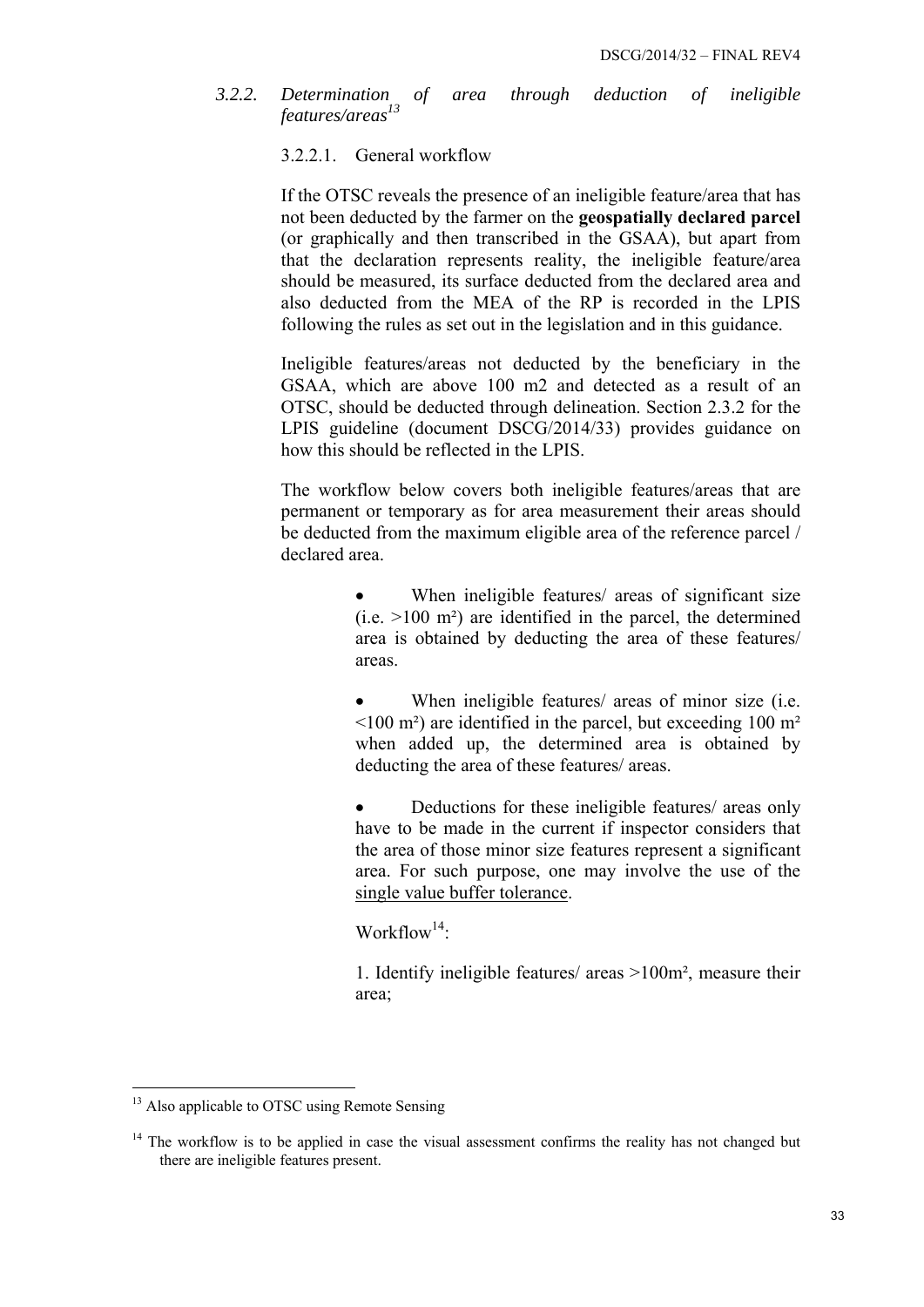### *3.2.2. Determination of area through deduction of ineligible features/areas*[13]

#### 3.2.2.1. General workflow

If the OTSC reveals the presence of an ineligible feature/area that has not been deducted by the farmer on the **geospatially declared parcel** (or graphically and then transcribed in the GSAA), but apart from that the declaration represents reality, the ineligible feature/area should be measured, its surface deducted from the declared area and also deducted from the MEA of the RP is recorded in the LPIS following the rules as set out in the legislation and in this guidance.

Ineligible features/areas not deducted by the beneficiary in the GSAA, which are above 100 m2 and detected as a result of an OTSC, should be deducted through delineation. Section 2.3.2 for the LPIS guideline (document DSCG/2014/33) provides guidance on how this should be reflected in the LPIS.

The workflow below covers both ineligible features/areas that are permanent or temporary as for area measurement their areas should be deducted from the maximum eligible area of the reference parcel / declared area.

- When ineligible features/ areas of significant size (i.e. >100 m²) are identified in the parcel, the determined area is obtained by deducting the area of these features/ areas.
- When ineligible features/ areas of minor size (i.e. <100 m²) are identified in the parcel, but exceeding 100 m² when added up, the determined area is obtained by deducting the area of these features/ areas.
- Deductions for these ineligible features/ areas only have to be made in the current if inspector considers that the area of those minor size features represent a significant area. For such purpose, one may involve the use of the single value buffer tolerance.

Workflow[14]:

1. Identify ineligible features/ areas >100m², measure their area;

---

[13] Also applicable to OTSC using Remote Sensing

[14] The workflow is to be applied in case the visual assessment confirms the reality has not changed but there are ineligible features present.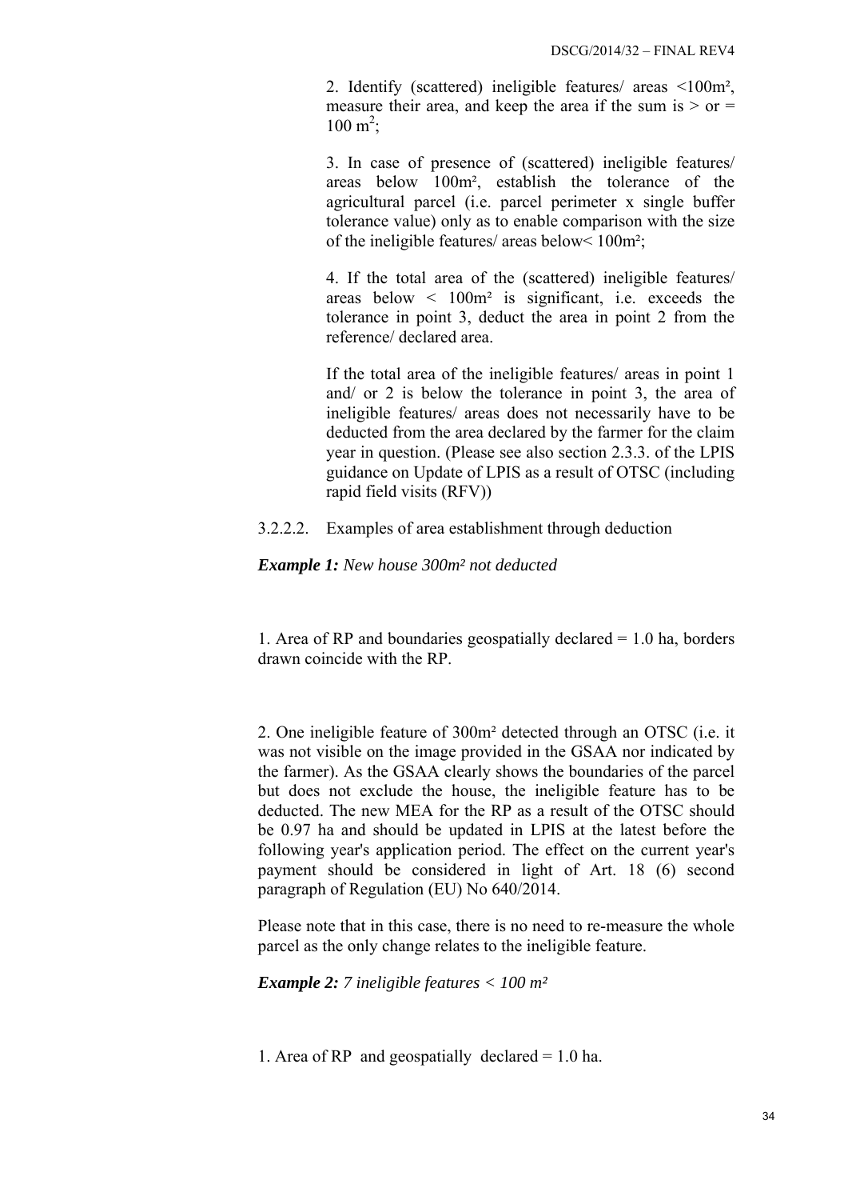2. Identify (scattered) ineligible features/ areas <100m², measure their area, and keep the area if the sum is > or = 100 m$^2$;

3. In case of presence of (scattered) ineligible features/ areas below 100m², establish the tolerance of the agricultural parcel (i.e. parcel perimeter x single buffer tolerance value) only as to enable comparison with the size of the ineligible features/ areas below< 100m²;

4. If the total area of the (scattered) ineligible features/ areas below < 100m² is significant, i.e. exceeds the tolerance in point 3, deduct the area in point 2 from the reference/ declared area.

If the total area of the ineligible features/ areas in point 1 and/ or 2 is below the tolerance in point 3, the area of ineligible features/ areas does not necessarily have to be deducted from the area declared by the farmer for the claim year in question. (Please see also section 2.3.3. of the LPIS guidance on Update of LPIS as a result of OTSC (including rapid field visits (RFV))

3.2.2.2. Examples of area establishment through deduction

***Example 1:*** *New house 300m² not deducted*

1. Area of RP and boundaries geospatially declared = 1.0 ha, borders drawn coincide with the RP.

2. One ineligible feature of 300m² detected through an OTSC (i.e. it was not visible on the image provided in the GSAA nor indicated by the farmer). As the GSAA clearly shows the boundaries of the parcel but does not exclude the house, the ineligible feature has to be deducted. The new MEA for the RP as a result of the OTSC should be 0.97 ha and should be updated in LPIS at the latest before the following year's application period. The effect on the current year's payment should be considered in light of Art. 18 (6) second paragraph of Regulation (EU) No 640/2014.

Please note that in this case, there is no need to re-measure the whole parcel as the only change relates to the ineligible feature.

***Example 2:*** *7 ineligible features < 100 m²*

1. Area of RP and geospatially declared = 1.0 ha.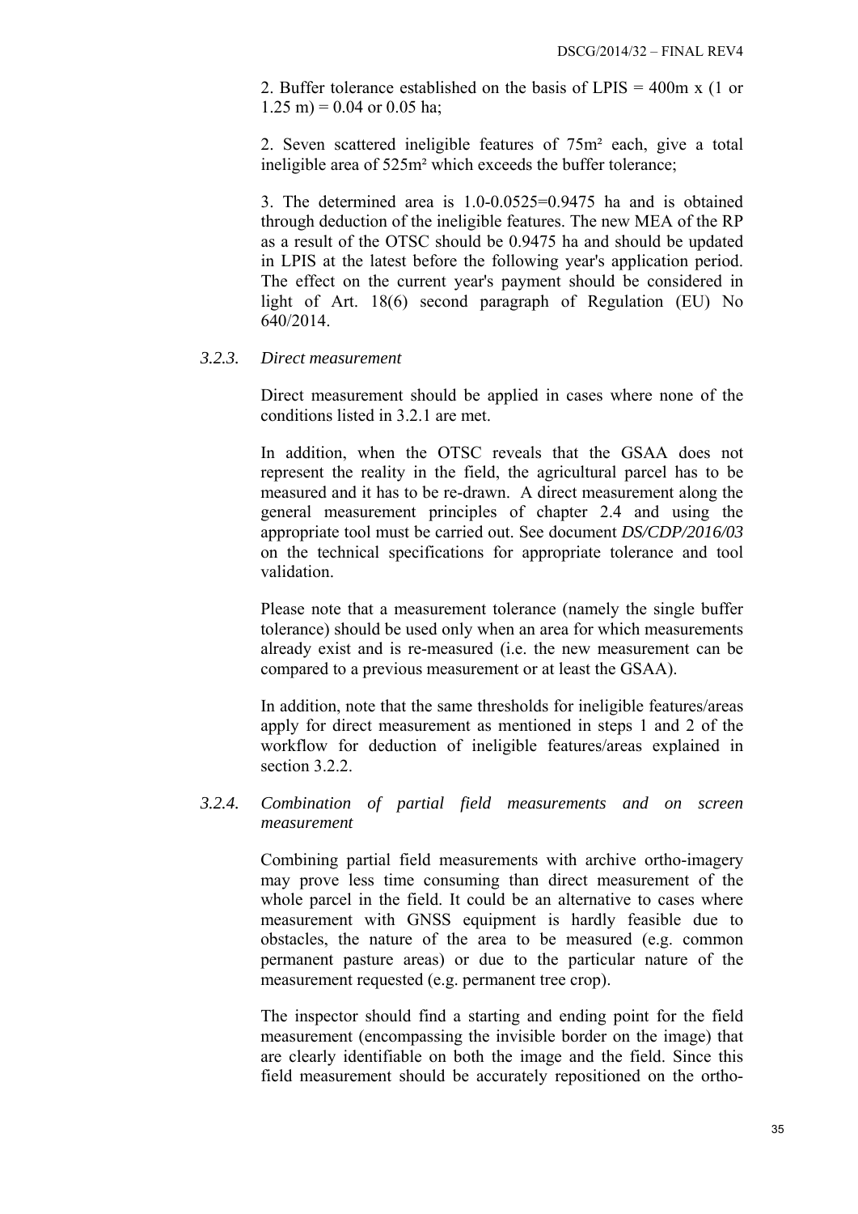2. Buffer tolerance established on the basis of LPIS = 400m x (1 or 1.25 m) = 0.04 or 0.05 ha;

2. Seven scattered ineligible features of 75m² each, give a total ineligible area of 525m² which exceeds the buffer tolerance;

3. The determined area is 1.0-0.0525=0.9475 ha and is obtained through deduction of the ineligible features. The new MEA of the RP as a result of the OTSC should be 0.9475 ha and should be updated in LPIS at the latest before the following year's application period. The effect on the current year's payment should be considered in light of Art. 18(6) second paragraph of Regulation (EU) No 640/2014.

### 3.2.3. *Direct measurement*

Direct measurement should be applied in cases where none of the conditions listed in 3.2.1 are met.

In addition, when the OTSC reveals that the GSAA does not represent the reality in the field, the agricultural parcel has to be measured and it has to be re-drawn. A direct measurement along the general measurement principles of chapter 2.4 and using the appropriate tool must be carried out. See document *DS/CDP/2016/03* on the technical specifications for appropriate tolerance and tool validation.

Please note that a measurement tolerance (namely the single buffer tolerance) should be used only when an area for which measurements already exist and is re-measured (i.e. the new measurement can be compared to a previous measurement or at least the GSAA).

In addition, note that the same thresholds for ineligible features/areas apply for direct measurement as mentioned in steps 1 and 2 of the workflow for deduction of ineligible features/areas explained in section 3.2.2.

### 3.2.4. *Combination of partial field measurements and on screen measurement*

Combining partial field measurements with archive ortho-imagery may prove less time consuming than direct measurement of the whole parcel in the field. It could be an alternative to cases where measurement with GNSS equipment is hardly feasible due to obstacles, the nature of the area to be measured (e.g. common permanent pasture areas) or due to the particular nature of the measurement requested (e.g. permanent tree crop).

The inspector should find a starting and ending point for the field measurement (encompassing the invisible border on the image) that are clearly identifiable on both the image and the field. Since this field measurement should be accurately repositioned on the ortho-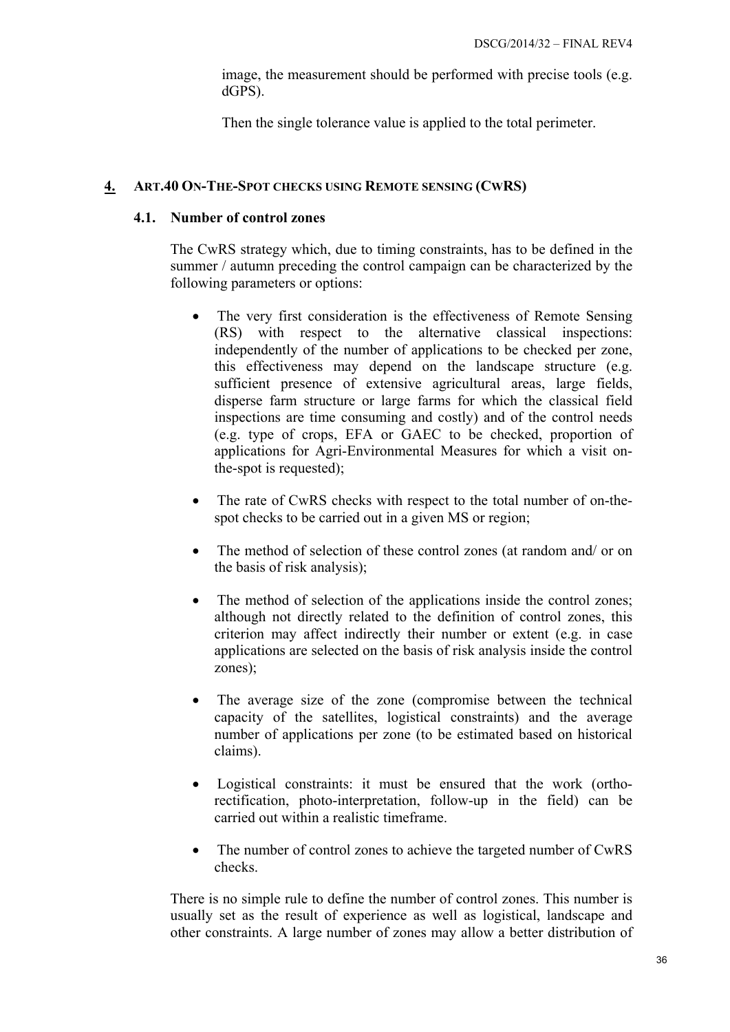image, the measurement should be performed with precise tools (e.g. dGPS).

Then the single tolerance value is applied to the total perimeter.

## 4. ART.40 ON-THE-SPOT CHECKS USING REMOTE SENSING (CWRS)

### 4.1. Number of control zones

The CwRS strategy which, due to timing constraints, has to be defined in the summer / autumn preceding the control campaign can be characterized by the following parameters or options:

- The very first consideration is the effectiveness of Remote Sensing (RS) with respect to the alternative classical inspections: independently of the number of applications to be checked per zone, this effectiveness may depend on the landscape structure (e.g. sufficient presence of extensive agricultural areas, large fields, disperse farm structure or large farms for which the classical field inspections are time consuming and costly) and of the control needs (e.g. type of crops, EFA or GAEC to be checked, proportion of applications for Agri-Environmental Measures for which a visit on-the-spot is requested);
- The rate of CwRS checks with respect to the total number of on-the-spot checks to be carried out in a given MS or region;
- The method of selection of these control zones (at random and/ or on the basis of risk analysis);
- The method of selection of the applications inside the control zones; although not directly related to the definition of control zones, this criterion may affect indirectly their number or extent (e.g. in case applications are selected on the basis of risk analysis inside the control zones);
- The average size of the zone (compromise between the technical capacity of the satellites, logistical constraints) and the average number of applications per zone (to be estimated based on historical claims).
- Logistical constraints: it must be ensured that the work (ortho-rectification, photo-interpretation, follow-up in the field) can be carried out within a realistic timeframe.
- The number of control zones to achieve the targeted number of CwRS checks.

There is no simple rule to define the number of control zones. This number is usually set as the result of experience as well as logistical, landscape and other constraints. A large number of zones may allow a better distribution of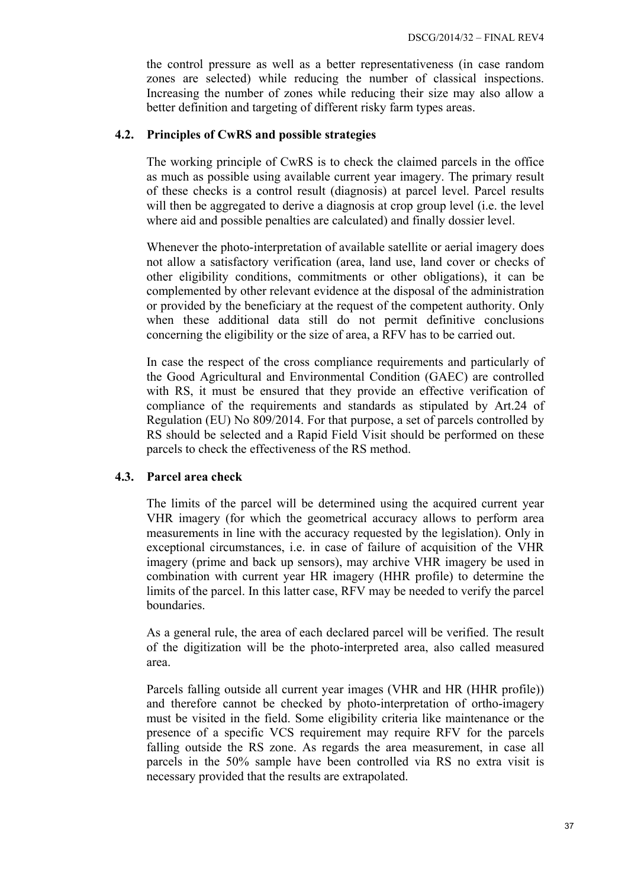the control pressure as well as a better representativeness (in case random zones are selected) while reducing the number of classical inspections. Increasing the number of zones while reducing their size may also allow a better definition and targeting of different risky farm types areas.

### 4.2. Principles of CwRS and possible strategies

The working principle of CwRS is to check the claimed parcels in the office as much as possible using available current year imagery. The primary result of these checks is a control result (diagnosis) at parcel level. Parcel results will then be aggregated to derive a diagnosis at crop group level (i.e. the level where aid and possible penalties are calculated) and finally dossier level.

Whenever the photo-interpretation of available satellite or aerial imagery does not allow a satisfactory verification (area, land use, land cover or checks of other eligibility conditions, commitments or other obligations), it can be complemented by other relevant evidence at the disposal of the administration or provided by the beneficiary at the request of the competent authority. Only when these additional data still do not permit definitive conclusions concerning the eligibility or the size of area, a RFV has to be carried out.

In case the respect of the cross compliance requirements and particularly of the Good Agricultural and Environmental Condition (GAEC) are controlled with RS, it must be ensured that they provide an effective verification of compliance of the requirements and standards as stipulated by Art.24 of Regulation (EU) No 809/2014. For that purpose, a set of parcels controlled by RS should be selected and a Rapid Field Visit should be performed on these parcels to check the effectiveness of the RS method.

### 4.3. Parcel area check

The limits of the parcel will be determined using the acquired current year VHR imagery (for which the geometrical accuracy allows to perform area measurements in line with the accuracy requested by the legislation). Only in exceptional circumstances, i.e. in case of failure of acquisition of the VHR imagery (prime and back up sensors), may archive VHR imagery be used in combination with current year HR imagery (HHR profile) to determine the limits of the parcel. In this latter case, RFV may be needed to verify the parcel boundaries.

As a general rule, the area of each declared parcel will be verified. The result of the digitization will be the photo-interpreted area, also called measured area.

Parcels falling outside all current year images (VHR and HR (HHR profile)) and therefore cannot be checked by photo-interpretation of ortho-imagery must be visited in the field. Some eligibility criteria like maintenance or the presence of a specific VCS requirement may require RFV for the parcels falling outside the RS zone. As regards the area measurement, in case all parcels in the 50% sample have been controlled via RS no extra visit is necessary provided that the results are extrapolated.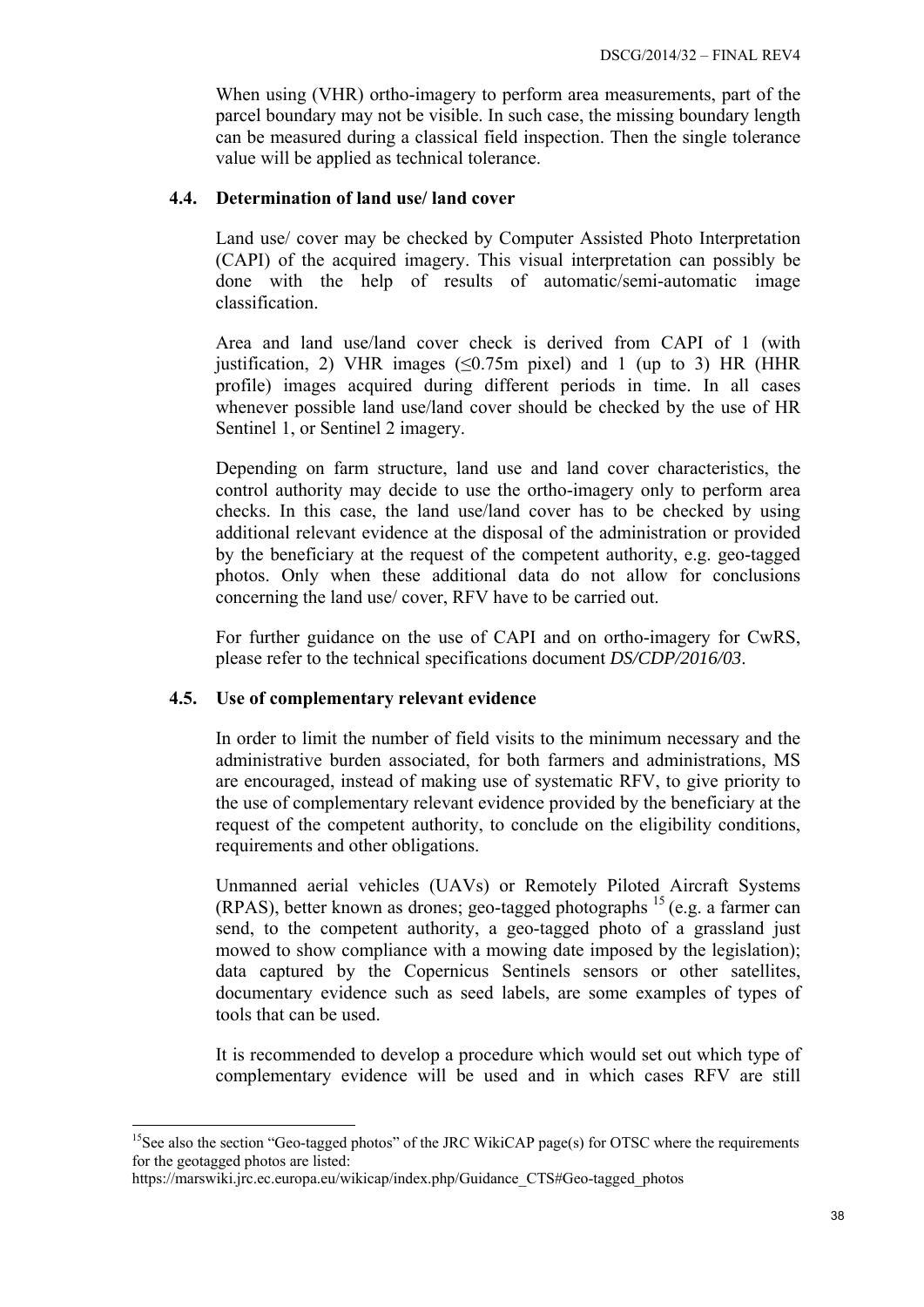When using (VHR) ortho-imagery to perform area measurements, part of the parcel boundary may not be visible. In such case, the missing boundary length can be measured during a classical field inspection. Then the single tolerance value will be applied as technical tolerance.

### 4.4. Determination of land use/ land cover

Land use/ cover may be checked by Computer Assisted Photo Interpretation (CAPI) of the acquired imagery. This visual interpretation can possibly be done with the help of results of automatic/semi-automatic image classification.

Area and land use/land cover check is derived from CAPI of 1 (with justification, 2) VHR images (≤0.75m pixel) and 1 (up to 3) HR (HHR profile) images acquired during different periods in time. In all cases whenever possible land use/land cover should be checked by the use of HR Sentinel 1, or Sentinel 2 imagery.

Depending on farm structure, land use and land cover characteristics, the control authority may decide to use the ortho-imagery only to perform area checks. In this case, the land use/land cover has to be checked by using additional relevant evidence at the disposal of the administration or provided by the beneficiary at the request of the competent authority, e.g. geo-tagged photos. Only when these additional data do not allow for conclusions concerning the land use/ cover, RFV have to be carried out.

For further guidance on the use of CAPI and on ortho-imagery for CwRS, please refer to the technical specifications document *DS/CDP/2016/03*.

### 4.5. Use of complementary relevant evidence

In order to limit the number of field visits to the minimum necessary and the administrative burden associated, for both farmers and administrations, MS are encouraged, instead of making use of systematic RFV, to give priority to the use of complementary relevant evidence provided by the beneficiary at the request of the competent authority, to conclude on the eligibility conditions, requirements and other obligations.

Unmanned aerial vehicles (UAVs) or Remotely Piloted Aircraft Systems (RPAS), better known as drones; geo-tagged photographs [15] (e.g. a farmer can send, to the competent authority, a geo-tagged photo of a grassland just mowed to show compliance with a mowing date imposed by the legislation); data captured by the Copernicus Sentinels sensors or other satellites, documentary evidence such as seed labels, are some examples of types of tools that can be used.

It is recommended to develop a procedure which would set out which type of complementary evidence will be used and in which cases RFV are still

---

[15] See also the section "Geo-tagged photos" of the JRC WikiCAP page(s) for OTSC where the requirements for the geotagged photos are listed:
https://marswiki.jrc.ec.europa.eu/wikicap/index.php/Guidance_CTS#Geo-tagged_photos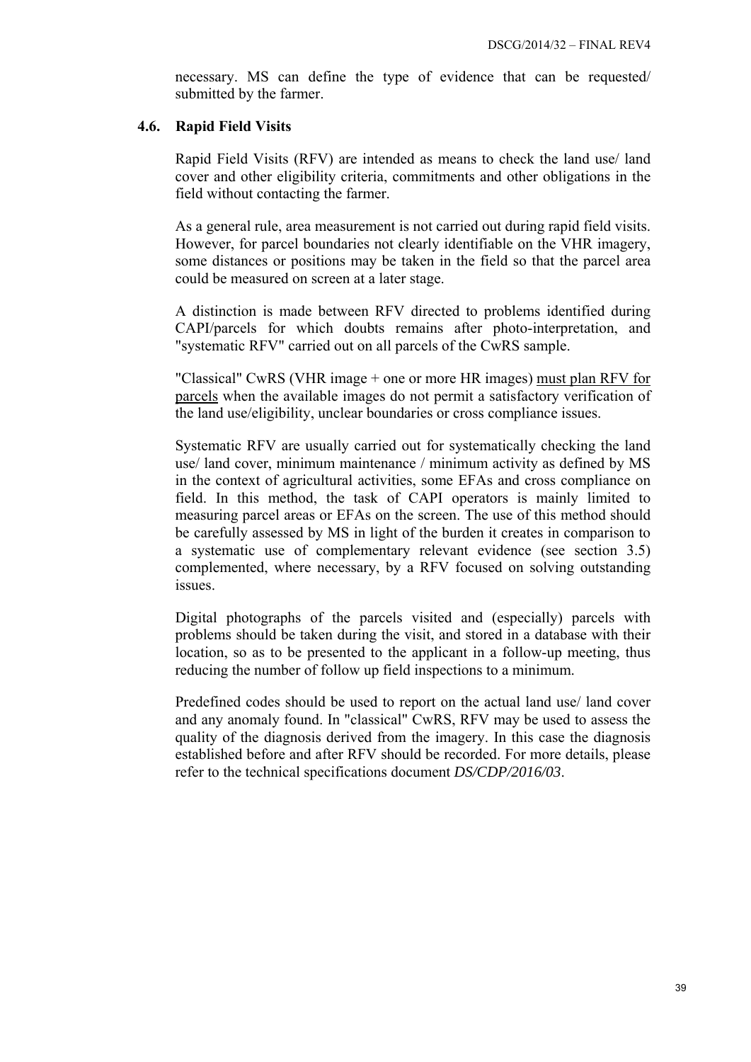necessary. MS can define the type of evidence that can be requested/ submitted by the farmer.

### 4.6. Rapid Field Visits

Rapid Field Visits (RFV) are intended as means to check the land use/ land cover and other eligibility criteria, commitments and other obligations in the field without contacting the farmer.

As a general rule, area measurement is not carried out during rapid field visits. However, for parcel boundaries not clearly identifiable on the VHR imagery, some distances or positions may be taken in the field so that the parcel area could be measured on screen at a later stage.

A distinction is made between RFV directed to problems identified during CAPI/parcels for which doubts remains after photo-interpretation, and "systematic RFV" carried out on all parcels of the CwRS sample.

"Classical" CwRS (VHR image + one or more HR images) must plan RFV for parcels when the available images do not permit a satisfactory verification of the land use/eligibility, unclear boundaries or cross compliance issues.

Systematic RFV are usually carried out for systematically checking the land use/ land cover, minimum maintenance / minimum activity as defined by MS in the context of agricultural activities, some EFAs and cross compliance on field. In this method, the task of CAPI operators is mainly limited to measuring parcel areas or EFAs on the screen. The use of this method should be carefully assessed by MS in light of the burden it creates in comparison to a systematic use of complementary relevant evidence (see section 3.5) complemented, where necessary, by a RFV focused on solving outstanding issues.

Digital photographs of the parcels visited and (especially) parcels with problems should be taken during the visit, and stored in a database with their location, so as to be presented to the applicant in a follow-up meeting, thus reducing the number of follow up field inspections to a minimum.

Predefined codes should be used to report on the actual land use/ land cover and any anomaly found. In "classical" CwRS, RFV may be used to assess the quality of the diagnosis derived from the imagery. In this case the diagnosis established before and after RFV should be recorded. For more details, please refer to the technical specifications document *DS/CDP/2016/03*.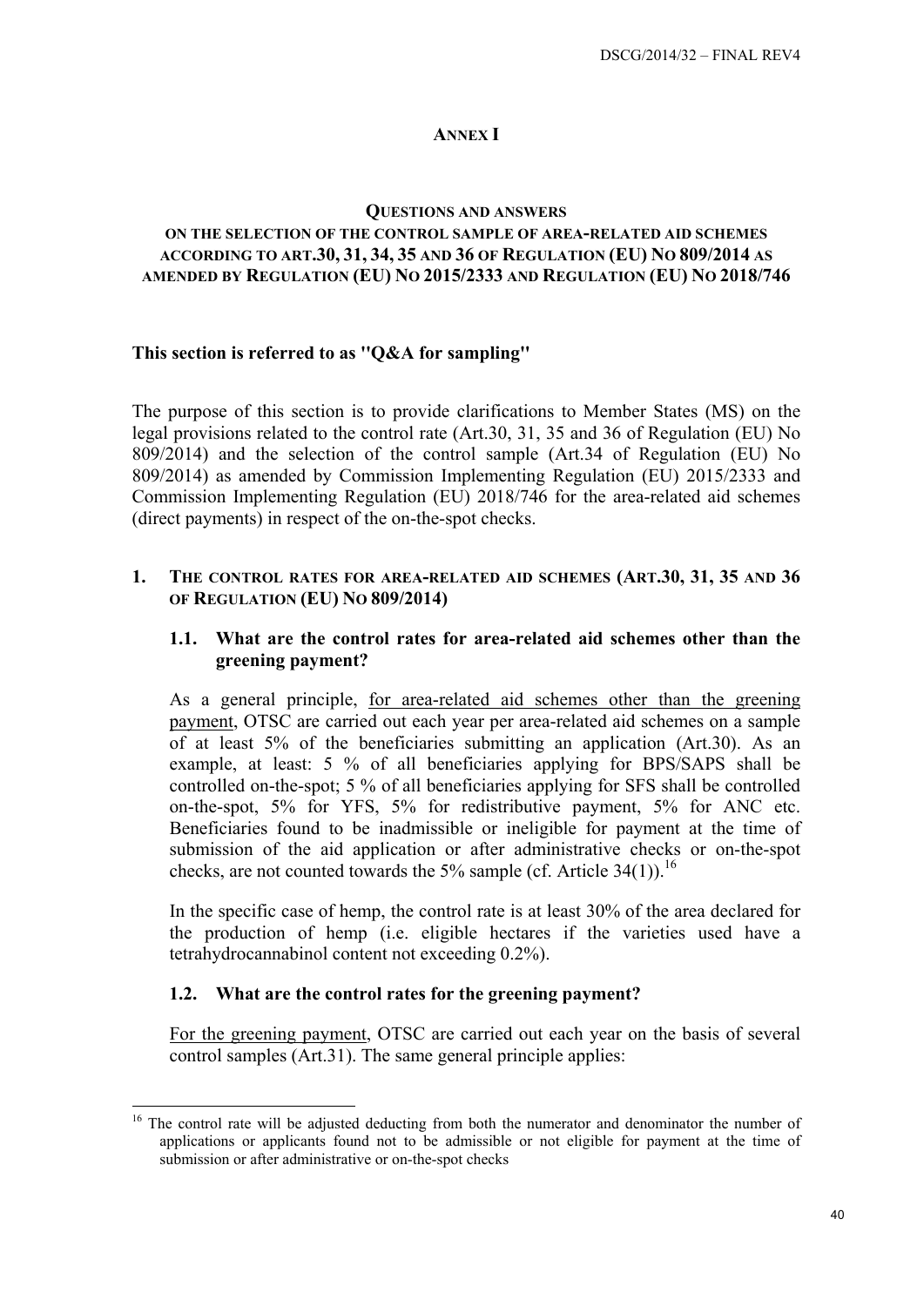# ANNEX I

## QUESTIONS AND ANSWERS ON THE SELECTION OF THE CONTROL SAMPLE OF AREA-RELATED AID SCHEMES ACCORDING TO ART.30, 31, 34, 35 AND 36 OF REGULATION (EU) NO 809/2014 AS AMENDED BY REGULATION (EU) NO 2015/2333 AND REGULATION (EU) NO 2018/746

**This section is referred to as "Q&A for sampling"**

The purpose of this section is to provide clarifications to Member States (MS) on the legal provisions related to the control rate (Art.30, 31, 35 and 36 of Regulation (EU) No 809/2014) and the selection of the control sample (Art.34 of Regulation (EU) No 809/2014) as amended by Commission Implementing Regulation (EU) 2015/2333 and Commission Implementing Regulation (EU) 2018/746 for the area-related aid schemes (direct payments) in respect of the on-the-spot checks.

### 1. THE CONTROL RATES FOR AREA-RELATED AID SCHEMES (ART.30, 31, 35 AND 36 OF REGULATION (EU) NO 809/2014)

#### 1.1. What are the control rates for area-related aid schemes other than the greening payment?

As a general principle, for area-related aid schemes other than the greening payment, OTSC are carried out each year per area-related aid schemes on a sample of at least 5% of the beneficiaries submitting an application (Art.30). As an example, at least: 5 % of all beneficiaries applying for BPS/SAPS shall be controlled on-the-spot; 5 % of all beneficiaries applying for SFS shall be controlled on-the-spot, 5% for YFS, 5% for redistributive payment, 5% for ANC etc. Beneficiaries found to be inadmissible or ineligible for payment at the time of submission of the aid application or after administrative checks or on-the-spot checks, are not counted towards the 5% sample (cf. Article 34(1)).[16]

In the specific case of hemp, the control rate is at least 30% of the area declared for the production of hemp (i.e. eligible hectares if the varieties used have a tetrahydrocannabinol content not exceeding 0.2%).

#### 1.2. What are the control rates for the greening payment?

For the greening payment, OTSC are carried out each year on the basis of several control samples (Art.31). The same general principle applies:

[16] The control rate will be adjusted deducting from both the numerator and denominator the number of applications or applicants found not to be admissible or not eligible for payment at the time of submission or after administrative or on-the-spot checks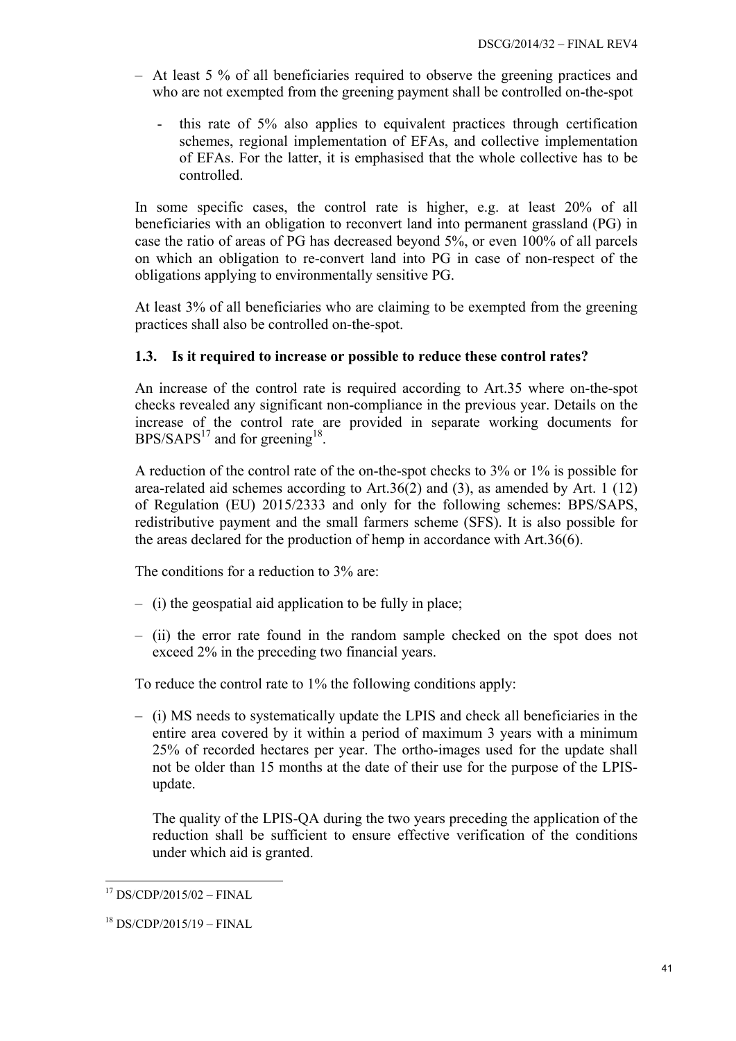- At least 5 % of all beneficiaries required to observe the greening practices and who are not exempted from the greening payment shall be controlled on-the-spot
  - this rate of 5% also applies to equivalent practices through certification schemes, regional implementation of EFAs, and collective implementation of EFAs. For the latter, it is emphasised that the whole collective has to be controlled.

In some specific cases, the control rate is higher, e.g. at least 20% of all beneficiaries with an obligation to reconvert land into permanent grassland (PG) in case the ratio of areas of PG has decreased beyond 5%, or even 100% of all parcels on which an obligation to re-convert land into PG in case of non-respect of the obligations applying to environmentally sensitive PG.

At least 3% of all beneficiaries who are claiming to be exempted from the greening practices shall also be controlled on-the-spot.

### 1.3. Is it required to increase or possible to reduce these control rates?

An increase of the control rate is required according to Art.35 where on-the-spot checks revealed any significant non-compliance in the previous year. Details on the increase of the control rate are provided in separate working documents for BPS/SAPS[17] and for greening[18].

A reduction of the control rate of the on-the-spot checks to 3% or 1% is possible for area-related aid schemes according to Art.36(2) and (3), as amended by Art. 1 (12) of Regulation (EU) 2015/2333 and only for the following schemes: BPS/SAPS, redistributive payment and the small farmers scheme (SFS). It is also possible for the areas declared for the production of hemp in accordance with Art.36(6).

The conditions for a reduction to 3% are:

- (i) the geospatial aid application to be fully in place;
- (ii) the error rate found in the random sample checked on the spot does not exceed 2% in the preceding two financial years.

To reduce the control rate to 1% the following conditions apply:

- (i) MS needs to systematically update the LPIS and check all beneficiaries in the entire area covered by it within a period of maximum 3 years with a minimum 25% of recorded hectares per year. The ortho-images used for the update shall not be older than 15 months at the date of their use for the purpose of the LPIS-update.

  The quality of the LPIS-QA during the two years preceding the application of the reduction shall be sufficient to ensure effective verification of the conditions under which aid is granted.

---

[17] DS/CDP/2015/02 – FINAL

[18] DS/CDP/2015/19 – FINAL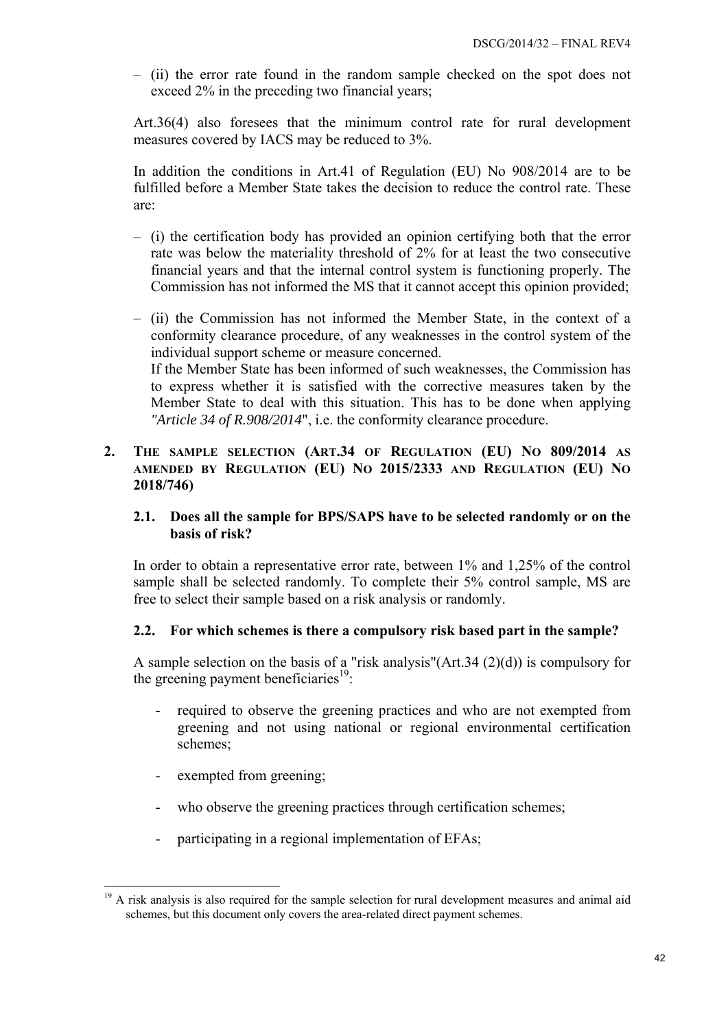– (ii) the error rate found in the random sample checked on the spot does not exceed 2% in the preceding two financial years;

Art.36(4) also foresees that the minimum control rate for rural development measures covered by IACS may be reduced to 3%.

In addition the conditions in Art.41 of Regulation (EU) No 908/2014 are to be fulfilled before a Member State takes the decision to reduce the control rate. These are:

– (i) the certification body has provided an opinion certifying both that the error rate was below the materiality threshold of 2% for at least the two consecutive financial years and that the internal control system is functioning properly. The Commission has not informed the MS that it cannot accept this opinion provided;

– (ii) the Commission has not informed the Member State, in the context of a conformity clearance procedure, of any weaknesses in the control system of the individual support scheme or measure concerned.
If the Member State has been informed of such weaknesses, the Commission has to express whether it is satisfied with the corrective measures taken by the Member State to deal with this situation. This has to be done when applying *"Article 34 of R.908/2014*", i.e. the conformity clearance procedure.

## 2. THE SAMPLE SELECTION (ART.34 OF REGULATION (EU) NO 809/2014 AS AMENDED BY REGULATION (EU) NO 2015/2333 AND REGULATION (EU) NO 2018/746)

### 2.1. Does all the sample for BPS/SAPS have to be selected randomly or on the basis of risk?

In order to obtain a representative error rate, between 1% and 1,25% of the control sample shall be selected randomly. To complete their 5% control sample, MS are free to select their sample based on a risk analysis or randomly.

### 2.2. For which schemes is there a compulsory risk based part in the sample?

A sample selection on the basis of a "risk analysis"(Art.34 (2)(d)) is compulsory for the greening payment beneficiaries[19]:

- required to observe the greening practices and who are not exempted from greening and not using national or regional environmental certification schemes;
- exempted from greening;
- who observe the greening practices through certification schemes;
- participating in a regional implementation of EFAs;

[19] A risk analysis is also required for the sample selection for rural development measures and animal aid schemes, but this document only covers the area-related direct payment schemes.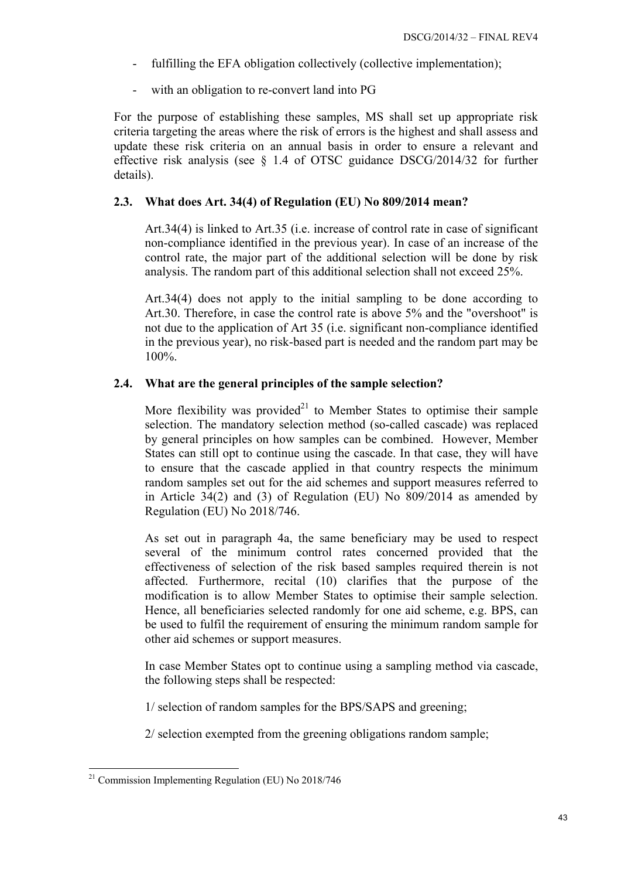- fulfilling the EFA obligation collectively (collective implementation);
- with an obligation to re-convert land into PG

For the purpose of establishing these samples, MS shall set up appropriate risk criteria targeting the areas where the risk of errors is the highest and shall assess and update these risk criteria on an annual basis in order to ensure a relevant and effective risk analysis (see § 1.4 of OTSC guidance DSCG/2014/32 for further details).

### 2.3. What does Art. 34(4) of Regulation (EU) No 809/2014 mean?

Art.34(4) is linked to Art.35 (i.e. increase of control rate in case of significant non-compliance identified in the previous year). In case of an increase of the control rate, the major part of the additional selection will be done by risk analysis. The random part of this additional selection shall not exceed 25%.

Art.34(4) does not apply to the initial sampling to be done according to Art.30. Therefore, in case the control rate is above 5% and the "overshoot" is not due to the application of Art 35 (i.e. significant non-compliance identified in the previous year), no risk-based part is needed and the random part may be 100%.

### 2.4. What are the general principles of the sample selection?

More flexibility was provided[21] to Member States to optimise their sample selection. The mandatory selection method (so-called cascade) was replaced by general principles on how samples can be combined. However, Member States can still opt to continue using the cascade. In that case, they will have to ensure that the cascade applied in that country respects the minimum random samples set out for the aid schemes and support measures referred to in Article 34(2) and (3) of Regulation (EU) No 809/2014 as amended by Regulation (EU) No 2018/746.

As set out in paragraph 4a, the same beneficiary may be used to respect several of the minimum control rates concerned provided that the effectiveness of selection of the risk based samples required therein is not affected. Furthermore, recital (10) clarifies that the purpose of the modification is to allow Member States to optimise their sample selection. Hence, all beneficiaries selected randomly for one aid scheme, e.g. BPS, can be used to fulfil the requirement of ensuring the minimum random sample for other aid schemes or support measures.

In case Member States opt to continue using a sampling method via cascade, the following steps shall be respected:

1/ selection of random samples for the BPS/SAPS and greening;

2/ selection exempted from the greening obligations random sample;

---

[21] Commission Implementing Regulation (EU) No 2018/746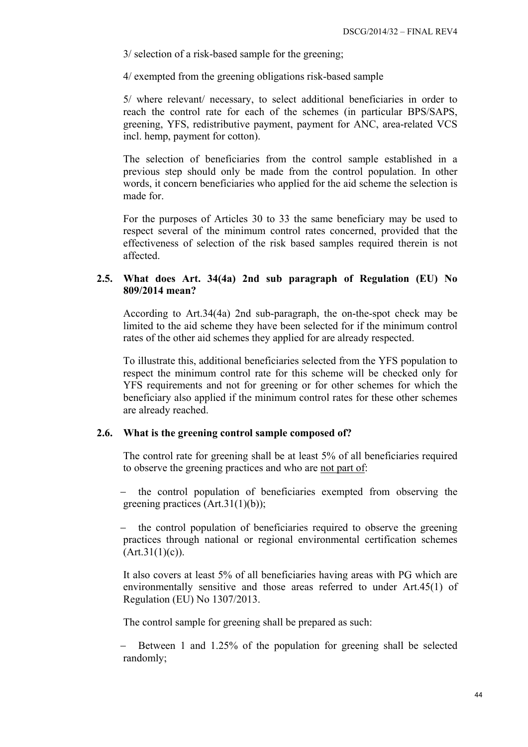3/ selection of a risk-based sample for the greening;

4/ exempted from the greening obligations risk-based sample

5/ where relevant/ necessary, to select additional beneficiaries in order to reach the control rate for each of the schemes (in particular BPS/SAPS, greening, YFS, redistributive payment, payment for ANC, area-related VCS incl. hemp, payment for cotton).

The selection of beneficiaries from the control sample established in a previous step should only be made from the control population. In other words, it concern beneficiaries who applied for the aid scheme the selection is made for.

For the purposes of Articles 30 to 33 the same beneficiary may be used to respect several of the minimum control rates concerned, provided that the effectiveness of selection of the risk based samples required therein is not affected.

### 2.5. What does Art. 34(4a) 2nd sub paragraph of Regulation (EU) No 809/2014 mean?

According to Art.34(4a) 2nd sub-paragraph, the on-the-spot check may be limited to the aid scheme they have been selected for if the minimum control rates of the other aid schemes they applied for are already respected.

To illustrate this, additional beneficiaries selected from the YFS population to respect the minimum control rate for this scheme will be checked only for YFS requirements and not for greening or for other schemes for which the beneficiary also applied if the minimum control rates for these other schemes are already reached.

### 2.6. What is the greening control sample composed of?

The control rate for greening shall be at least 5% of all beneficiaries required to observe the greening practices and who are <u>not part of</u>:

- the control population of beneficiaries exempted from observing the greening practices (Art.31(1)(b));
- the control population of beneficiaries required to observe the greening practices through national or regional environmental certification schemes (Art.31(1)(c)).

It also covers at least 5% of all beneficiaries having areas with PG which are environmentally sensitive and those areas referred to under Art.45(1) of Regulation (EU) No 1307/2013.

The control sample for greening shall be prepared as such:

- Between 1 and 1.25% of the population for greening shall be selected randomly;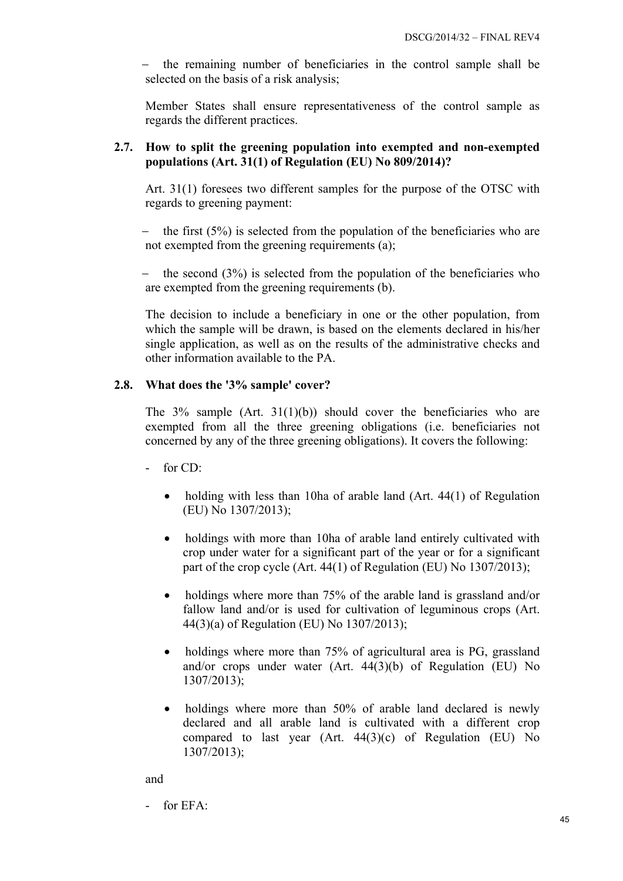– the remaining number of beneficiaries in the control sample shall be selected on the basis of a risk analysis;

Member States shall ensure representativeness of the control sample as regards the different practices.

### 2.7. How to split the greening population into exempted and non-exempted populations (Art. 31(1) of Regulation (EU) No 809/2014)?

Art. 31(1) foresees two different samples for the purpose of the OTSC with regards to greening payment:

– the first (5%) is selected from the population of the beneficiaries who are not exempted from the greening requirements (a);

– the second (3%) is selected from the population of the beneficiaries who are exempted from the greening requirements (b).

The decision to include a beneficiary in one or the other population, from which the sample will be drawn, is based on the elements declared in his/her single application, as well as on the results of the administrative checks and other information available to the PA.

### 2.8. What does the '3% sample' cover?

The 3% sample (Art. 31(1)(b)) should cover the beneficiaries who are exempted from all the three greening obligations (i.e. beneficiaries not concerned by any of the three greening obligations). It covers the following:

- for CD:
  - holding with less than 10ha of arable land (Art. 44(1) of Regulation (EU) No 1307/2013);
  - holdings with more than 10ha of arable land entirely cultivated with crop under water for a significant part of the year or for a significant part of the crop cycle (Art. 44(1) of Regulation (EU) No 1307/2013);
  - holdings where more than 75% of the arable land is grassland and/or fallow land and/or is used for cultivation of leguminous crops (Art. 44(3)(a) of Regulation (EU) No 1307/2013);
  - holdings where more than 75% of agricultural area is PG, grassland and/or crops under water (Art. 44(3)(b) of Regulation (EU) No 1307/2013);
  - holdings where more than 50% of arable land declared is newly declared and all arable land is cultivated with a different crop compared to last year (Art. 44(3)(c) of Regulation (EU) No 1307/2013);

and

- for EFA: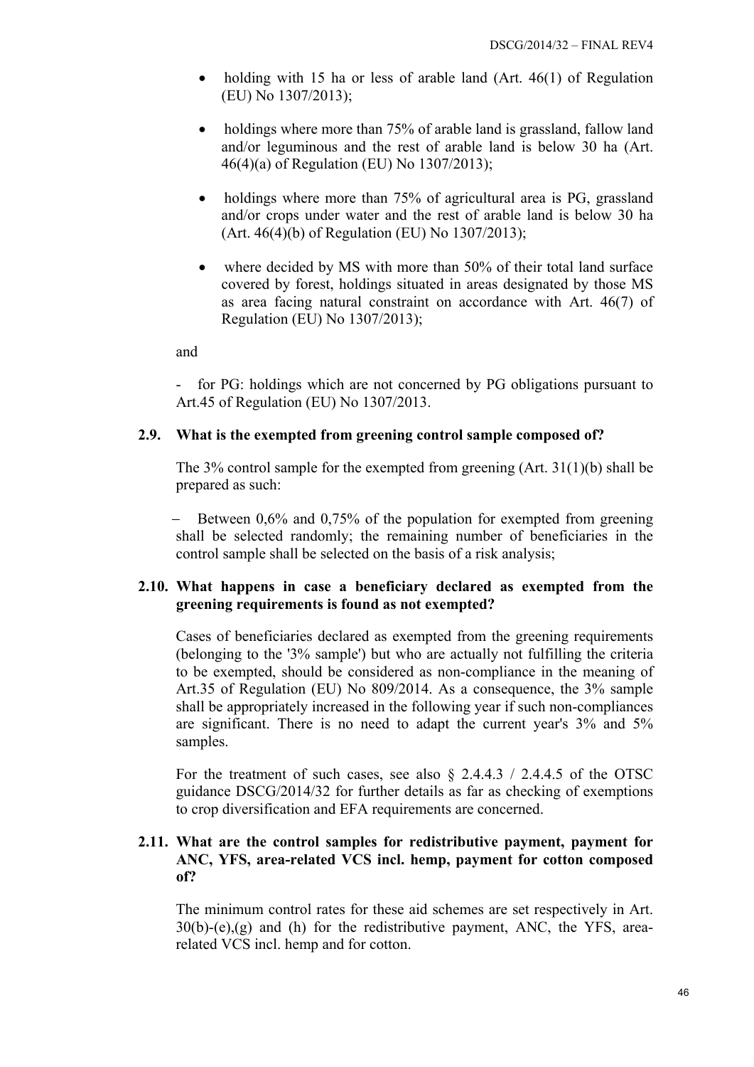- holding with 15 ha or less of arable land (Art. 46(1) of Regulation (EU) No 1307/2013);

- holdings where more than 75% of arable land is grassland, fallow land and/or leguminous and the rest of arable land is below 30 ha (Art. 46(4)(a) of Regulation (EU) No 1307/2013);

- holdings where more than 75% of agricultural area is PG, grassland and/or crops under water and the rest of arable land is below 30 ha (Art. 46(4)(b) of Regulation (EU) No 1307/2013);

- where decided by MS with more than 50% of their total land surface covered by forest, holdings situated in areas designated by those MS as area facing natural constraint on accordance with Art. 46(7) of Regulation (EU) No 1307/2013);

and

- for PG: holdings which are not concerned by PG obligations pursuant to Art.45 of Regulation (EU) No 1307/2013.

### 2.9. What is the exempted from greening control sample composed of?

The 3% control sample for the exempted from greening (Art. 31(1)(b) shall be prepared as such:

– Between 0,6% and 0,75% of the population for exempted from greening shall be selected randomly; the remaining number of beneficiaries in the control sample shall be selected on the basis of a risk analysis;

### 2.10. What happens in case a beneficiary declared as exempted from the greening requirements is found as not exempted?

Cases of beneficiaries declared as exempted from the greening requirements (belonging to the '3% sample') but who are actually not fulfilling the criteria to be exempted, should be considered as non-compliance in the meaning of Art.35 of Regulation (EU) No 809/2014. As a consequence, the 3% sample shall be appropriately increased in the following year if such non-compliances are significant. There is no need to adapt the current year's 3% and 5% samples.

For the treatment of such cases, see also § 2.4.4.3 / 2.4.4.5 of the OTSC guidance DSCG/2014/32 for further details as far as checking of exemptions to crop diversification and EFA requirements are concerned.

### 2.11. What are the control samples for redistributive payment, payment for ANC, YFS, area-related VCS incl. hemp, payment for cotton composed of?

The minimum control rates for these aid schemes are set respectively in Art. 30(b)-(e),(g) and (h) for the redistributive payment, ANC, the YFS, area-related VCS incl. hemp and for cotton.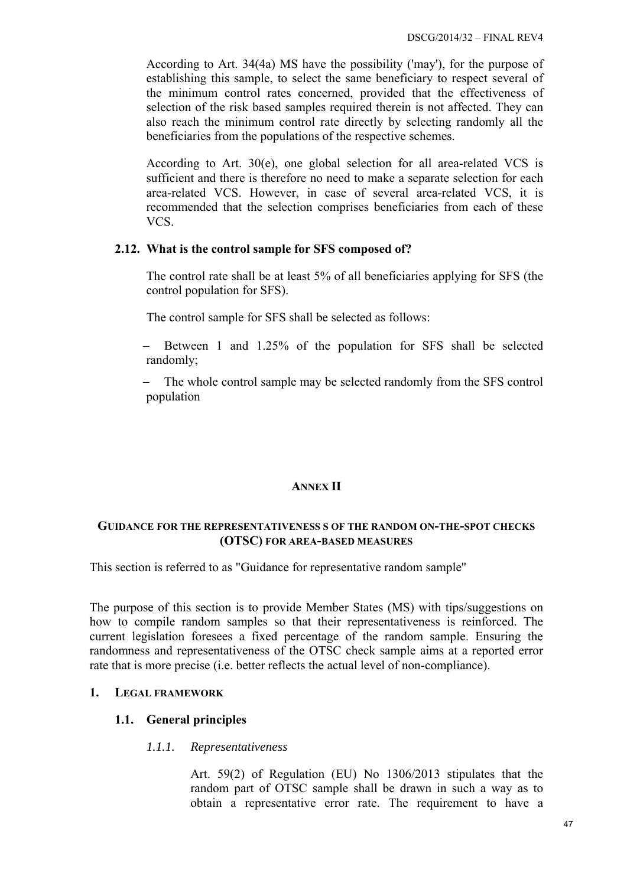According to Art. 34(4a) MS have the possibility ('may'), for the purpose of establishing this sample, to select the same beneficiary to respect several of the minimum control rates concerned, provided that the effectiveness of selection of the risk based samples required therein is not affected. They can also reach the minimum control rate directly by selecting randomly all the beneficiaries from the populations of the respective schemes.

According to Art. 30(e), one global selection for all area-related VCS is sufficient and there is therefore no need to make a separate selection for each area-related VCS. However, in case of several area-related VCS, it is recommended that the selection comprises beneficiaries from each of these VCS.

### 2.12. What is the control sample for SFS composed of?

The control rate shall be at least 5% of all beneficiaries applying for SFS (the control population for SFS).

The control sample for SFS shall be selected as follows:

- Between 1 and 1.25% of the population for SFS shall be selected randomly;
- The whole control sample may be selected randomly from the SFS control population

# ANNEX II

## GUIDANCE FOR THE REPRESENTATIVENESS S OF THE RANDOM ON-THE-SPOT CHECKS (OTSC) FOR AREA-BASED MEASURES

This section is referred to as "Guidance for representative random sample"

The purpose of this section is to provide Member States (MS) with tips/suggestions on how to compile random samples so that their representativeness is reinforced. The current legislation foresees a fixed percentage of the random sample. Ensuring the randomness and representativeness of the OTSC check sample aims at a reported error rate that is more precise (i.e. better reflects the actual level of non-compliance).

## 1. LEGAL FRAMEWORK

### 1.1. General principles

#### *1.1.1. Representativeness*

Art. 59(2) of Regulation (EU) No 1306/2013 stipulates that the random part of OTSC sample shall be drawn in such a way as to obtain a representative error rate. The requirement to have a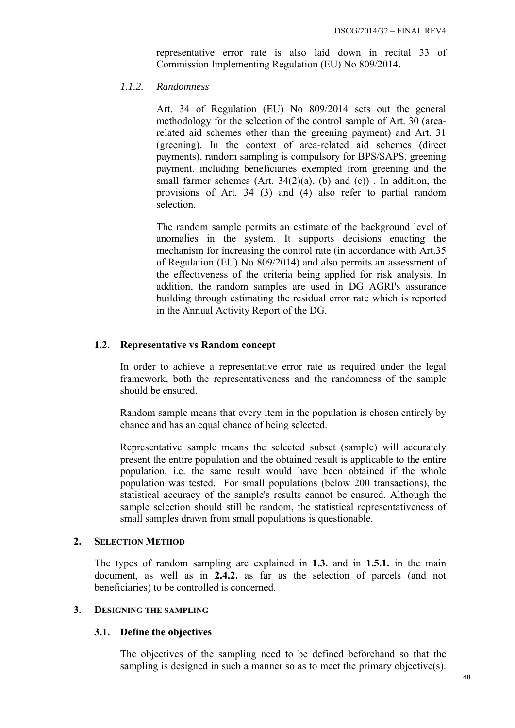representative error rate is also laid down in recital 33 of Commission Implementing Regulation (EU) No 809/2014.

#### *1.1.2. Randomness*

Art. 34 of Regulation (EU) No 809/2014 sets out the general methodology for the selection of the control sample of Art. 30 (area-related aid schemes other than the greening payment) and Art. 31 (greening). In the context of area-related aid schemes (direct payments), random sampling is compulsory for BPS/SAPS, greening payment, including beneficiaries exempted from greening and the small farmer schemes (Art. 34(2)(a), (b) and (c)) . In addition, the provisions of Art. 34 (3) and (4) also refer to partial random selection.

The random sample permits an estimate of the background level of anomalies in the system. It supports decisions enacting the mechanism for increasing the control rate (in accordance with Art.35 of Regulation (EU) No 809/2014) and also permits an assessment of the effectiveness of the criteria being applied for risk analysis. In addition, the random samples are used in DG AGRI's assurance building through estimating the residual error rate which is reported in the Annual Activity Report of the DG.

### 1.2. Representative vs Random concept

In order to achieve a representative error rate as required under the legal framework, both the representativeness and the randomness of the sample should be ensured.

Random sample means that every item in the population is chosen entirely by chance and has an equal chance of being selected.

Representative sample means the selected subset (sample) will accurately present the entire population and the obtained result is applicable to the entire population, i.e. the same result would have been obtained if the whole population was tested. For small populations (below 200 transactions), the statistical accuracy of the sample's results cannot be ensured. Although the sample selection should still be random, the statistical representativeness of small samples drawn from small populations is questionable.

## 2. Selection Method

The types of random sampling are explained in **1.3.** and in **1.5.1.** in the main document, as well as in **2.4.2.** as far as the selection of parcels (and not beneficiaries) to be controlled is concerned.

## 3. Designing the sampling

### 3.1. Define the objectives

The objectives of the sampling need to be defined beforehand so that the sampling is designed in such a manner so as to meet the primary objective(s).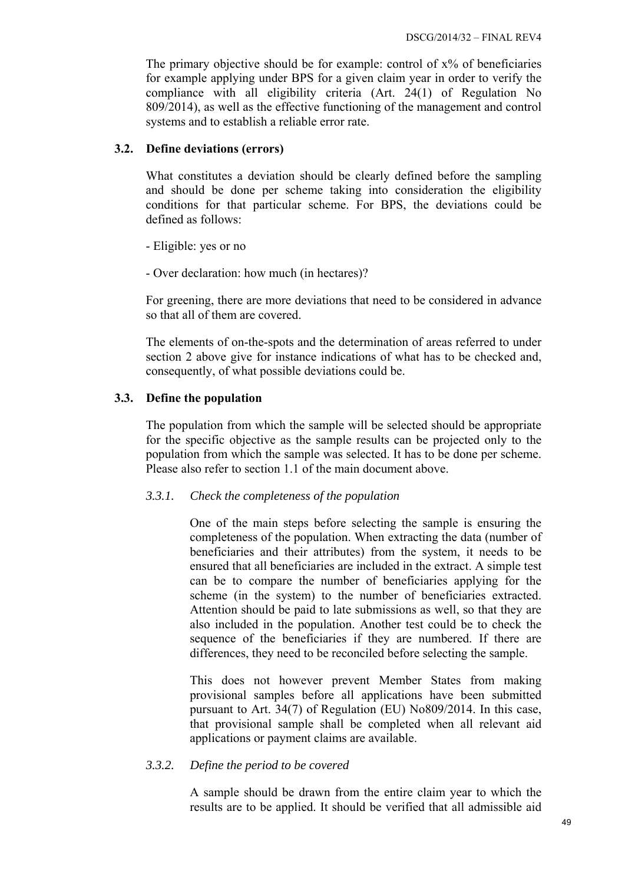The primary objective should be for example: control of x% of beneficiaries for example applying under BPS for a given claim year in order to verify the compliance with all eligibility criteria (Art. 24(1) of Regulation No 809/2014), as well as the effective functioning of the management and control systems and to establish a reliable error rate.

### 3.2. Define deviations (errors)

What constitutes a deviation should be clearly defined before the sampling and should be done per scheme taking into consideration the eligibility conditions for that particular scheme. For BPS, the deviations could be defined as follows:

- Eligible: yes or no

- Over declaration: how much (in hectares)?

For greening, there are more deviations that need to be considered in advance so that all of them are covered.

The elements of on-the-spots and the determination of areas referred to under section 2 above give for instance indications of what has to be checked and, consequently, of what possible deviations could be.

### 3.3. Define the population

The population from which the sample will be selected should be appropriate for the specific objective as the sample results can be projected only to the population from which the sample was selected. It has to be done per scheme. Please also refer to section 1.1 of the main document above.

#### *3.3.1. Check the completeness of the population*

One of the main steps before selecting the sample is ensuring the completeness of the population. When extracting the data (number of beneficiaries and their attributes) from the system, it needs to be ensured that all beneficiaries are included in the extract. A simple test can be to compare the number of beneficiaries applying for the scheme (in the system) to the number of beneficiaries extracted. Attention should be paid to late submissions as well, so that they are also included in the population. Another test could be to check the sequence of the beneficiaries if they are numbered. If there are differences, they need to be reconciled before selecting the sample.

This does not however prevent Member States from making provisional samples before all applications have been submitted pursuant to Art. 34(7) of Regulation (EU) No809/2014. In this case, that provisional sample shall be completed when all relevant aid applications or payment claims are available.

#### *3.3.2. Define the period to be covered*

A sample should be drawn from the entire claim year to which the results are to be applied. It should be verified that all admissible aid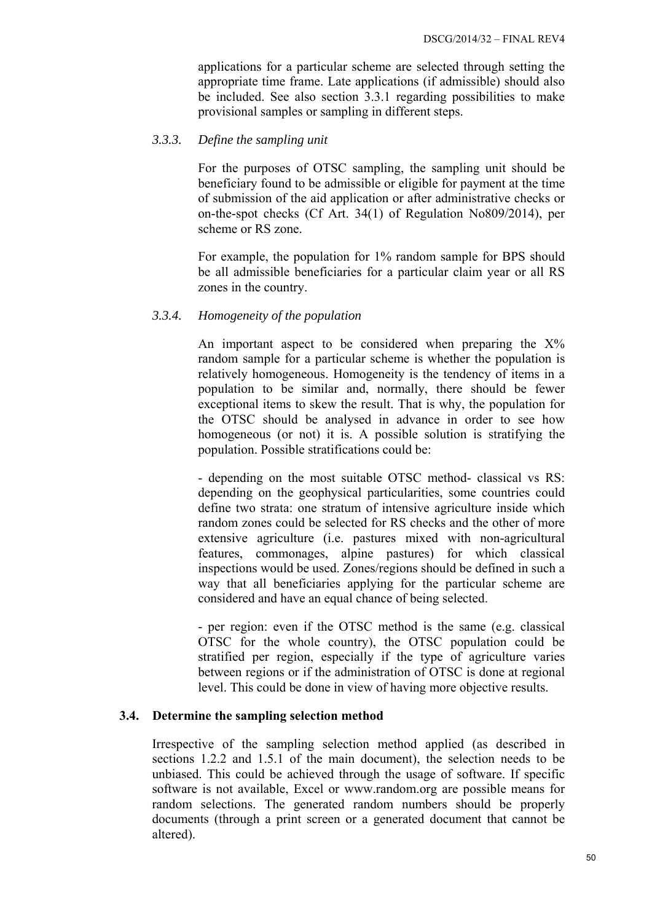applications for a particular scheme are selected through setting the appropriate time frame. Late applications (if admissible) should also be included. See also section 3.3.1 regarding possibilities to make provisional samples or sampling in different steps.

#### *3.3.3. Define the sampling unit*

For the purposes of OTSC sampling, the sampling unit should be beneficiary found to be admissible or eligible for payment at the time of submission of the aid application or after administrative checks or on-the-spot checks (Cf Art. 34(1) of Regulation No809/2014), per scheme or RS zone.

For example, the population for 1% random sample for BPS should be all admissible beneficiaries for a particular claim year or all RS zones in the country.

#### *3.3.4. Homogeneity of the population*

An important aspect to be considered when preparing the X% random sample for a particular scheme is whether the population is relatively homogeneous. Homogeneity is the tendency of items in a population to be similar and, normally, there should be fewer exceptional items to skew the result. That is why, the population for the OTSC should be analysed in advance in order to see how homogeneous (or not) it is. A possible solution is stratifying the population. Possible stratifications could be:

- depending on the most suitable OTSC method- classical vs RS: depending on the geophysical particularities, some countries could define two strata: one stratum of intensive agriculture inside which random zones could be selected for RS checks and the other of more extensive agriculture (i.e. pastures mixed with non-agricultural features, commonages, alpine pastures) for which classical inspections would be used. Zones/regions should be defined in such a way that all beneficiaries applying for the particular scheme are considered and have an equal chance of being selected.

- per region: even if the OTSC method is the same (e.g. classical OTSC for the whole country), the OTSC population could be stratified per region, especially if the type of agriculture varies between regions or if the administration of OTSC is done at regional level. This could be done in view of having more objective results.

### **3.4. Determine the sampling selection method**

Irrespective of the sampling selection method applied (as described in sections 1.2.2 and 1.5.1 of the main document), the selection needs to be unbiased. This could be achieved through the usage of software. If specific software is not available, Excel or www.random.org are possible means for random selections. The generated random numbers should be properly documents (through a print screen or a generated document that cannot be altered).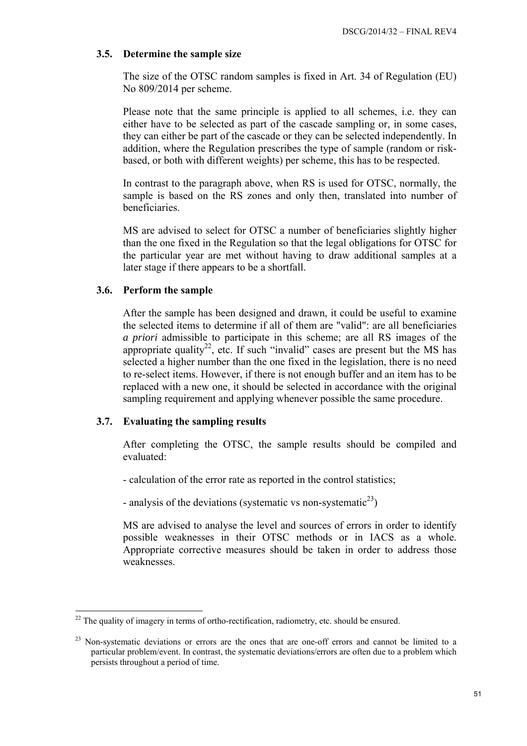### 3.5. Determine the sample size

The size of the OTSC random samples is fixed in Art. 34 of Regulation (EU) No 809/2014 per scheme.

Please note that the same principle is applied to all schemes, i.e. they can either have to be selected as part of the cascade sampling or, in some cases, they can either be part of the cascade or they can be selected independently. In addition, where the Regulation prescribes the type of sample (random or risk-based, or both with different weights) per scheme, this has to be respected.

In contrast to the paragraph above, when RS is used for OTSC, normally, the sample is based on the RS zones and only then, translated into number of beneficiaries.

MS are advised to select for OTSC a number of beneficiaries slightly higher than the one fixed in the Regulation so that the legal obligations for OTSC for the particular year are met without having to draw additional samples at a later stage if there appears to be a shortfall.

### 3.6. Perform the sample

After the sample has been designed and drawn, it could be useful to examine the selected items to determine if all of them are "valid": are all beneficiaries *a priori* admissible to participate in this scheme; are all RS images of the appropriate quality[22], etc. If such "invalid" cases are present but the MS has selected a higher number than the one fixed in the legislation, there is no need to re-select items. However, if there is not enough buffer and an item has to be replaced with a new one, it should be selected in accordance with the original sampling requirement and applying whenever possible the same procedure.

### 3.7. Evaluating the sampling results

After completing the OTSC, the sample results should be compiled and evaluated:

- calculation of the error rate as reported in the control statistics;

- analysis of the deviations (systematic vs non-systematic[23])

MS are advised to analyse the level and sources of errors in order to identify possible weaknesses in their OTSC methods or in IACS as a whole. Appropriate corrective measures should be taken in order to address those weaknesses.

---

[22] The quality of imagery in terms of ortho-rectification, radiometry, etc. should be ensured.

[23] Non-systematic deviations or errors are the ones that are one-off errors and cannot be limited to a particular problem/event. In contrast, the systematic deviations/errors are often due to a problem which persists throughout a period of time.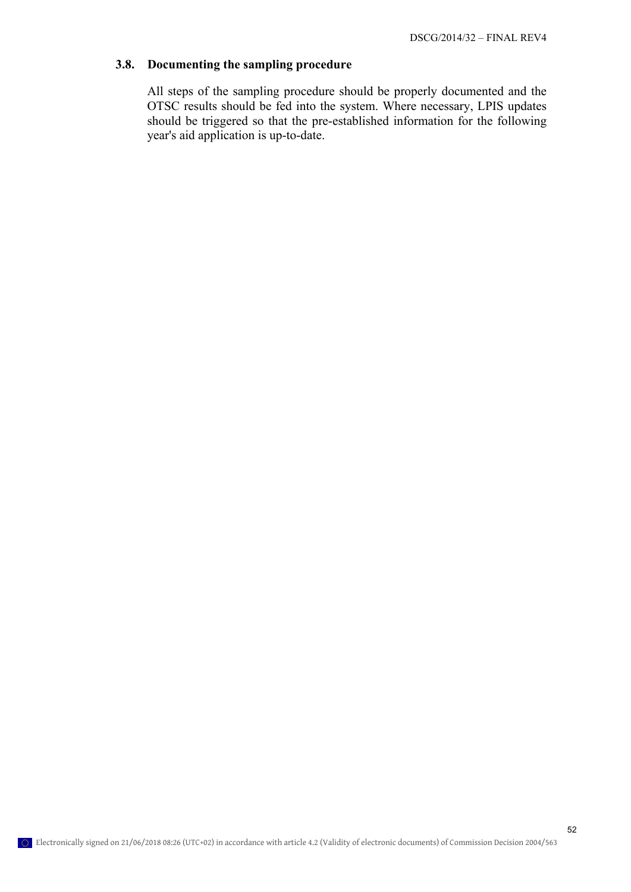### 3.8. Documenting the sampling procedure

All steps of the sampling procedure should be properly documented and the OTSC results should be fed into the system. Where necessary, LPIS updates should be triggered so that the pre-established information for the following year's aid application is up-to-date.